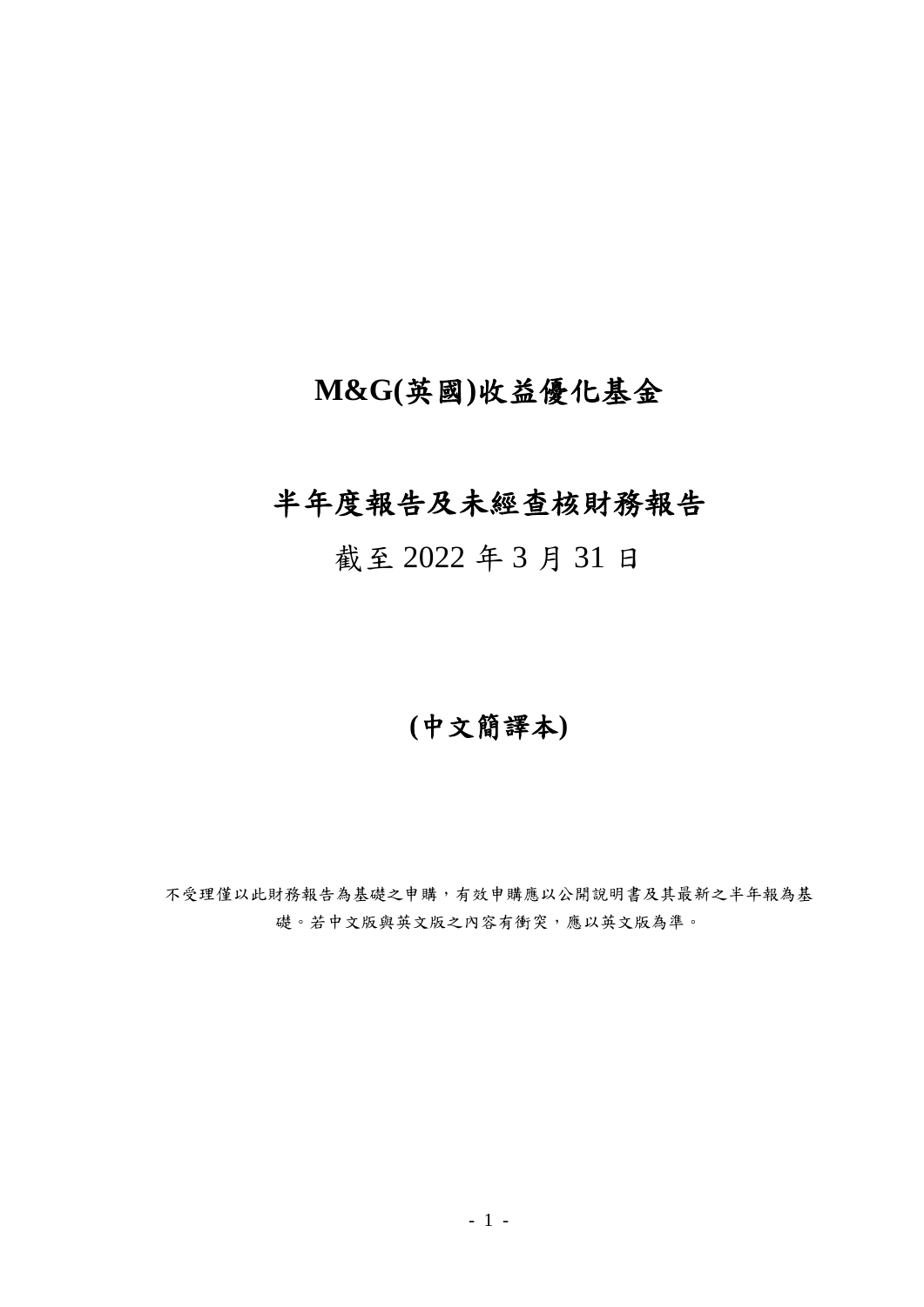# M&G(英國)收益優化基金

# 半年度報告及未經查核財務報告

截至 2022 年 3 月 31 日

**(中文簡譯本)**

不受理僅以此財務報告為基礎之申購，有效申購應以公開說明書及其最新之半年報為基礎。若中文版與英文版之內容有衝突，應以英文版為準。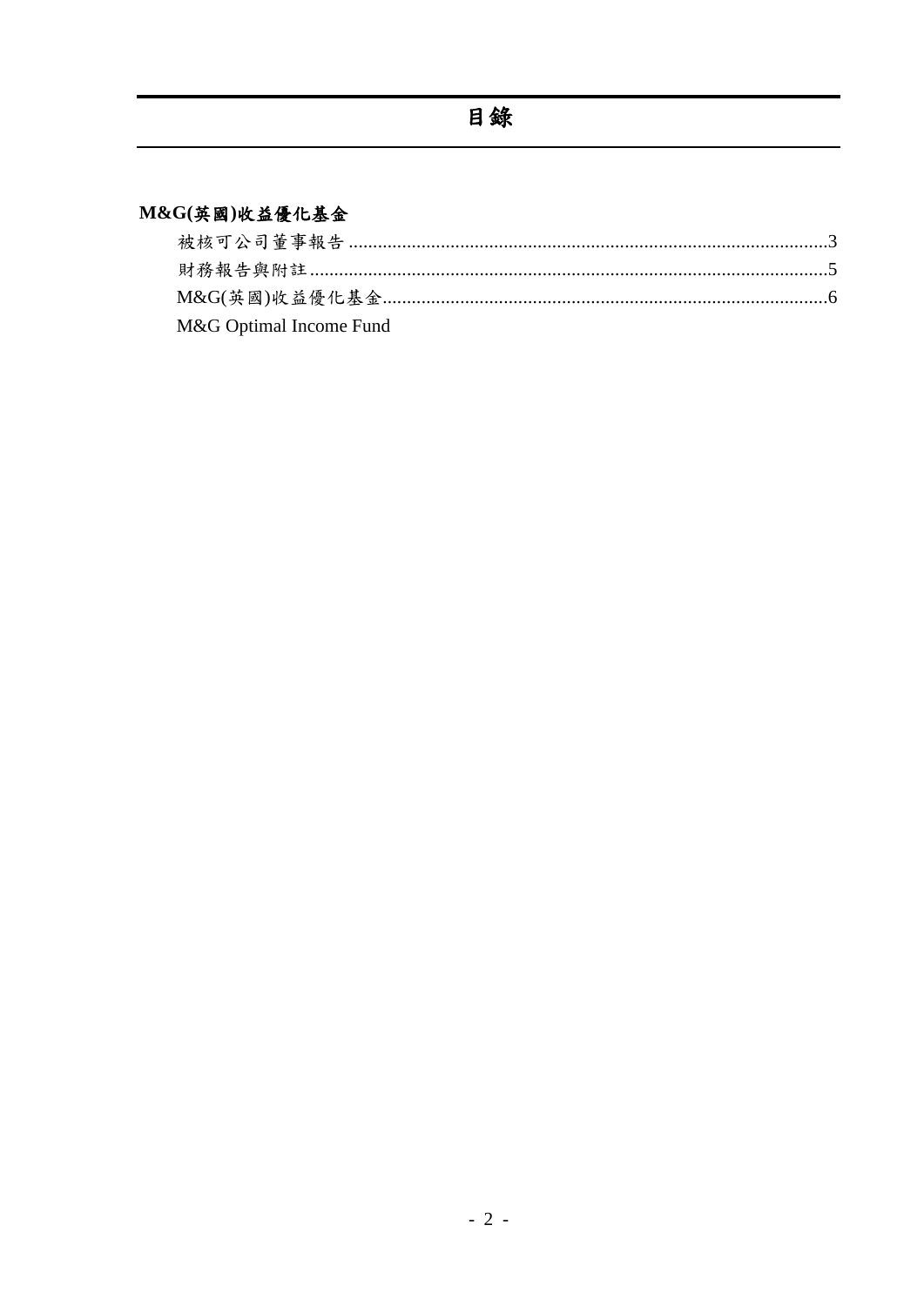# 目錄

**M&G(英國)收益優化基金**

- 被核可公司董事報告 .......... 3
- 財務報告與附註 .......... 5
- M&G(英國)收益優化基金 .......... 6
- M&G Optimal Income Fund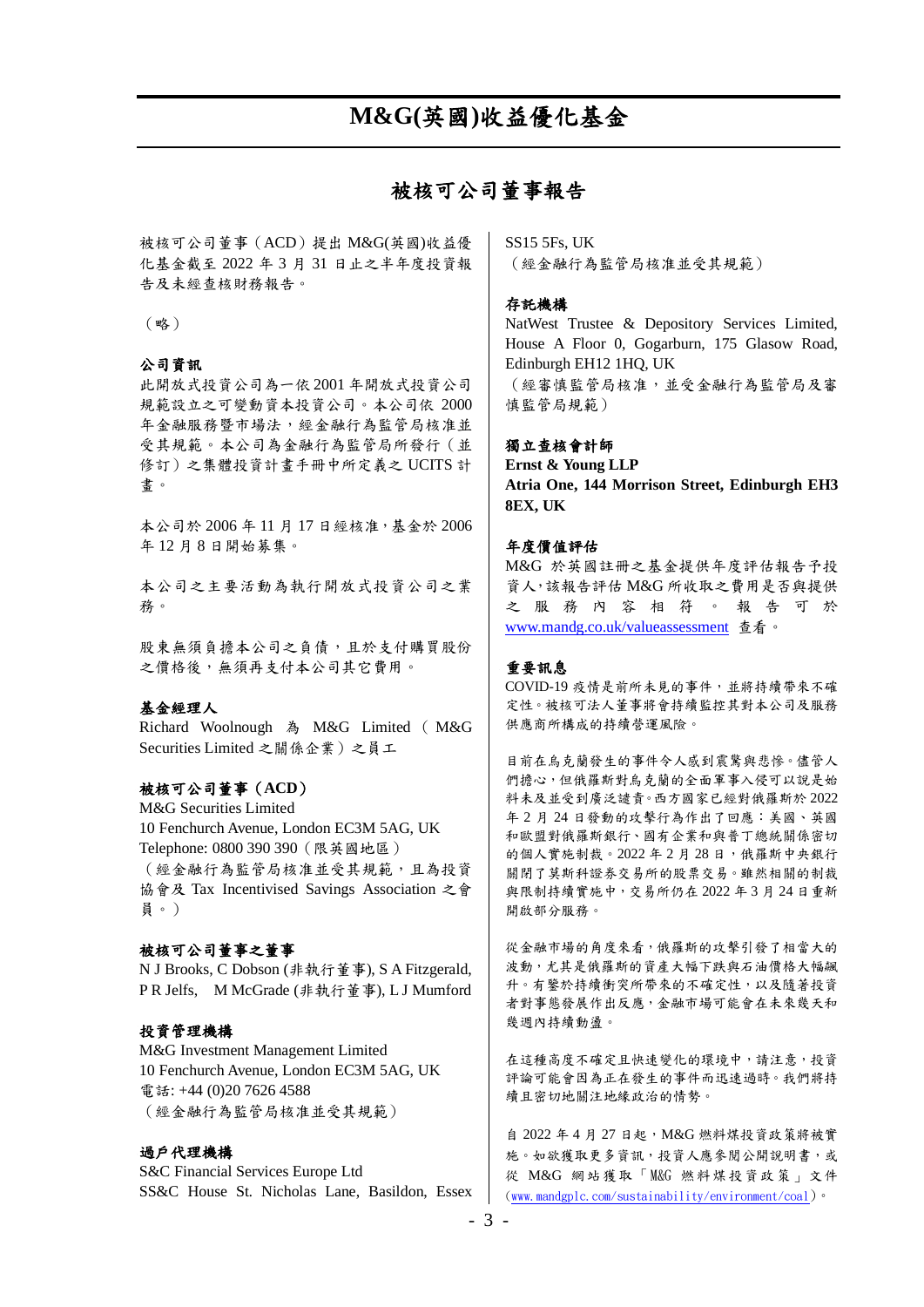# M&G(英國)收益優化基金

## 被核可公司董事報告

被核可公司董事（ACD）提出 M&G(英國)收益優化基金截至 2022 年 3 月 31 日止之半年度投資報告及未經查核財務報告。

（略）

### 公司資訊

此開放式投資公司為一依 2001 年開放式投資公司規範設立之可變動資本投資公司。本公司依 2000 年金融服務暨市場法，經金融行為監管局核准並受其規範。本公司為金融行為監管局所發行（並修訂）之集體投資計畫手冊中所定義之 UCITS 計畫。

本公司於 2006 年 11 月 17 日經核准，基金於 2006 年 12 月 8 日開始募集。

本公司之主要活動為執行開放式投資公司之業務。

股東無須負擔本公司之負債，且於支付購買股份之價格後，無須再支付本公司其它費用。

### 基金經理人

Richard Woolnough 為 M&G Limited（M&G Securities Limited 之關係企業）之員工

### 被核可公司董事（ACD）

M&G Securities Limited
10 Fenchurch Avenue, London EC3M 5AG, UK
Telephone: 0800 390 390（限英國地區）
（經金融行為監管局核准並受其規範，且為投資協會及 Tax Incentivised Savings Association 之會員。）

### 被核可公司董事之董事

N J Brooks, C Dobson (非執行董事), S A Fitzgerald, P R Jelfs, M McGrade (非執行董事), L J Mumford

### 投資管理機構

M&G Investment Management Limited
10 Fenchurch Avenue, London EC3M 5AG, UK
電話: +44 (0)20 7626 4588
（經金融行為監管局核准並受其規範）

### 過戶代理機構

S&C Financial Services Europe Ltd
SS&C House St. Nicholas Lane, Basildon, Essex SS15 5Fs, UK
（經金融行為監管局核准並受其規範）

### 存託機構

NatWest Trustee & Depository Services Limited, House A Floor 0, Gogarburn, 175 Glasow Road, Edinburgh EH12 1HQ, UK
（經審慎監管局核准，並受金融行為監管局及審慎監管局規範）

### 獨立查核會計師

**Ernst & Young LLP**
**Atria One, 144 Morrison Street, Edinburgh EH3 8EX, UK**

### 年度價值評估

M&G 於英國註冊之基金提供年度評估報告予投資人，該報告評估 M&G 所收取之費用是否與提供之服務內容相符。報告可於 www.mandg.co.uk/valueassessment 查看。

### 重要訊息

COVID-19 疫情是前所未見的事件，並將持續帶來不確定性。被核可法人董事將會持續監控其對本公司及服務供應商所構成的持續營運風險。

目前在烏克蘭發生的事件令人感到震驚與悲慘。儘管人們擔心，但俄羅斯對烏克蘭的全面軍事入侵可以說是始料未及並受到廣泛譴責。西方國家已經對俄羅斯於 2022 年 2 月 24 日發動的攻擊行為作出了回應：美國、英國和歐盟對俄羅斯銀行、國有企業和與普丁總統關係密切的個人實施制裁。2022 年 2 月 28 日，俄羅斯中央銀行關閉了莫斯科證券交易所的股票交易。雖然相關的制裁與限制持續實施中，交易所仍在 2022 年 3 月 24 日重新開啟部分服務。

從金融市場的角度來看，俄羅斯的攻擊引發了相當大的波動，尤其是俄羅斯的資產大幅下跌與石油價格大幅飆升。有鑒於持續衝突所帶來的不確定性，以及隨著投資者對事態發展作出反應，金融市場可能會在未來幾天和幾週內持續動盪。

在這種高度不確定且快速變化的環境中，請注意，投資評論可能會因為正在發生的事件而迅速過時。我們將持續且密切地關注地緣政治的情勢。

自 2022 年 4 月 27 日起，M&G 燃料煤投資政策將被實施。如欲獲取更多資訊，投資人應參閱公開說明書，或從 M&G 網站獲取「M&G 燃料煤投資政策」文件 (www.mandgplc.com/sustainability/environment/coal)。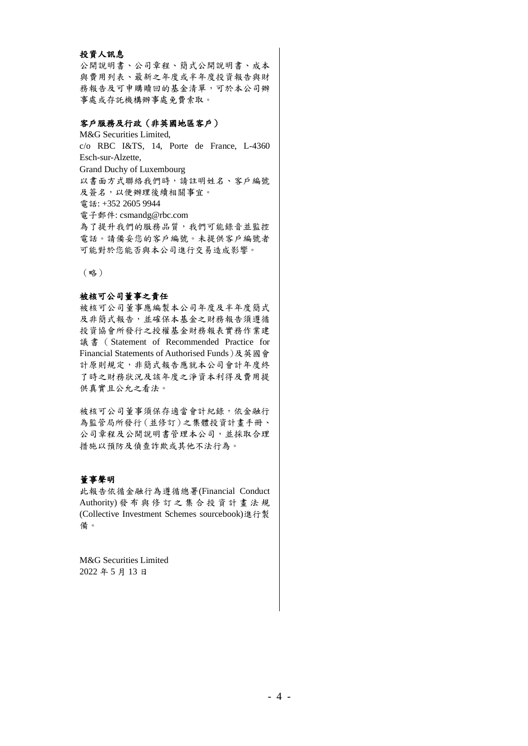**投資人訊息**

公開說明書、公司章程、簡式公開說明書、成本與費用列表、最新之年度或半年度投資報告與財務報告及可申購贖回的基金清單，可於本公司辦事處或存託機構辦事處免費索取。

**客戶服務及行政（非英國地區客戶）**

M&G Securities Limited,
c/o RBC I&TS, 14, Porte de France, L-4360 Esch-sur-Alzette,
Grand Duchy of Luxembourg
以書面方式聯絡我們時，請註明姓名、客戶編號及簽名，以便辦理後續相關事宜。
電話: +352 2605 9944
電子郵件: csmandg@rbc.com
為了提升我們的服務品質，我們可能錄音並監控電話。請備妥您的客戶編號。未提供客戶編號者可能對於您能否與本公司進行交易造成影響。

（略）

**被核可公司董事之責任**

被核可公司董事應編製本公司年度及半年度簡式及非簡式報告，並確保本基金之財務報告須遵循投資協會所發行之授權基金財務報表實務作業建議書（Statement of Recommended Practice for Financial Statements of Authorised Funds）及英國會計原則規定，非簡式報告應就本公司會計年度終了時之財務狀況及該年度之淨資本利得及費用提供真實且公允之看法。

被核可公司董事須保存適當會計紀錄，依金融行為監管局所發行（並修訂）之集體投資計畫手冊、公司章程及公開說明書管理本公司，並採取合理措施以預防及偵查詐欺或其他不法行為。

**董事聲明**

此報告依循金融行為遵循總署(Financial Conduct Authority)發布與修訂之集合投資計畫法規(Collective Investment Schemes sourcebook)進行製備。

M&G Securities Limited
2022 年 5 月 13 日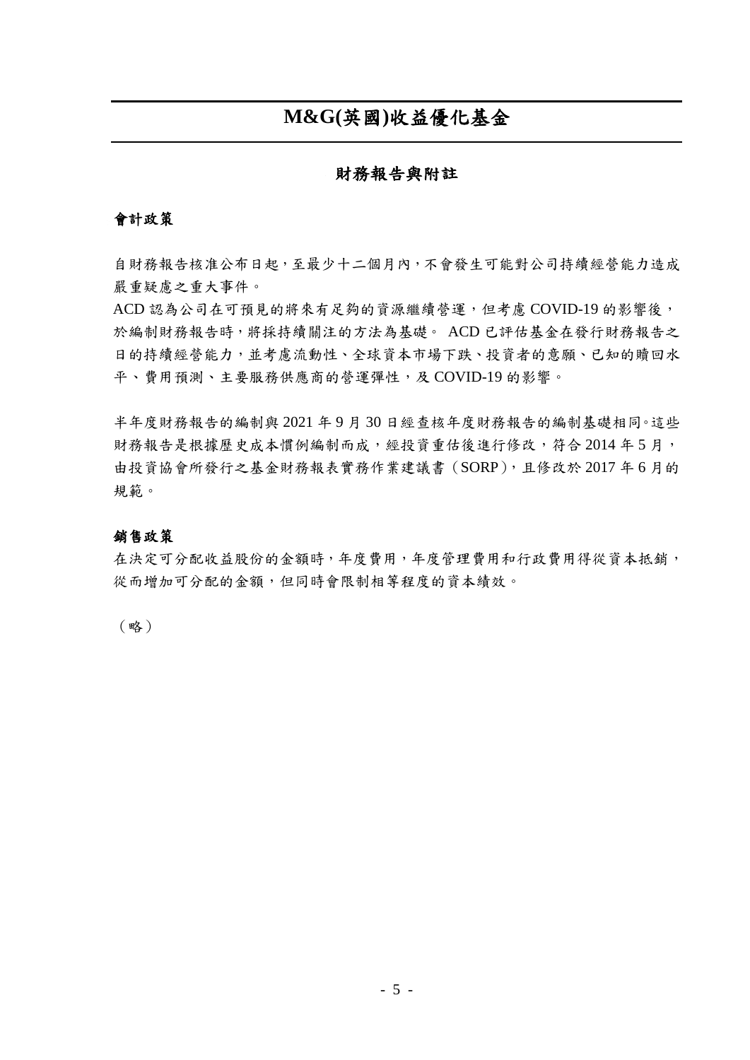# M&G(英國)收益優化基金

## 財務報告與附註

### 會計政策

自財務報告核准公布日起，至最少十二個月內，不會發生可能對公司持續經營能力造成嚴重疑慮之重大事件。

ACD 認為公司在可預見的將來有足夠的資源繼續營運，但考慮 COVID-19 的影響後，於編制財務報告時，將採持續關注的方法為基礎。 ACD 已評估基金在發行財務報告之日的持續經營能力，並考慮流動性、全球資本市場下跌、投資者的意願、已知的贖回水平、費用預測、主要服務供應商的營運彈性，及 COVID-19 的影響。

半年度財務報告的編制與 2021 年 9 月 30 日經查核年度財務報告的編制基礎相同。這些財務報告是根據歷史成本慣例編制而成，經投資重估後進行修改，符合 2014 年 5 月，由投資協會所發行之基金財務報表實務作業建議書（SORP），且修改於 2017 年 6 月的規範。

### 銷售政策

在決定可分配收益股份的金額時，年度費用，年度管理費用和行政費用得從資本抵銷，從而增加可分配的金額，但同時會限制相等程度的資本績效。

（略）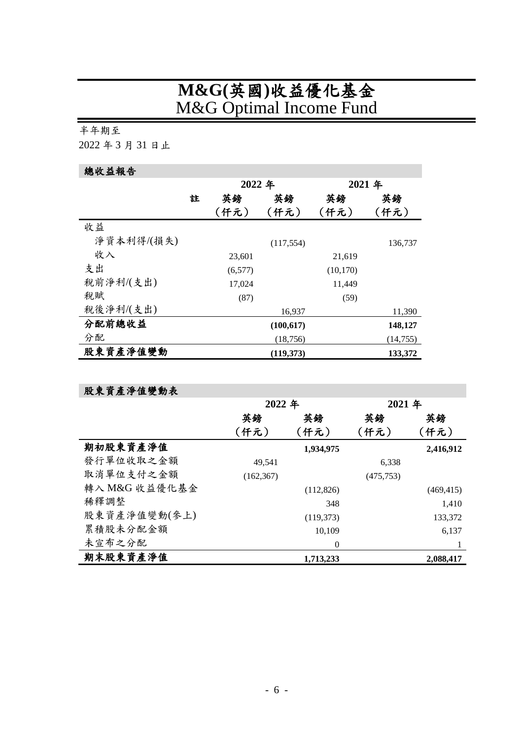# M&G(英國)收益優化基金
# M&G Optimal Income Fund

半年期至
2022 年 3 月 31 日止

## 總收益報告

| | 註 | 2022 年 | | 2021 年 | |
|---|---|---|---|---|---|
| | | 英鎊（仟元） | 英鎊（仟元） | 英鎊（仟元） | 英鎊（仟元） |
| 收益 | | | | | |
| 淨資本利得/(損失) | | | (117,554) | | 136,737 |
| 收入 | | 23,601 | | 21,619 | |
| 支出 | | (6,577) | | (10,170) | |
| 稅前淨利/(支出) | | 17,024 | | 11,449 | |
| 稅賦 | | (87) | | (59) | |
| 稅後淨利/(支出) | | | 16,937 | | 11,390 |
| **分配前總收益** | | | **(100,617)** | | **148,127** |
| 分配 | | | (18,756) | | (14,755) |
| **股東資產淨值變動** | | | **(119,373)** | | **133,372** |

## 股東資產淨值變動表

| | 2022 年 | | 2021 年 | |
|---|---|---|---|---|
| | 英鎊（仟元） | 英鎊（仟元） | 英鎊（仟元） | 英鎊（仟元） |
| **期初股東資產淨值** | | **1,934,975** | | **2,416,912** |
| 發行單位收取之金額 | 49,541 | | 6,338 | |
| 取消單位支付之金額 | (162,367) | | (475,753) | |
| 轉入 M&G 收益優化基金 | | (112,826) | | (469,415) |
| 稀釋調整 | | 348 | | 1,410 |
| 股東資產淨值變動(參上) | | (119,373) | | 133,372 |
| 累積股未分配金額 | | 10,109 | | 6,137 |
| 未宣布之分配 | | 0 | | 1 |
| **期末股東資產淨值** | | **1,713,233** | | **2,088,417** |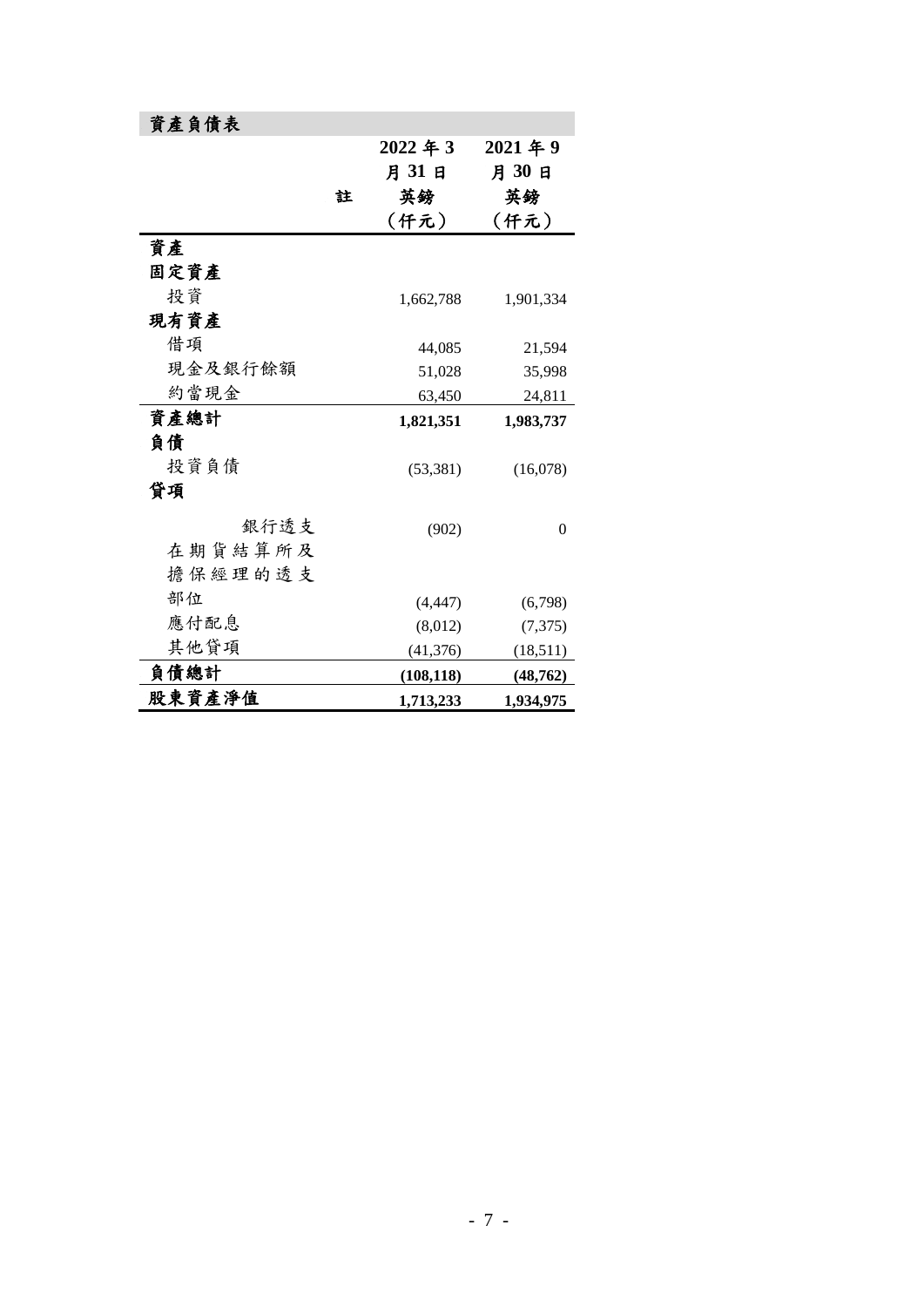## 資產負債表

| | 註 | 2022 年 3 月 31 日 英鎊 （仟元） | 2021 年 9 月 30 日 英鎊 （仟元） |
|---|---|---|---|
| **資產** | | | |
| **固定資產** | | | |
| 投資 | | 1,662,788 | 1,901,334 |
| **現有資產** | | | |
| 借項 | | 44,085 | 21,594 |
| 現金及銀行餘額 | | 51,028 | 35,998 |
| 約當現金 | | 63,450 | 24,811 |
| **資產總計** | | **1,821,351** | **1,983,737** |
| **負債** | | | |
| 投資負債 | | (53,381) | (16,078) |
| **貸項** | | | |
| 銀行透支 | | (902) | 0 |
| 在期貨結算所及擔保經理的透支部位 | | (4,447) | (6,798) |
| 應付配息 | | (8,012) | (7,375) |
| 其他貸項 | | (41,376) | (18,511) |
| **負債總計** | | **(108,118)** | **(48,762)** |
| **股東資產淨值** | | **1,713,233** | **1,934,975** |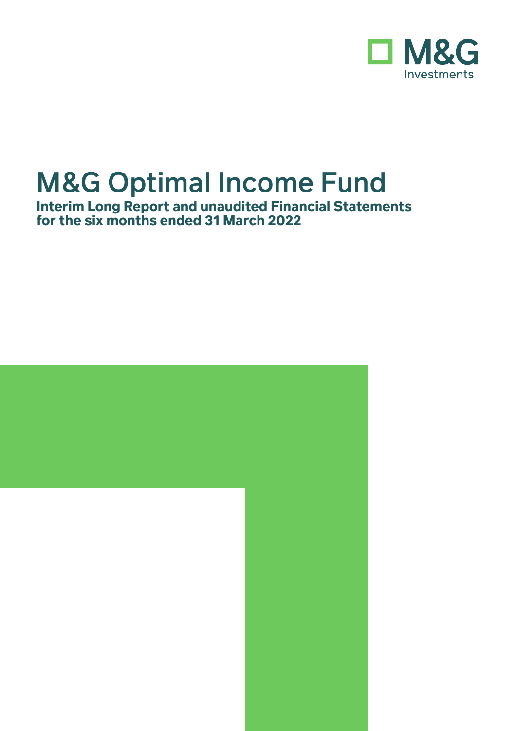M&G Investments

# M&G Optimal Income Fund

**Interim Long Report and unaudited Financial Statements for the six months ended 31 March 2022**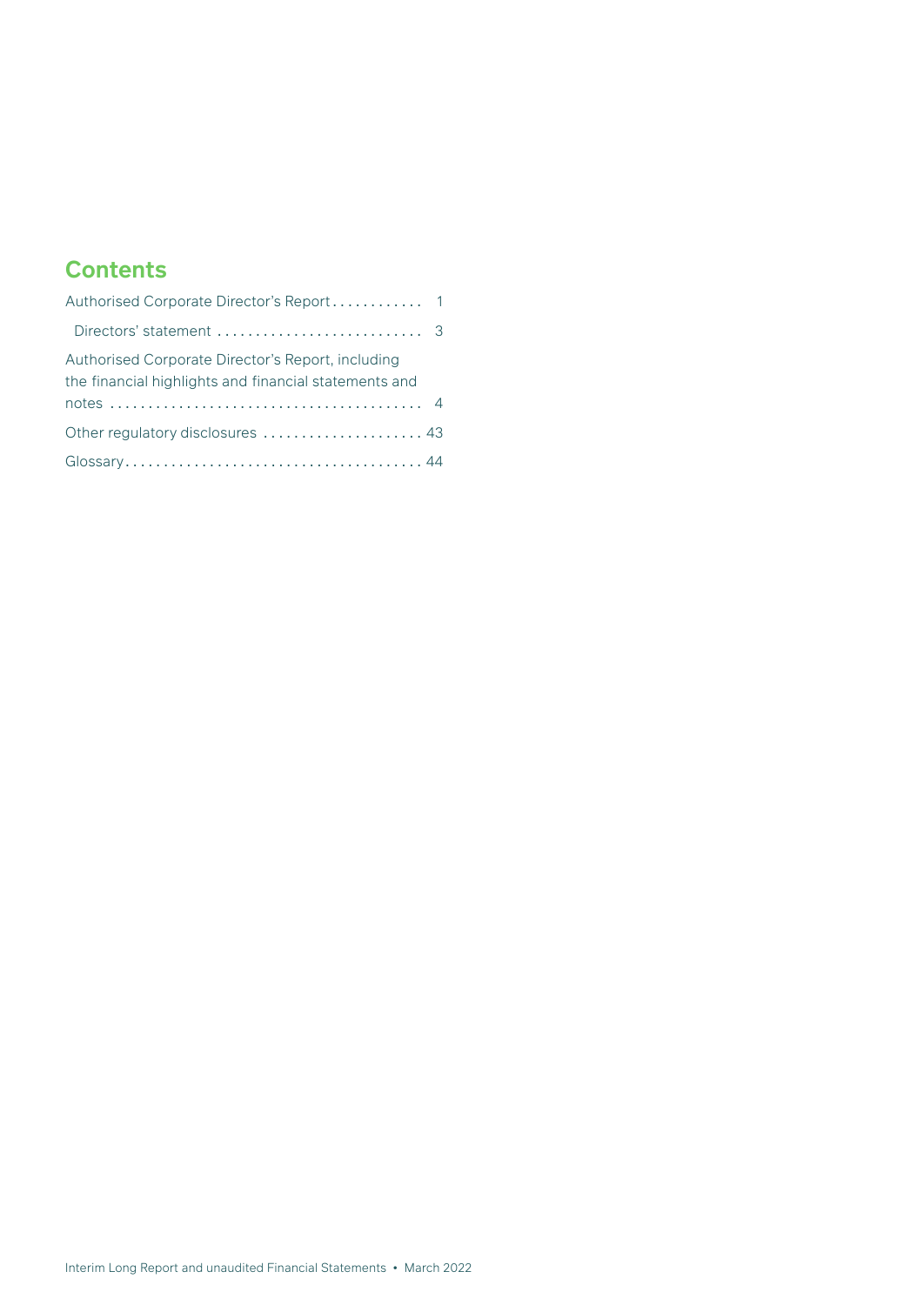## Contents

Authorised Corporate Director's Report . . . . . . . . . . . . 1

Directors' statement . . . . . . . . . . . . . . . . . . . . . . . . . . . 3

Authorised Corporate Director's Report, including the financial highlights and financial statements and notes . . . . . . . . . . . . . . . . . . . . . . . . . . . . . . . . . . . . . . . . . 4

Other regulatory disclosures . . . . . . . . . . . . . . . . . . . . . 43

Glossary . . . . . . . . . . . . . . . . . . . . . . . . . . . . . . . . . . . . . . . 44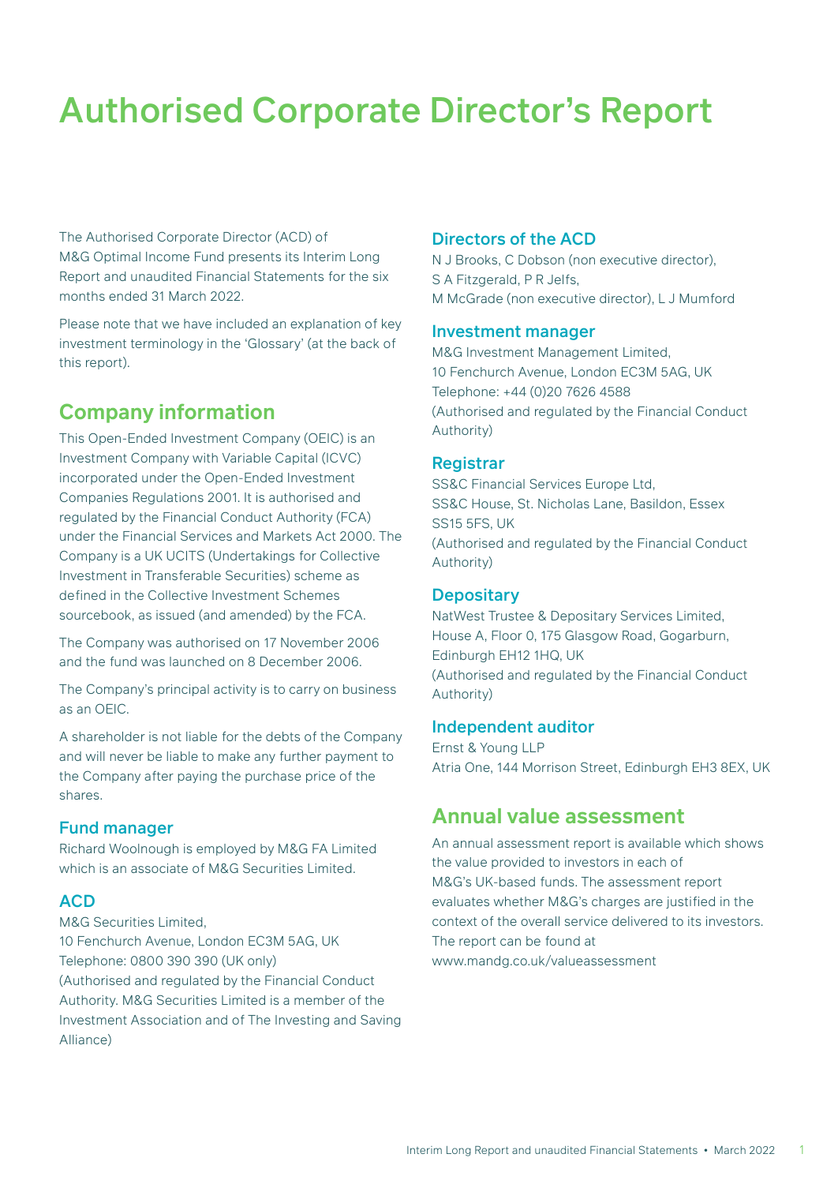# Authorised Corporate Director's Report

The Authorised Corporate Director (ACD) of M&G Optimal Income Fund presents its Interim Long Report and unaudited Financial Statements for the six months ended 31 March 2022.

Please note that we have included an explanation of key investment terminology in the 'Glossary' (at the back of this report).

## Company information

This Open-Ended Investment Company (OEIC) is an Investment Company with Variable Capital (ICVC) incorporated under the Open-Ended Investment Companies Regulations 2001. It is authorised and regulated by the Financial Conduct Authority (FCA) under the Financial Services and Markets Act 2000. The Company is a UK UCITS (Undertakings for Collective Investment in Transferable Securities) scheme as defined in the Collective Investment Schemes sourcebook, as issued (and amended) by the FCA.

The Company was authorised on 17 November 2006 and the fund was launched on 8 December 2006.

The Company's principal activity is to carry on business as an OEIC.

A shareholder is not liable for the debts of the Company and will never be liable to make any further payment to the Company after paying the purchase price of the shares.

### Fund manager

Richard Woolnough is employed by M&G FA Limited which is an associate of M&G Securities Limited.

### ACD

M&G Securities Limited,
10 Fenchurch Avenue, London EC3M 5AG, UK
Telephone: 0800 390 390 (UK only)
(Authorised and regulated by the Financial Conduct Authority. M&G Securities Limited is a member of the Investment Association and of The Investing and Saving Alliance)

### Directors of the ACD

N J Brooks, C Dobson (non executive director), S A Fitzgerald, P R Jelfs, M McGrade (non executive director), L J Mumford

### Investment manager

M&G Investment Management Limited,
10 Fenchurch Avenue, London EC3M 5AG, UK
Telephone: +44 (0)20 7626 4588
(Authorised and regulated by the Financial Conduct Authority)

### Registrar

SS&C Financial Services Europe Ltd,
SS&C House, St. Nicholas Lane, Basildon, Essex SS15 5FS, UK
(Authorised and regulated by the Financial Conduct Authority)

### Depositary

NatWest Trustee & Depositary Services Limited,
House A, Floor 0, 175 Glasgow Road, Gogarburn, Edinburgh EH12 1HQ, UK
(Authorised and regulated by the Financial Conduct Authority)

### Independent auditor

Ernst & Young LLP
Atria One, 144 Morrison Street, Edinburgh EH3 8EX, UK

## Annual value assessment

An annual assessment report is available which shows the value provided to investors in each of M&G's UK-based funds. The assessment report evaluates whether M&G's charges are justified in the context of the overall service delivered to its investors. The report can be found at www.mandg.co.uk/valueassessment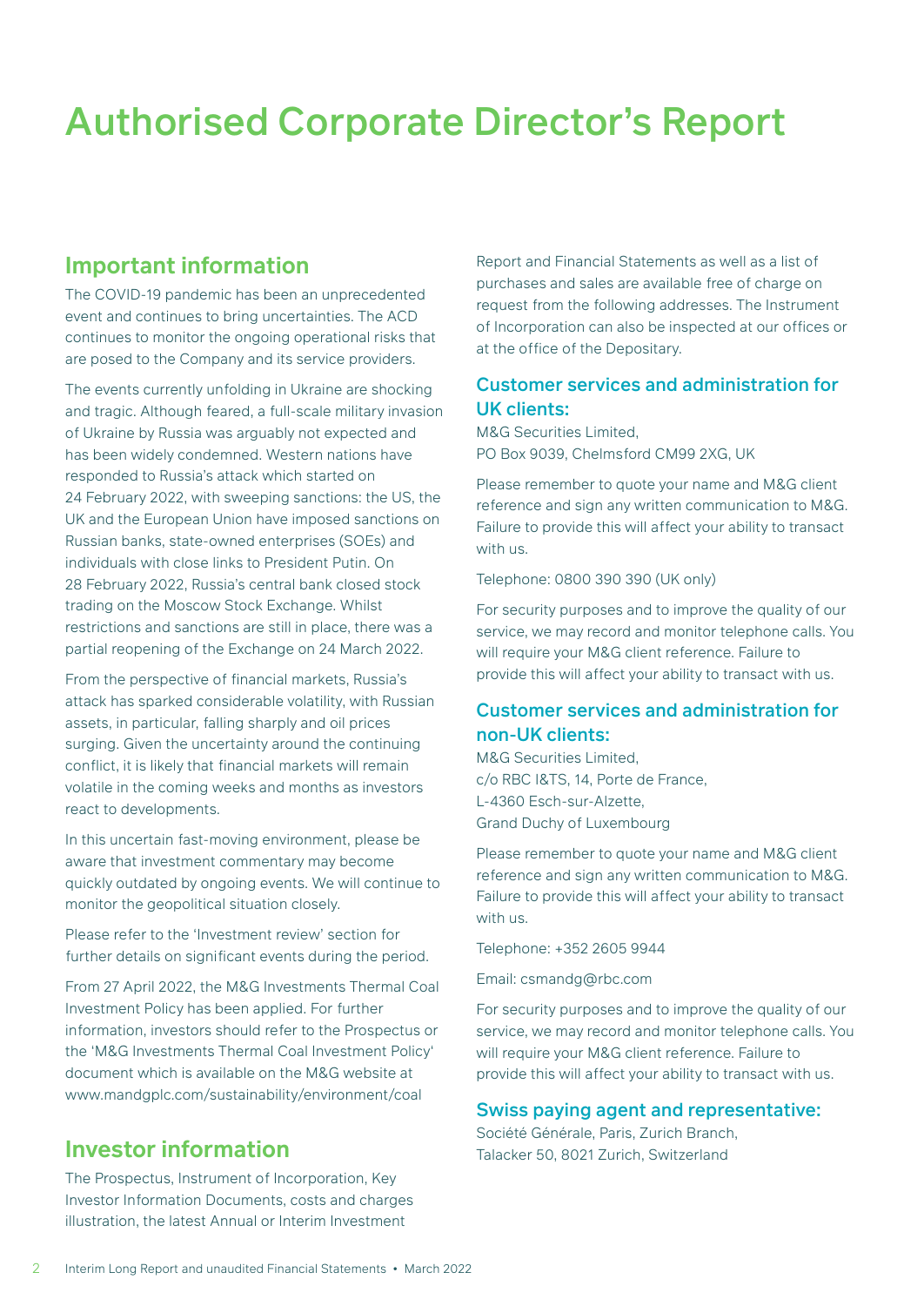# Authorised Corporate Director's Report

## Important information

The COVID-19 pandemic has been an unprecedented event and continues to bring uncertainties. The ACD continues to monitor the ongoing operational risks that are posed to the Company and its service providers.

The events currently unfolding in Ukraine are shocking and tragic. Although feared, a full-scale military invasion of Ukraine by Russia was arguably not expected and has been widely condemned. Western nations have responded to Russia's attack which started on 24 February 2022, with sweeping sanctions: the US, the UK and the European Union have imposed sanctions on Russian banks, state-owned enterprises (SOEs) and individuals with close links to President Putin. On 28 February 2022, Russia's central bank closed stock trading on the Moscow Stock Exchange. Whilst restrictions and sanctions are still in place, there was a partial reopening of the Exchange on 24 March 2022.

From the perspective of financial markets, Russia's attack has sparked considerable volatility, with Russian assets, in particular, falling sharply and oil prices surging. Given the uncertainty around the continuing conflict, it is likely that financial markets will remain volatile in the coming weeks and months as investors react to developments.

In this uncertain fast-moving environment, please be aware that investment commentary may become quickly outdated by ongoing events. We will continue to monitor the geopolitical situation closely.

Please refer to the 'Investment review' section for further details on significant events during the period.

From 27 April 2022, the M&G Investments Thermal Coal Investment Policy has been applied. For further information, investors should refer to the Prospectus or the 'M&G Investments Thermal Coal Investment Policy' document which is available on the M&G website at www.mandgplc.com/sustainability/environment/coal

## Investor information

The Prospectus, Instrument of Incorporation, Key Investor Information Documents, costs and charges illustration, the latest Annual or Interim Investment Report and Financial Statements as well as a list of purchases and sales are available free of charge on request from the following addresses. The Instrument of Incorporation can also be inspected at our offices or at the office of the Depositary.

### Customer services and administration for UK clients:

M&G Securities Limited,
PO Box 9039, Chelmsford CM99 2XG, UK

Please remember to quote your name and M&G client reference and sign any written communication to M&G. Failure to provide this will affect your ability to transact with us.

Telephone: 0800 390 390 (UK only)

For security purposes and to improve the quality of our service, we may record and monitor telephone calls. You will require your M&G client reference. Failure to provide this will affect your ability to transact with us.

### Customer services and administration for non-UK clients:

M&G Securities Limited,
c/o RBC I&TS, 14, Porte de France,
L-4360 Esch-sur-Alzette,
Grand Duchy of Luxembourg

Please remember to quote your name and M&G client reference and sign any written communication to M&G. Failure to provide this will affect your ability to transact with us.

Telephone: +352 2605 9944

Email: csmandg@rbc.com

For security purposes and to improve the quality of our service, we may record and monitor telephone calls. You will require your M&G client reference. Failure to provide this will affect your ability to transact with us.

### Swiss paying agent and representative:

Société Générale, Paris, Zurich Branch,
Talacker 50, 8021 Zurich, Switzerland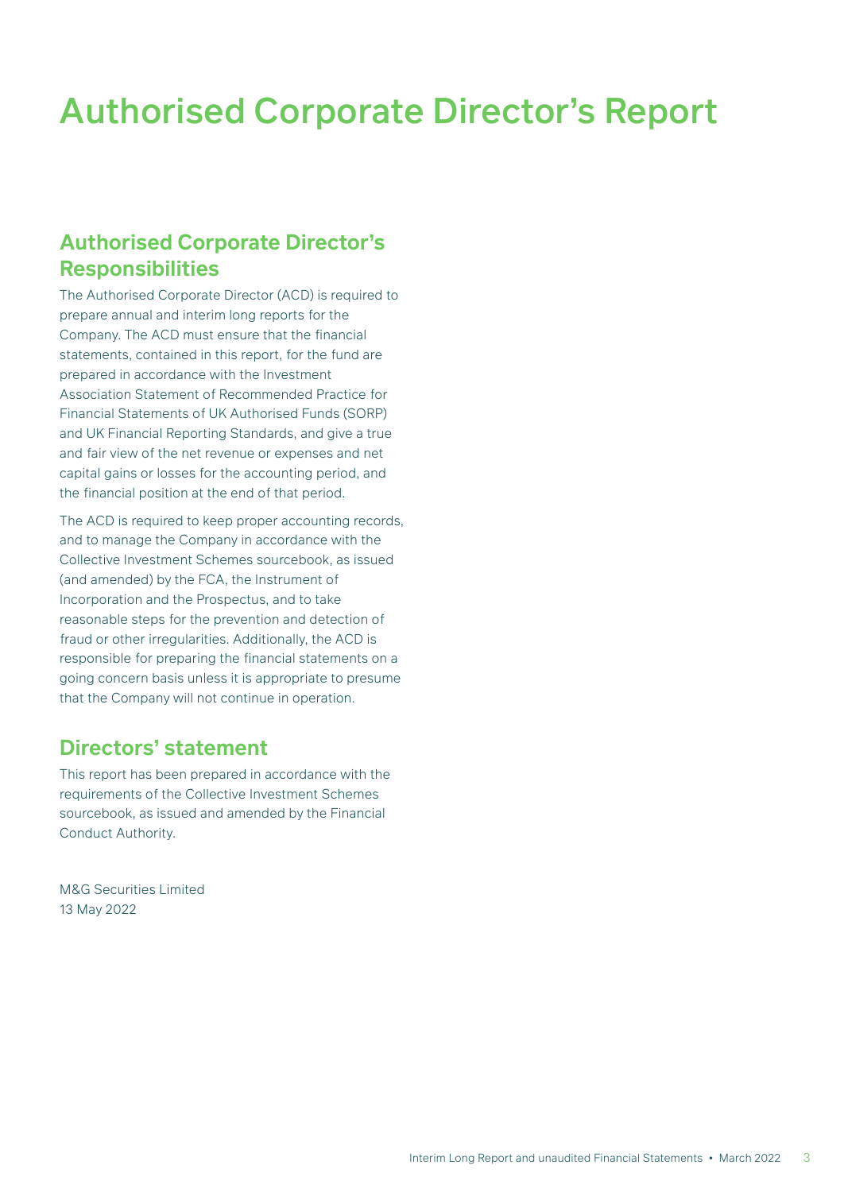# Authorised Corporate Director's Report

## Authorised Corporate Director's Responsibilities

The Authorised Corporate Director (ACD) is required to prepare annual and interim long reports for the Company. The ACD must ensure that the financial statements, contained in this report, for the fund are prepared in accordance with the Investment Association Statement of Recommended Practice for Financial Statements of UK Authorised Funds (SORP) and UK Financial Reporting Standards, and give a true and fair view of the net revenue or expenses and net capital gains or losses for the accounting period, and the financial position at the end of that period.

The ACD is required to keep proper accounting records, and to manage the Company in accordance with the Collective Investment Schemes sourcebook, as issued (and amended) by the FCA, the Instrument of Incorporation and the Prospectus, and to take reasonable steps for the prevention and detection of fraud or other irregularities. Additionally, the ACD is responsible for preparing the financial statements on a going concern basis unless it is appropriate to presume that the Company will not continue in operation.

## Directors' statement

This report has been prepared in accordance with the requirements of the Collective Investment Schemes sourcebook, as issued and amended by the Financial Conduct Authority.

M&G Securities Limited
13 May 2022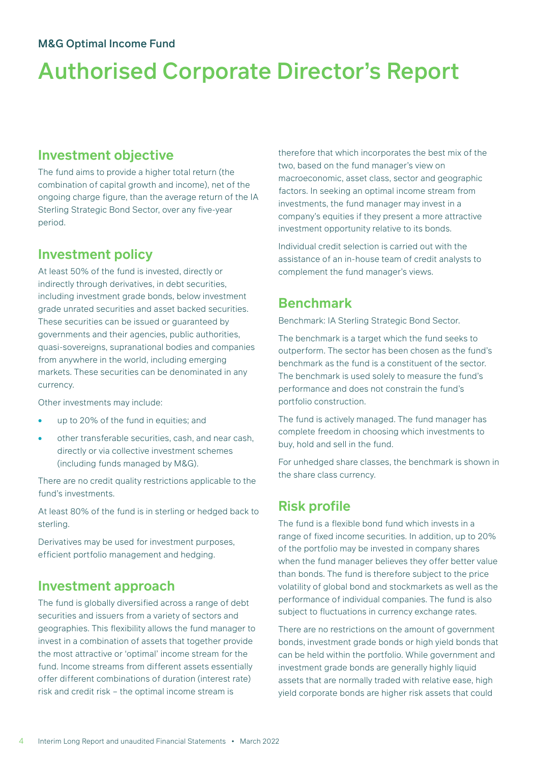M&G Optimal Income Fund

# Authorised Corporate Director's Report

## Investment objective

The fund aims to provide a higher total return (the combination of capital growth and income), net of the ongoing charge figure, than the average return of the IA Sterling Strategic Bond Sector, over any five-year period.

## Investment policy

At least 50% of the fund is invested, directly or indirectly through derivatives, in debt securities, including investment grade bonds, below investment grade unrated securities and asset backed securities. These securities can be issued or guaranteed by governments and their agencies, public authorities, quasi-sovereigns, supranational bodies and companies from anywhere in the world, including emerging markets. These securities can be denominated in any currency.

Other investments may include:

- up to 20% of the fund in equities; and
- other transferable securities, cash, and near cash, directly or via collective investment schemes (including funds managed by M&G).

There are no credit quality restrictions applicable to the fund's investments.

At least 80% of the fund is in sterling or hedged back to sterling.

Derivatives may be used for investment purposes, efficient portfolio management and hedging.

## Investment approach

The fund is globally diversified across a range of debt securities and issuers from a variety of sectors and geographies. This flexibility allows the fund manager to invest in a combination of assets that together provide the most attractive or 'optimal' income stream for the fund. Income streams from different assets essentially offer different combinations of duration (interest rate) risk and credit risk – the optimal income stream is therefore that which incorporates the best mix of the two, based on the fund manager's view on macroeconomic, asset class, sector and geographic factors. In seeking an optimal income stream from investments, the fund manager may invest in a company's equities if they present a more attractive investment opportunity relative to its bonds.

Individual credit selection is carried out with the assistance of an in-house team of credit analysts to complement the fund manager's views.

## Benchmark

Benchmark: IA Sterling Strategic Bond Sector.

The benchmark is a target which the fund seeks to outperform. The sector has been chosen as the fund's benchmark as the fund is a constituent of the sector. The benchmark is used solely to measure the fund's performance and does not constrain the fund's portfolio construction.

The fund is actively managed. The fund manager has complete freedom in choosing which investments to buy, hold and sell in the fund.

For unhedged share classes, the benchmark is shown in the share class currency.

## Risk profile

The fund is a flexible bond fund which invests in a range of fixed income securities. In addition, up to 20% of the portfolio may be invested in company shares when the fund manager believes they offer better value than bonds. The fund is therefore subject to the price volatility of global bond and stockmarkets as well as the performance of individual companies. The fund is also subject to fluctuations in currency exchange rates.

There are no restrictions on the amount of government bonds, investment grade bonds or high yield bonds that can be held within the portfolio. While government and investment grade bonds are generally highly liquid assets that are normally traded with relative ease, high yield corporate bonds are higher risk assets that could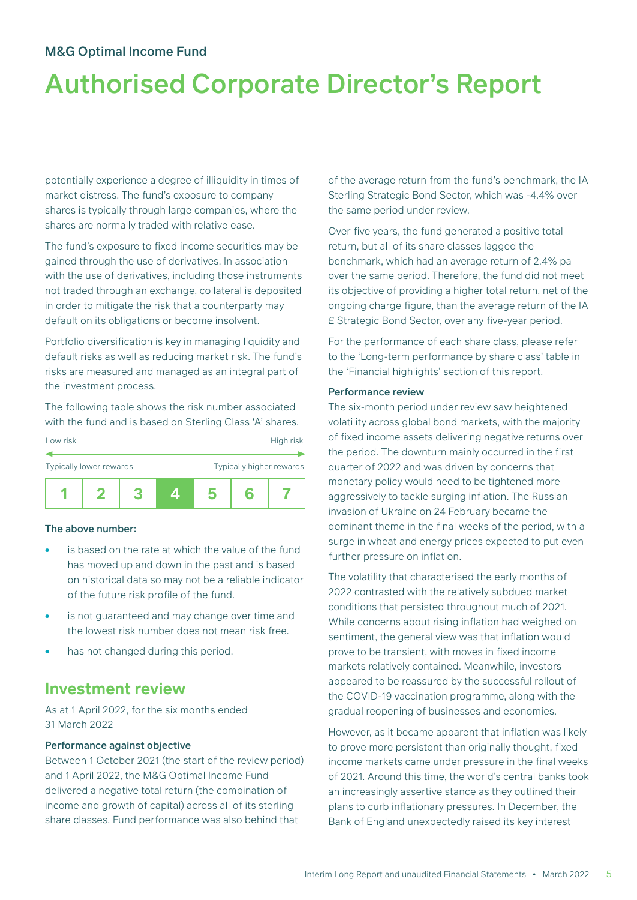# M&G Optimal Income Fund

# Authorised Corporate Director's Report

potentially experience a degree of illiquidity in times of market distress. The fund's exposure to company shares is typically through large companies, where the shares are normally traded with relative ease.

The fund's exposure to fixed income securities may be gained through the use of derivatives. In association with the use of derivatives, including those instruments not traded through an exchange, collateral is deposited in order to mitigate the risk that a counterparty may default on its obligations or become insolvent.

Portfolio diversification is key in managing liquidity and default risks as well as reducing market risk. The fund's risks are measured and managed as an integral part of the investment process.

The following table shows the risk number associated with the fund and is based on Sterling Class 'A' shares.

| Low risk | | | | | | High risk |
|---|---|---|---|---|---|---|
| Typically lower rewards | | | | | | Typically higher rewards |
| 1 | 2 | 3 | **4** | 5 | 6 | 7 |

**The above number:**

- is based on the rate at which the value of the fund has moved up and down in the past and is based on historical data so may not be a reliable indicator of the future risk profile of the fund.
- is not guaranteed and may change over time and the lowest risk number does not mean risk free.
- has not changed during this period.

## Investment review

As at 1 April 2022, for the six months ended 31 March 2022

### Performance against objective

Between 1 October 2021 (the start of the review period) and 1 April 2022, the M&G Optimal Income Fund delivered a negative total return (the combination of income and growth of capital) across all of its sterling share classes. Fund performance was also behind that of the average return from the fund's benchmark, the IA Sterling Strategic Bond Sector, which was -4.4% over the same period under review.

Over five years, the fund generated a positive total return, but all of its share classes lagged the benchmark, which had an average return of 2.4% pa over the same period. Therefore, the fund did not meet its objective of providing a higher total return, net of the ongoing charge figure, than the average return of the IA £ Strategic Bond Sector, over any five-year period.

For the performance of each share class, please refer to the 'Long-term performance by share class' table in the 'Financial highlights' section of this report.

### Performance review

The six-month period under review saw heightened volatility across global bond markets, with the majority of fixed income assets delivering negative returns over the period. The downturn mainly occurred in the first quarter of 2022 and was driven by concerns that monetary policy would need to be tightened more aggressively to tackle surging inflation. The Russian invasion of Ukraine on 24 February became the dominant theme in the final weeks of the period, with a surge in wheat and energy prices expected to put even further pressure on inflation.

The volatility that characterised the early months of 2022 contrasted with the relatively subdued market conditions that persisted throughout much of 2021. While concerns about rising inflation had weighed on sentiment, the general view was that inflation would prove to be transient, with moves in fixed income markets relatively contained. Meanwhile, investors appeared to be reassured by the successful rollout of the COVID-19 vaccination programme, along with the gradual reopening of businesses and economies.

However, as it became apparent that inflation was likely to prove more persistent than originally thought, fixed income markets came under pressure in the final weeks of 2021. Around this time, the world's central banks took an increasingly assertive stance as they outlined their plans to curb inflationary pressures. In December, the Bank of England unexpectedly raised its key interest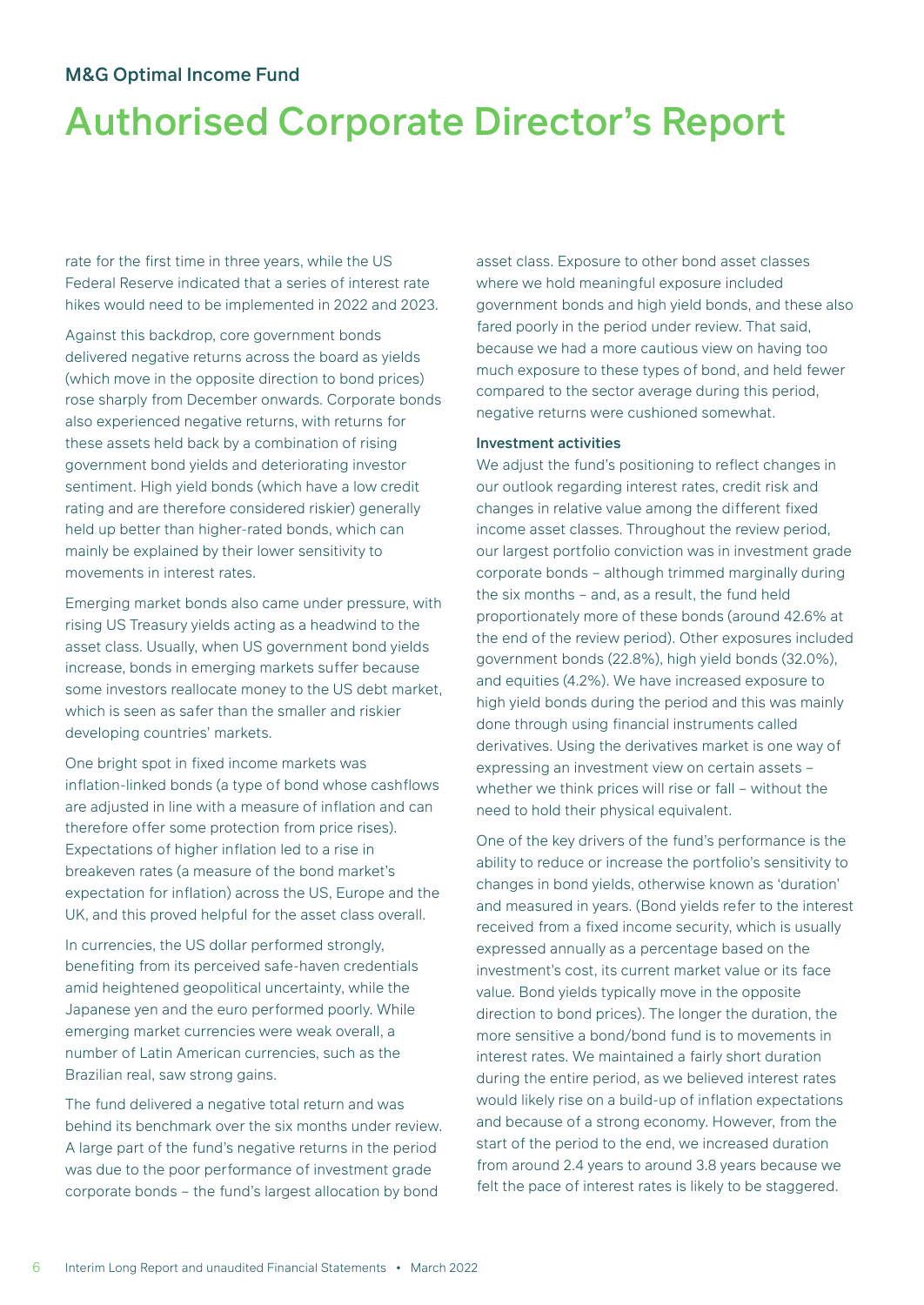rate for the first time in three years, while the US Federal Reserve indicated that a series of interest rate hikes would need to be implemented in 2022 and 2023.

Against this backdrop, core government bonds delivered negative returns across the board as yields (which move in the opposite direction to bond prices) rose sharply from December onwards. Corporate bonds also experienced negative returns, with returns for these assets held back by a combination of rising government bond yields and deteriorating investor sentiment. High yield bonds (which have a low credit rating and are therefore considered riskier) generally held up better than higher-rated bonds, which can mainly be explained by their lower sensitivity to movements in interest rates.

Emerging market bonds also came under pressure, with rising US Treasury yields acting as a headwind to the asset class. Usually, when US government bond yields increase, bonds in emerging markets suffer because some investors reallocate money to the US debt market, which is seen as safer than the smaller and riskier developing countries' markets.

One bright spot in fixed income markets was inflation-linked bonds (a type of bond whose cashflows are adjusted in line with a measure of inflation and can therefore offer some protection from price rises). Expectations of higher inflation led to a rise in breakeven rates (a measure of the bond market's expectation for inflation) across the US, Europe and the UK, and this proved helpful for the asset class overall.

In currencies, the US dollar performed strongly, benefiting from its perceived safe-haven credentials amid heightened geopolitical uncertainty, while the Japanese yen and the euro performed poorly. While emerging market currencies were weak overall, a number of Latin American currencies, such as the Brazilian real, saw strong gains.

The fund delivered a negative total return and was behind its benchmark over the six months under review. A large part of the fund's negative returns in the period was due to the poor performance of investment grade corporate bonds – the fund's largest allocation by bond asset class. Exposure to other bond asset classes where we hold meaningful exposure included government bonds and high yield bonds, and these also fared poorly in the period under review. That said, because we had a more cautious view on having too much exposure to these types of bond, and held fewer compared to the sector average during this period, negative returns were cushioned somewhat.

#### Investment activities

We adjust the fund's positioning to reflect changes in our outlook regarding interest rates, credit risk and changes in relative value among the different fixed income asset classes. Throughout the review period, our largest portfolio conviction was in investment grade corporate bonds – although trimmed marginally during the six months – and, as a result, the fund held proportionately more of these bonds (around 42.6% at the end of the review period). Other exposures included government bonds (22.8%), high yield bonds (32.0%), and equities (4.2%). We have increased exposure to high yield bonds during the period and this was mainly done through using financial instruments called derivatives. Using the derivatives market is one way of expressing an investment view on certain assets – whether we think prices will rise or fall – without the need to hold their physical equivalent.

One of the key drivers of the fund's performance is the ability to reduce or increase the portfolio's sensitivity to changes in bond yields, otherwise known as 'duration' and measured in years. (Bond yields refer to the interest received from a fixed income security, which is usually expressed annually as a percentage based on the investment's cost, its current market value or its face value. Bond yields typically move in the opposite direction to bond prices). The longer the duration, the more sensitive a bond/bond fund is to movements in interest rates. We maintained a fairly short duration during the entire period, as we believed interest rates would likely rise on a build-up of inflation expectations and because of a strong economy. However, from the start of the period to the end, we increased duration from around 2.4 years to around 3.8 years because we felt the pace of interest rates is likely to be staggered.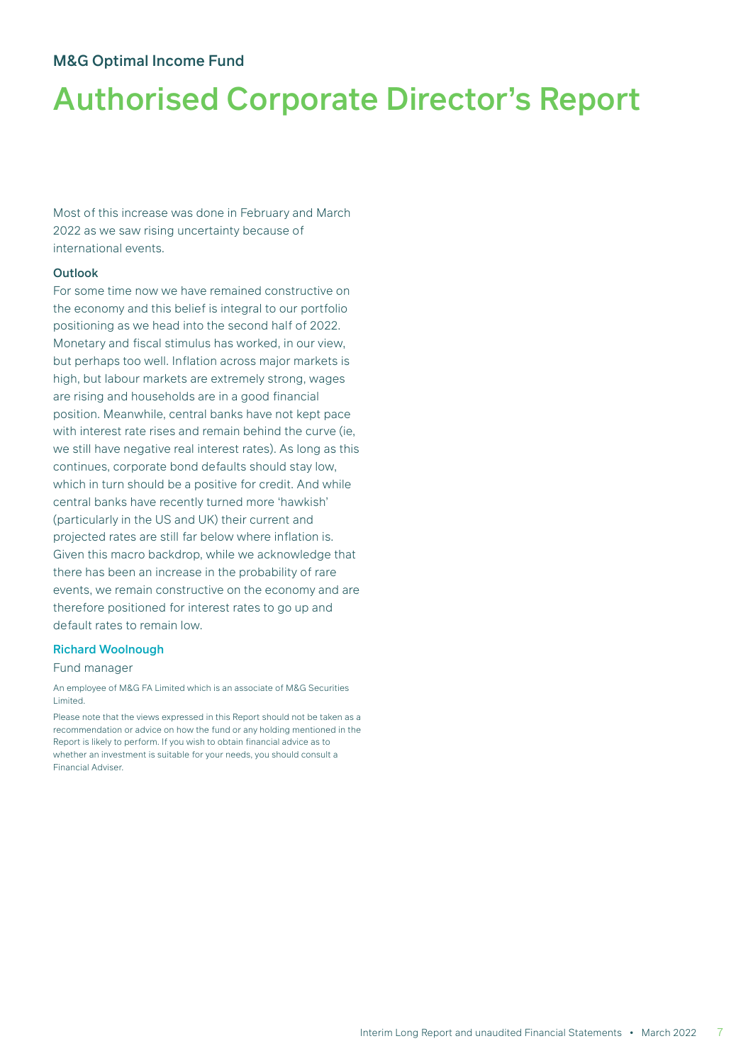# M&G Optimal Income Fund

# Authorised Corporate Director's Report

Most of this increase was done in February and March 2022 as we saw rising uncertainty because of international events.

### Outlook

For some time now we have remained constructive on the economy and this belief is integral to our portfolio positioning as we head into the second half of 2022. Monetary and fiscal stimulus has worked, in our view, but perhaps too well. Inflation across major markets is high, but labour markets are extremely strong, wages are rising and households are in a good financial position. Meanwhile, central banks have not kept pace with interest rate rises and remain behind the curve (ie, we still have negative real interest rates). As long as this continues, corporate bond defaults should stay low, which in turn should be a positive for credit. And while central banks have recently turned more 'hawkish' (particularly in the US and UK) their current and projected rates are still far below where inflation is. Given this macro backdrop, while we acknowledge that there has been an increase in the probability of rare events, we remain constructive on the economy and are therefore positioned for interest rates to go up and default rates to remain low.

**Richard Woolnough**

Fund manager

An employee of M&G FA Limited which is an associate of M&G Securities Limited.

Please note that the views expressed in this Report should not be taken as a recommendation or advice on how the fund or any holding mentioned in the Report is likely to perform. If you wish to obtain financial advice as to whether an investment is suitable for your needs, you should consult a Financial Adviser.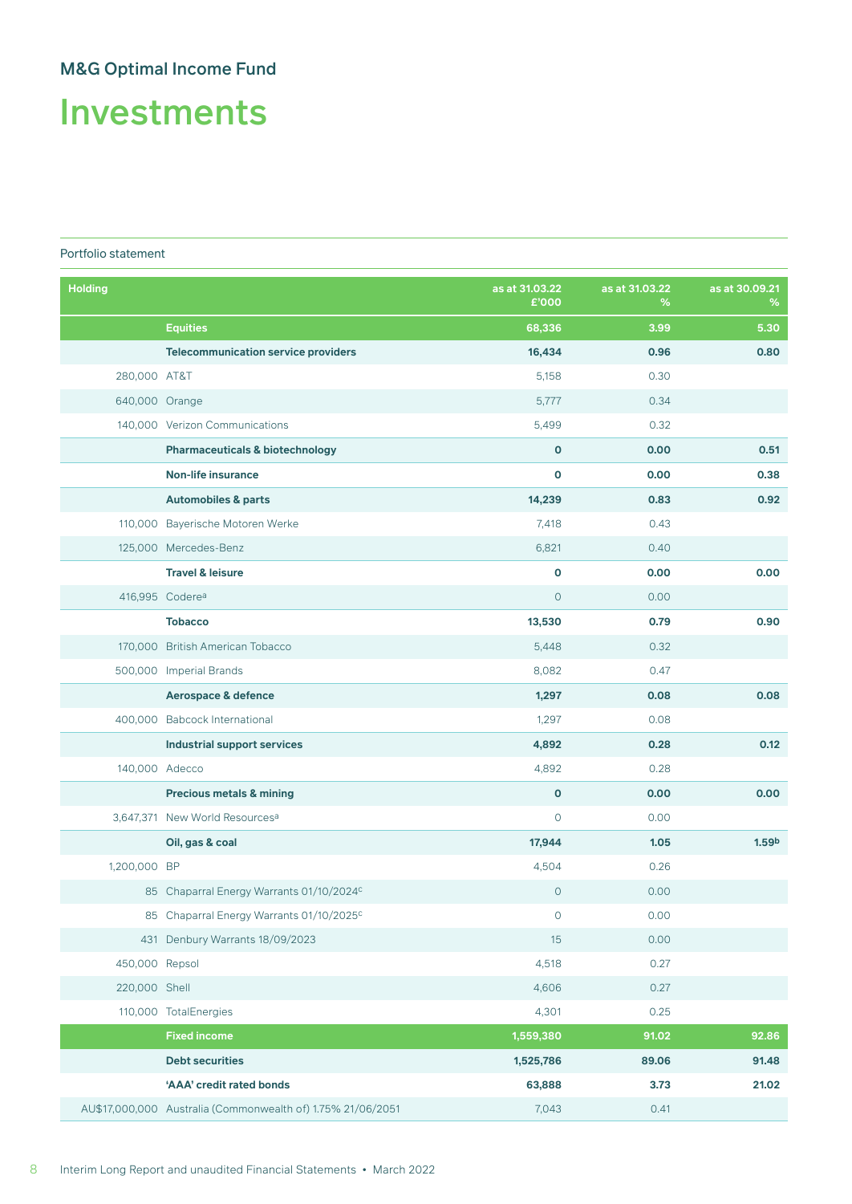## M&G Optimal Income Fund

# Investments

Portfolio statement

| Holding | | as at 31.03.22 £'000 | as at 31.03.22 % | as at 30.09.21 % |
|---|---|---|---|---|
| | **Equities** | **68,336** | **3.99** | **5.30** |
| | **Telecommunication service providers** | **16,434** | **0.96** | **0.80** |
| 280,000 | AT&T | 5,158 | 0.30 | |
| 640,000 | Orange | 5,777 | 0.34 | |
| 140,000 | Verizon Communications | 5,499 | 0.32 | |
| | **Pharmaceuticals & biotechnology** | **0** | **0.00** | **0.51** |
| | **Non-life insurance** | **0** | **0.00** | **0.38** |
| | **Automobiles & parts** | **14,239** | **0.83** | **0.92** |
| 110,000 | Bayerische Motoren Werke | 7,418 | 0.43 | |
| 125,000 | Mercedes-Benz | 6,821 | 0.40 | |
| | **Travel & leisure** | **0** | **0.00** | **0.00** |
| 416,995 | Codere[a] | 0 | 0.00 | |
| | **Tobacco** | **13,530** | **0.79** | **0.90** |
| 170,000 | British American Tobacco | 5,448 | 0.32 | |
| 500,000 | Imperial Brands | 8,082 | 0.47 | |
| | **Aerospace & defence** | **1,297** | **0.08** | **0.08** |
| 400,000 | Babcock International | 1,297 | 0.08 | |
| | **Industrial support services** | **4,892** | **0.28** | **0.12** |
| 140,000 | Adecco | 4,892 | 0.28 | |
| | **Precious metals & mining** | **0** | **0.00** | **0.00** |
| 3,647,371 | New World Resources[a] | 0 | 0.00 | |
| | **Oil, gas & coal** | **17,944** | **1.05** | **1.59[b]** |
| 1,200,000 | BP | 4,504 | 0.26 | |
| 85 | Chaparral Energy Warrants 01/10/2024[c] | 0 | 0.00 | |
| 85 | Chaparral Energy Warrants 01/10/2025[c] | 0 | 0.00 | |
| 431 | Denbury Warrants 18/09/2023 | 15 | 0.00 | |
| 450,000 | Repsol | 4,518 | 0.27 | |
| 220,000 | Shell | 4,606 | 0.27 | |
| 110,000 | TotalEnergies | 4,301 | 0.25 | |
| | **Fixed income** | **1,559,380** | **91.02** | **92.86** |
| | **Debt securities** | **1,525,786** | **89.06** | **91.48** |
| | **'AAA' credit rated bonds** | **63,888** | **3.73** | **21.02** |
| AU$17,000,000 | Australia (Commonwealth of) 1.75% 21/06/2051 | 7,043 | 0.41 | |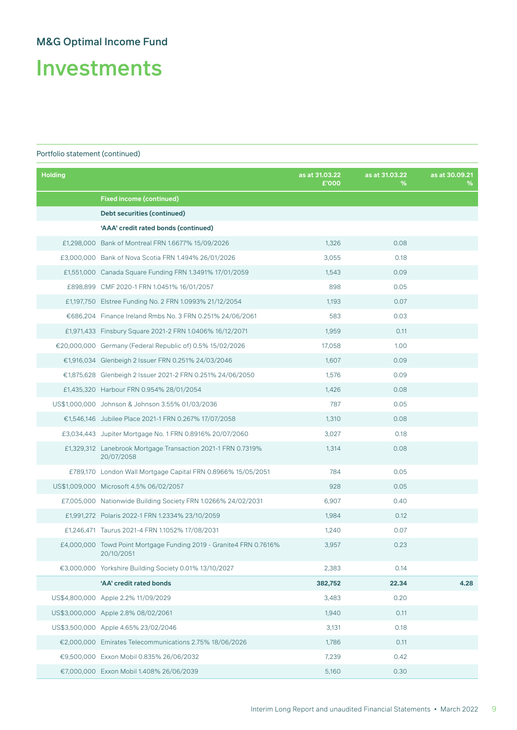## M&G Optimal Income Fund

# Investments

Portfolio statement (continued)

| Holding | | as at 31.03.22 £'000 | as at 31.03.22 % | as at 30.09.21 % |
|---|---|---|---|---|
| | **Fixed income (continued)** | | | |
| | **Debt securities (continued)** | | | |
| | **'AAA' credit rated bonds (continued)** | | | |
| £1,298,000 | Bank of Montreal FRN 1.6677% 15/09/2026 | 1,326 | 0.08 | |
| £3,000,000 | Bank of Nova Scotia FRN 1.494% 26/01/2026 | 3,055 | 0.18 | |
| £1,551,000 | Canada Square Funding FRN 1.3491% 17/01/2059 | 1,543 | 0.09 | |
| £898,899 | CMF 2020-1 FRN 1.0451% 16/01/2057 | 898 | 0.05 | |
| £1,197,750 | Elstree Funding No. 2 FRN 1.0993% 21/12/2054 | 1,193 | 0.07 | |
| €686,204 | Finance Ireland Rmbs No. 3 FRN 0.251% 24/06/2061 | 583 | 0.03 | |
| £1,971,433 | Finsbury Square 2021-2 FRN 1.0406% 16/12/2071 | 1,959 | 0.11 | |
| €20,000,000 | Germany (Federal Republic of) 0.5% 15/02/2026 | 17,058 | 1.00 | |
| €1,916,034 | Glenbeigh 2 Issuer FRN 0.251% 24/03/2046 | 1,607 | 0.09 | |
| €1,875,628 | Glenbeigh 2 Issuer 2021-2 FRN 0.251% 24/06/2050 | 1,576 | 0.09 | |
| £1,435,320 | Harbour FRN 0.954% 28/01/2054 | 1,426 | 0.08 | |
| US$1,000,000 | Johnson & Johnson 3.55% 01/03/2036 | 787 | 0.05 | |
| €1,546,146 | Jubilee Place 2021-1 FRN 0.267% 17/07/2058 | 1,310 | 0.08 | |
| £3,034,443 | Jupiter Mortgage No. 1 FRN 0.8916% 20/07/2060 | 3,027 | 0.18 | |
| £1,329,312 | Lanebrook Mortgage Transaction 2021-1 FRN 0.7319% 20/07/2058 | 1,314 | 0.08 | |
| £789,170 | London Wall Mortgage Capital FRN 0.8966% 15/05/2051 | 784 | 0.05 | |
| US$1,009,000 | Microsoft 4.5% 06/02/2057 | 928 | 0.05 | |
| £7,005,000 | Nationwide Building Society FRN 1.0266% 24/02/2031 | 6,907 | 0.40 | |
| £1,991,272 | Polaris 2022-1 FRN 1.2334% 23/10/2059 | 1,984 | 0.12 | |
| £1,246,471 | Taurus 2021-4 FRN 1.1052% 17/08/2031 | 1,240 | 0.07 | |
| £4,000,000 | Towd Point Mortgage Funding 2019 - Granite4 FRN 0.7616% 20/10/2051 | 3,957 | 0.23 | |
| €3,000,000 | Yorkshire Building Society 0.01% 13/10/2027 | 2,383 | 0.14 | |
| | **'AA' credit rated bonds** | **382,752** | **22.34** | **4.28** |
| US$4,800,000 | Apple 2.2% 11/09/2029 | 3,483 | 0.20 | |
| US$3,000,000 | Apple 2.8% 08/02/2061 | 1,940 | 0.11 | |
| US$3,500,000 | Apple 4.65% 23/02/2046 | 3,131 | 0.18 | |
| €2,000,000 | Emirates Telecommunications 2.75% 18/06/2026 | 1,786 | 0.11 | |
| €9,500,000 | Exxon Mobil 0.835% 26/06/2032 | 7,239 | 0.42 | |
| €7,000,000 | Exxon Mobil 1.408% 26/06/2039 | 5,160 | 0.30 | |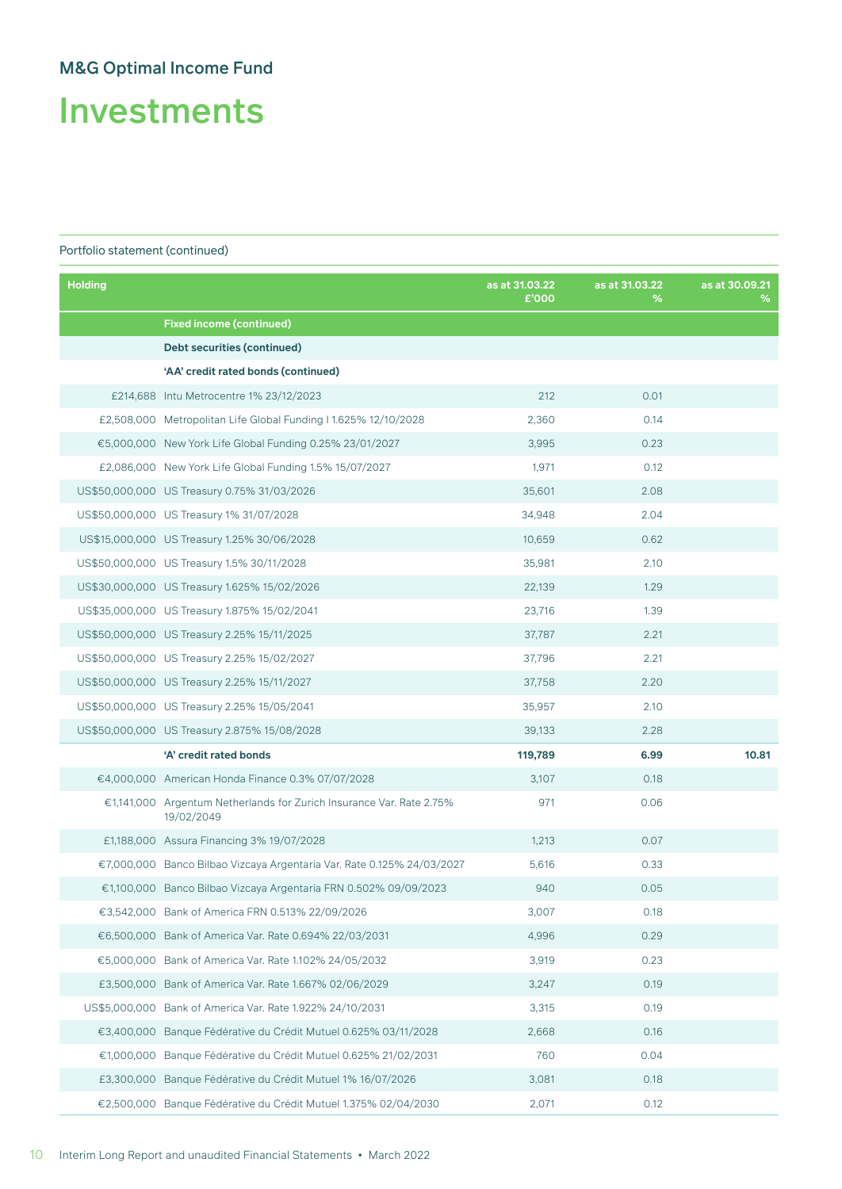## M&G Optimal Income Fund

# Investments

Portfolio statement (continued)

| Holding | | as at 31.03.22 £'000 | as at 31.03.22 % | as at 30.09.21 % |
|---|---|---|---|---|
| | **Fixed income (continued)** | | | |
| | **Debt securities (continued)** | | | |
| | **'AA' credit rated bonds (continued)** | | | |
| £214,688 | Intu Metrocentre 1% 23/12/2023 | 212 | 0.01 | |
| £2,508,000 | Metropolitan Life Global Funding I 1.625% 12/10/2028 | 2,360 | 0.14 | |
| €5,000,000 | New York Life Global Funding 0.25% 23/01/2027 | 3,995 | 0.23 | |
| £2,086,000 | New York Life Global Funding 1.5% 15/07/2027 | 1,971 | 0.12 | |
| US$50,000,000 | US Treasury 0.75% 31/03/2026 | 35,601 | 2.08 | |
| US$50,000,000 | US Treasury 1% 31/07/2028 | 34,948 | 2.04 | |
| US$15,000,000 | US Treasury 1.25% 30/06/2028 | 10,659 | 0.62 | |
| US$50,000,000 | US Treasury 1.5% 30/11/2028 | 35,981 | 2.10 | |
| US$30,000,000 | US Treasury 1.625% 15/02/2026 | 22,139 | 1.29 | |
| US$35,000,000 | US Treasury 1.875% 15/02/2041 | 23,716 | 1.39 | |
| US$50,000,000 | US Treasury 2.25% 15/11/2025 | 37,787 | 2.21 | |
| US$50,000,000 | US Treasury 2.25% 15/02/2027 | 37,796 | 2.21 | |
| US$50,000,000 | US Treasury 2.25% 15/11/2027 | 37,758 | 2.20 | |
| US$50,000,000 | US Treasury 2.25% 15/05/2041 | 35,957 | 2.10 | |
| US$50,000,000 | US Treasury 2.875% 15/08/2028 | 39,133 | 2.28 | |
| | **'A' credit rated bonds** | **119,789** | **6.99** | **10.81** |
| €4,000,000 | American Honda Finance 0.3% 07/07/2028 | 3,107 | 0.18 | |
| €1,141,000 | Argentum Netherlands for Zurich Insurance Var. Rate 2.75% 19/02/2049 | 971 | 0.06 | |
| £1,188,000 | Assura Financing 3% 19/07/2028 | 1,213 | 0.07 | |
| €7,000,000 | Banco Bilbao Vizcaya Argentaria Var. Rate 0.125% 24/03/2027 | 5,616 | 0.33 | |
| €1,100,000 | Banco Bilbao Vizcaya Argentaria FRN 0.502% 09/09/2023 | 940 | 0.05 | |
| €3,542,000 | Bank of America FRN 0.513% 22/09/2026 | 3,007 | 0.18 | |
| €6,500,000 | Bank of America Var. Rate 0.694% 22/03/2031 | 4,996 | 0.29 | |
| €5,000,000 | Bank of America Var. Rate 1.102% 24/05/2032 | 3,919 | 0.23 | |
| £3,500,000 | Bank of America Var. Rate 1.667% 02/06/2029 | 3,247 | 0.19 | |
| US$5,000,000 | Bank of America Var. Rate 1.922% 24/10/2031 | 3,315 | 0.19 | |
| €3,400,000 | Banque Fédérative du Crédit Mutuel 0.625% 03/11/2028 | 2,668 | 0.16 | |
| €1,000,000 | Banque Fédérative du Crédit Mutuel 0.625% 21/02/2031 | 760 | 0.04 | |
| £3,300,000 | Banque Fédérative du Crédit Mutuel 1% 16/07/2026 | 3,081 | 0.18 | |
| €2,500,000 | Banque Fédérative du Crédit Mutuel 1.375% 02/04/2030 | 2,071 | 0.12 | |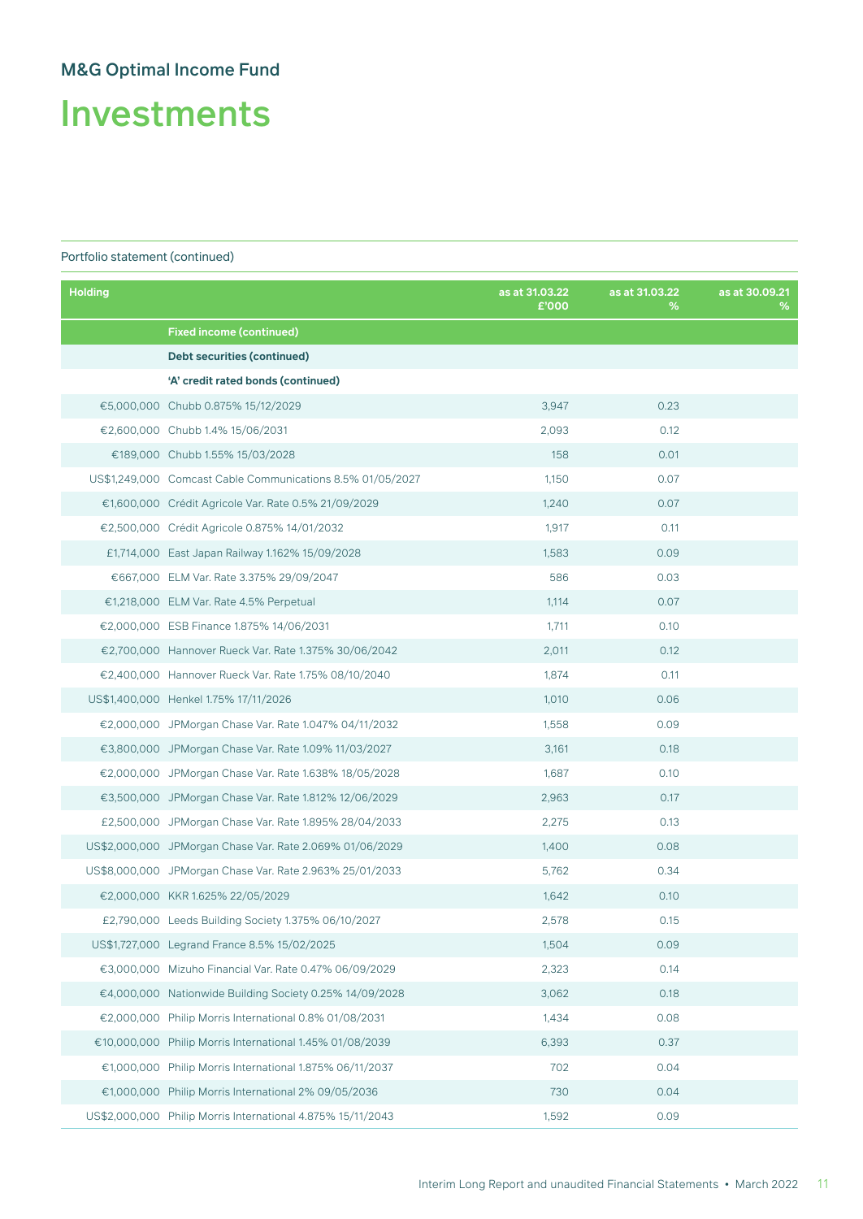## M&G Optimal Income Fund

# Investments

Portfolio statement (continued)

| Holding | | as at 31.03.22 £'000 | as at 31.03.22 % | as at 30.09.21 % |
|---|---|---|---|---|
| | **Fixed income (continued)** | | | |
| | **Debt securities (continued)** | | | |
| | **'A' credit rated bonds (continued)** | | | |
| €5,000,000 | Chubb 0.875% 15/12/2029 | 3,947 | 0.23 | |
| €2,600,000 | Chubb 1.4% 15/06/2031 | 2,093 | 0.12 | |
| €189,000 | Chubb 1.55% 15/03/2028 | 158 | 0.01 | |
| US$1,249,000 | Comcast Cable Communications 8.5% 01/05/2027 | 1,150 | 0.07 | |
| €1,600,000 | Crédit Agricole Var. Rate 0.5% 21/09/2029 | 1,240 | 0.07 | |
| €2,500,000 | Crédit Agricole 0.875% 14/01/2032 | 1,917 | 0.11 | |
| £1,714,000 | East Japan Railway 1.162% 15/09/2028 | 1,583 | 0.09 | |
| €667,000 | ELM Var. Rate 3.375% 29/09/2047 | 586 | 0.03 | |
| €1,218,000 | ELM Var. Rate 4.5% Perpetual | 1,114 | 0.07 | |
| €2,000,000 | ESB Finance 1.875% 14/06/2031 | 1,711 | 0.10 | |
| €2,700,000 | Hannover Rueck Var. Rate 1.375% 30/06/2042 | 2,011 | 0.12 | |
| €2,400,000 | Hannover Rueck Var. Rate 1.75% 08/10/2040 | 1,874 | 0.11 | |
| US$1,400,000 | Henkel 1.75% 17/11/2026 | 1,010 | 0.06 | |
| €2,000,000 | JPMorgan Chase Var. Rate 1.047% 04/11/2032 | 1,558 | 0.09 | |
| €3,800,000 | JPMorgan Chase Var. Rate 1.09% 11/03/2027 | 3,161 | 0.18 | |
| €2,000,000 | JPMorgan Chase Var. Rate 1.638% 18/05/2028 | 1,687 | 0.10 | |
| €3,500,000 | JPMorgan Chase Var. Rate 1.812% 12/06/2029 | 2,963 | 0.17 | |
| £2,500,000 | JPMorgan Chase Var. Rate 1.895% 28/04/2033 | 2,275 | 0.13 | |
| US$2,000,000 | JPMorgan Chase Var. Rate 2.069% 01/06/2029 | 1,400 | 0.08 | |
| US$8,000,000 | JPMorgan Chase Var. Rate 2.963% 25/01/2033 | 5,762 | 0.34 | |
| €2,000,000 | KKR 1.625% 22/05/2029 | 1,642 | 0.10 | |
| £2,790,000 | Leeds Building Society 1.375% 06/10/2027 | 2,578 | 0.15 | |
| US$1,727,000 | Legrand France 8.5% 15/02/2025 | 1,504 | 0.09 | |
| €3,000,000 | Mizuho Financial Var. Rate 0.47% 06/09/2029 | 2,323 | 0.14 | |
| €4,000,000 | Nationwide Building Society 0.25% 14/09/2028 | 3,062 | 0.18 | |
| €2,000,000 | Philip Morris International 0.8% 01/08/2031 | 1,434 | 0.08 | |
| €10,000,000 | Philip Morris International 1.45% 01/08/2039 | 6,393 | 0.37 | |
| €1,000,000 | Philip Morris International 1.875% 06/11/2037 | 702 | 0.04 | |
| €1,000,000 | Philip Morris International 2% 09/05/2036 | 730 | 0.04 | |
| US$2,000,000 | Philip Morris International 4.875% 15/11/2043 | 1,592 | 0.09 | |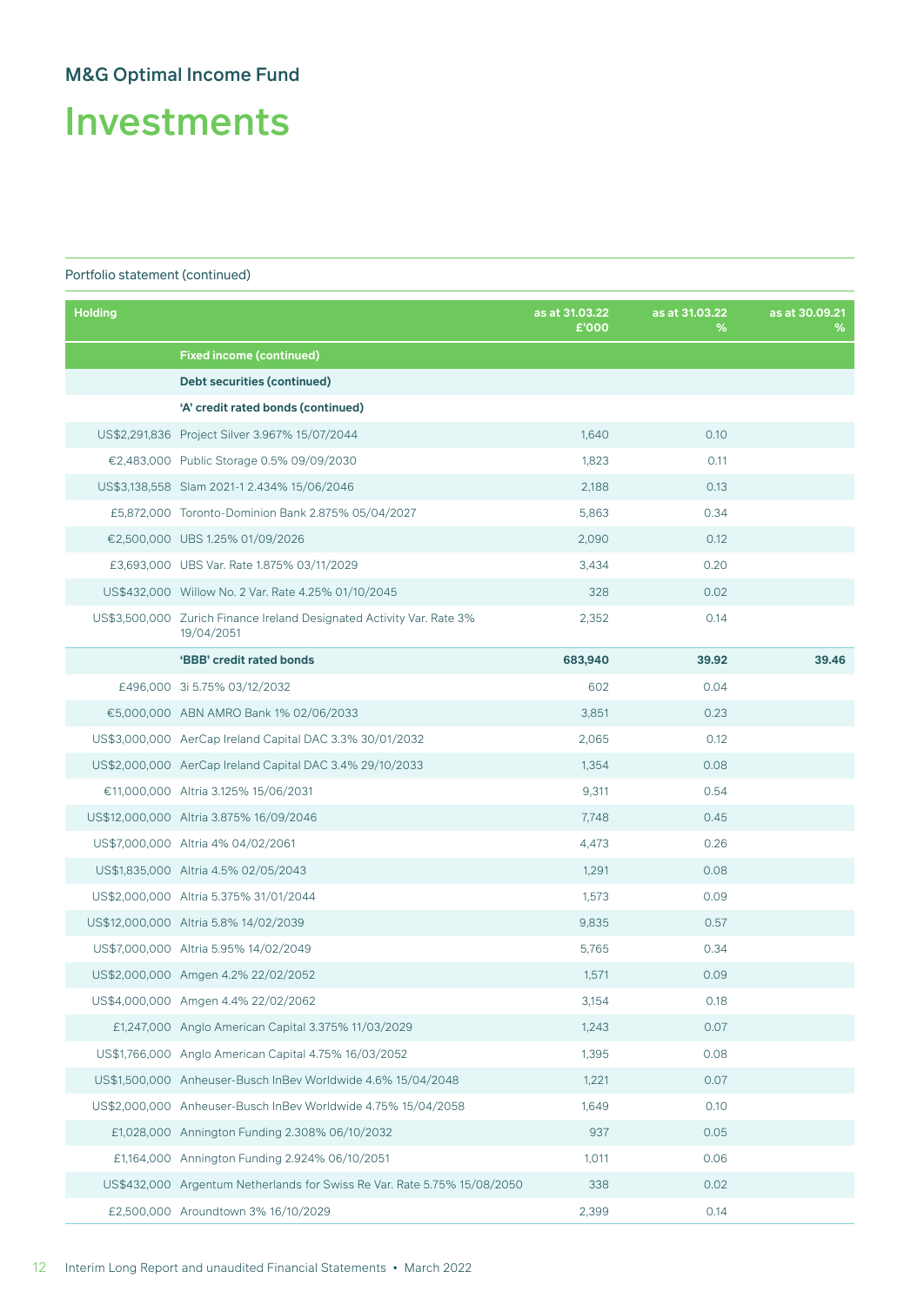M&G Optimal Income Fund

# Investments

Portfolio statement (continued)

| Holding | | as at 31.03.22 £'000 | as at 31.03.22 % | as at 30.09.21 % |
|---|---|---|---|---|
| | **Fixed income (continued)** | | | |
| | **Debt securities (continued)** | | | |
| | **'A' credit rated bonds (continued)** | | | |
| US$2,291,836 | Project Silver 3.967% 15/07/2044 | 1,640 | 0.10 | |
| €2,483,000 | Public Storage 0.5% 09/09/2030 | 1,823 | 0.11 | |
| US$3,138,558 | Slam 2021-1 2.434% 15/06/2046 | 2,188 | 0.13 | |
| £5,872,000 | Toronto-Dominion Bank 2.875% 05/04/2027 | 5,863 | 0.34 | |
| €2,500,000 | UBS 1.25% 01/09/2026 | 2,090 | 0.12 | |
| £3,693,000 | UBS Var. Rate 1.875% 03/11/2029 | 3,434 | 0.20 | |
| US$432,000 | Willow No. 2 Var. Rate 4.25% 01/10/2045 | 328 | 0.02 | |
| US$3,500,000 | Zurich Finance Ireland Designated Activity Var. Rate 3% 19/04/2051 | 2,352 | 0.14 | |
| | **'BBB' credit rated bonds** | **683,940** | **39.92** | **39.46** |
| £496,000 | 3i 5.75% 03/12/2032 | 602 | 0.04 | |
| €5,000,000 | ABN AMRO Bank 1% 02/06/2033 | 3,851 | 0.23 | |
| US$3,000,000 | AerCap Ireland Capital DAC 3.3% 30/01/2032 | 2,065 | 0.12 | |
| US$2,000,000 | AerCap Ireland Capital DAC 3.4% 29/10/2033 | 1,354 | 0.08 | |
| €11,000,000 | Altria 3.125% 15/06/2031 | 9,311 | 0.54 | |
| US$12,000,000 | Altria 3.875% 16/09/2046 | 7,748 | 0.45 | |
| US$7,000,000 | Altria 4% 04/02/2061 | 4,473 | 0.26 | |
| US$1,835,000 | Altria 4.5% 02/05/2043 | 1,291 | 0.08 | |
| US$2,000,000 | Altria 5.375% 31/01/2044 | 1,573 | 0.09 | |
| US$12,000,000 | Altria 5.8% 14/02/2039 | 9,835 | 0.57 | |
| US$7,000,000 | Altria 5.95% 14/02/2049 | 5,765 | 0.34 | |
| US$2,000,000 | Amgen 4.2% 22/02/2052 | 1,571 | 0.09 | |
| US$4,000,000 | Amgen 4.4% 22/02/2062 | 3,154 | 0.18 | |
| £1,247,000 | Anglo American Capital 3.375% 11/03/2029 | 1,243 | 0.07 | |
| US$1,766,000 | Anglo American Capital 4.75% 16/03/2052 | 1,395 | 0.08 | |
| US$1,500,000 | Anheuser-Busch InBev Worldwide 4.6% 15/04/2048 | 1,221 | 0.07 | |
| US$2,000,000 | Anheuser-Busch InBev Worldwide 4.75% 15/04/2058 | 1,649 | 0.10 | |
| £1,028,000 | Annington Funding 2.308% 06/10/2032 | 937 | 0.05 | |
| £1,164,000 | Annington Funding 2.924% 06/10/2051 | 1,011 | 0.06 | |
| US$432,000 | Argentum Netherlands for Swiss Re Var. Rate 5.75% 15/08/2050 | 338 | 0.02 | |
| £2,500,000 | Aroundtown 3% 16/10/2029 | 2,399 | 0.14 | |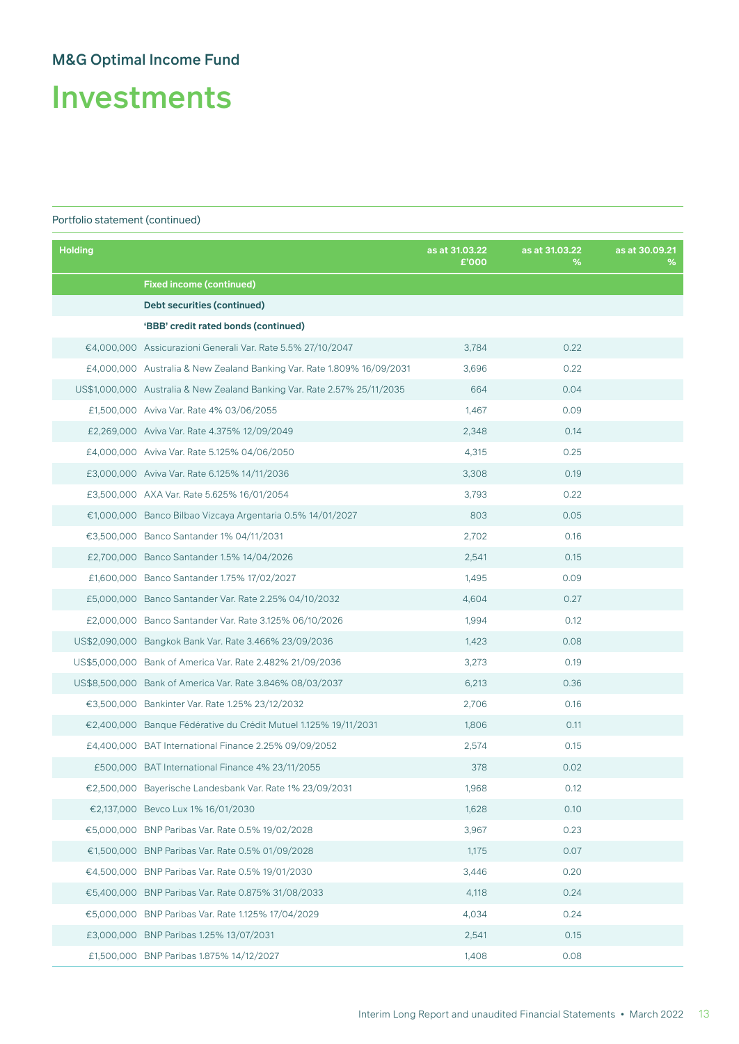M&G Optimal Income Fund

# Investments

Portfolio statement (continued)

| Holding | | as at 31.03.22 £'000 | as at 31.03.22 % | as at 30.09.21 % |
|---|---|---|---|---|
| | **Fixed income (continued)** | | | |
| | **Debt securities (continued)** | | | |
| | **'BBB' credit rated bonds (continued)** | | | |
| €4,000,000 | Assicurazioni Generali Var. Rate 5.5% 27/10/2047 | 3,784 | 0.22 | |
| £4,000,000 | Australia & New Zealand Banking Var. Rate 1.809% 16/09/2031 | 3,696 | 0.22 | |
| US$1,000,000 | Australia & New Zealand Banking Var. Rate 2.57% 25/11/2035 | 664 | 0.04 | |
| £1,500,000 | Aviva Var. Rate 4% 03/06/2055 | 1,467 | 0.09 | |
| £2,269,000 | Aviva Var. Rate 4.375% 12/09/2049 | 2,348 | 0.14 | |
| £4,000,000 | Aviva Var. Rate 5.125% 04/06/2050 | 4,315 | 0.25 | |
| £3,000,000 | Aviva Var. Rate 6.125% 14/11/2036 | 3,308 | 0.19 | |
| £3,500,000 | AXA Var. Rate 5.625% 16/01/2054 | 3,793 | 0.22 | |
| €1,000,000 | Banco Bilbao Vizcaya Argentaria 0.5% 14/01/2027 | 803 | 0.05 | |
| €3,500,000 | Banco Santander 1% 04/11/2031 | 2,702 | 0.16 | |
| £2,700,000 | Banco Santander 1.5% 14/04/2026 | 2,541 | 0.15 | |
| £1,600,000 | Banco Santander 1.75% 17/02/2027 | 1,495 | 0.09 | |
| £5,000,000 | Banco Santander Var. Rate 2.25% 04/10/2032 | 4,604 | 0.27 | |
| £2,000,000 | Banco Santander Var. Rate 3.125% 06/10/2026 | 1,994 | 0.12 | |
| US$2,090,000 | Bangkok Bank Var. Rate 3.466% 23/09/2036 | 1,423 | 0.08 | |
| US$5,000,000 | Bank of America Var. Rate 2.482% 21/09/2036 | 3,273 | 0.19 | |
| US$8,500,000 | Bank of America Var. Rate 3.846% 08/03/2037 | 6,213 | 0.36 | |
| €3,500,000 | Bankinter Var. Rate 1.25% 23/12/2032 | 2,706 | 0.16 | |
| €2,400,000 | Banque Fédérative du Crédit Mutuel 1.125% 19/11/2031 | 1,806 | 0.11 | |
| £4,400,000 | BAT International Finance 2.25% 09/09/2052 | 2,574 | 0.15 | |
| £500,000 | BAT International Finance 4% 23/11/2055 | 378 | 0.02 | |
| €2,500,000 | Bayerische Landesbank Var. Rate 1% 23/09/2031 | 1,968 | 0.12 | |
| €2,137,000 | Bevco Lux 1% 16/01/2030 | 1,628 | 0.10 | |
| €5,000,000 | BNP Paribas Var. Rate 0.5% 19/02/2028 | 3,967 | 0.23 | |
| €1,500,000 | BNP Paribas Var. Rate 0.5% 01/09/2028 | 1,175 | 0.07 | |
| €4,500,000 | BNP Paribas Var. Rate 0.5% 19/01/2030 | 3,446 | 0.20 | |
| €5,400,000 | BNP Paribas Var. Rate 0.875% 31/08/2033 | 4,118 | 0.24 | |
| €5,000,000 | BNP Paribas Var. Rate 1.125% 17/04/2029 | 4,034 | 0.24 | |
| £3,000,000 | BNP Paribas 1.25% 13/07/2031 | 2,541 | 0.15 | |
| £1,500,000 | BNP Paribas 1.875% 14/12/2027 | 1,408 | 0.08 | |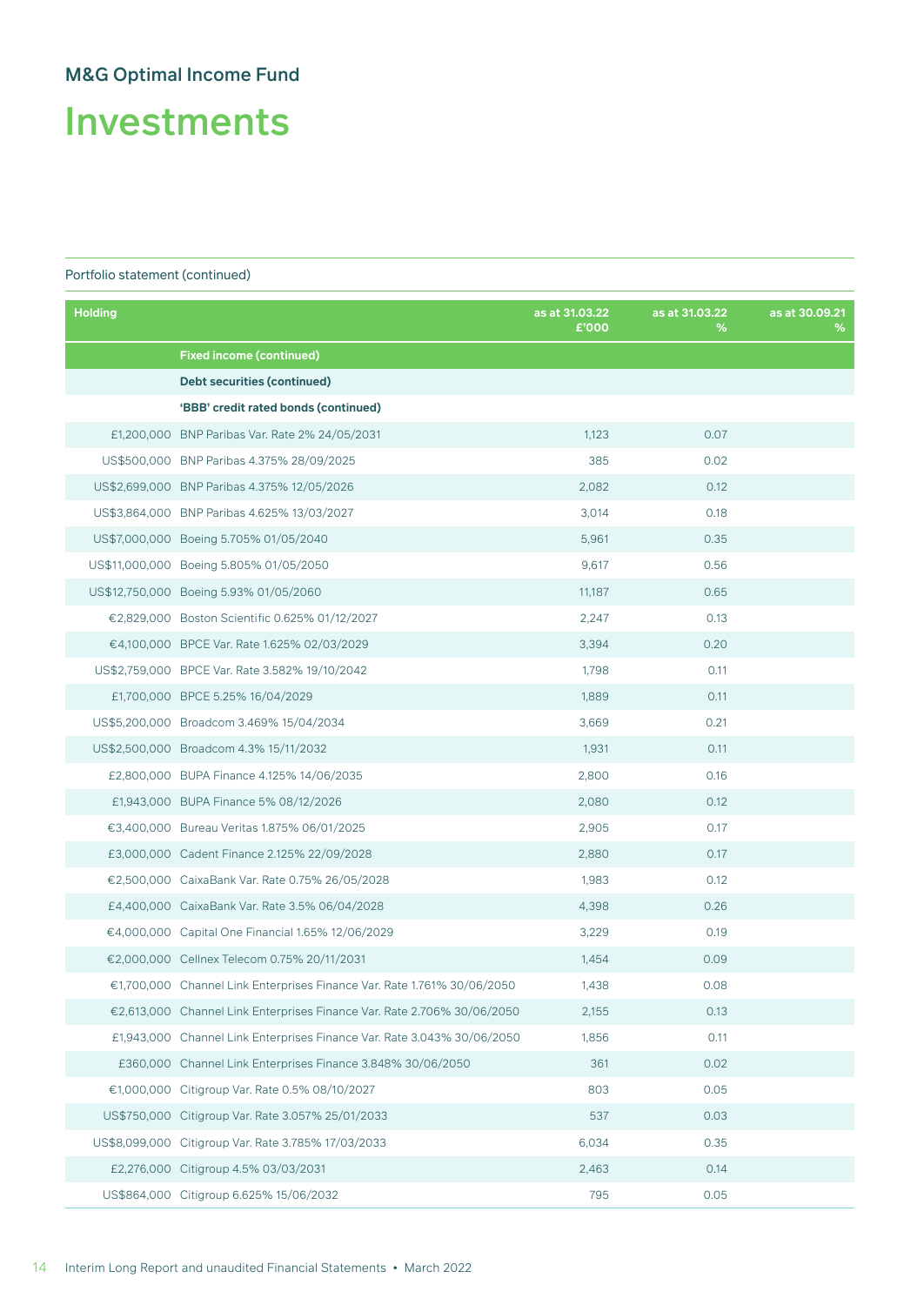## M&G Optimal Income Fund

# Investments

Portfolio statement (continued)

| Holding | | as at 31.03.22 £'000 | as at 31.03.22 % | as at 30.09.21 % |
|---|---|---|---|---|
| | **Fixed income (continued)** | | | |
| | **Debt securities (continued)** | | | |
| | **'BBB' credit rated bonds (continued)** | | | |
| £1,200,000 | BNP Paribas Var. Rate 2% 24/05/2031 | 1,123 | 0.07 | |
| US$500,000 | BNP Paribas 4.375% 28/09/2025 | 385 | 0.02 | |
| US$2,699,000 | BNP Paribas 4.375% 12/05/2026 | 2,082 | 0.12 | |
| US$3,864,000 | BNP Paribas 4.625% 13/03/2027 | 3,014 | 0.18 | |
| US$7,000,000 | Boeing 5.705% 01/05/2040 | 5,961 | 0.35 | |
| US$11,000,000 | Boeing 5.805% 01/05/2050 | 9,617 | 0.56 | |
| US$12,750,000 | Boeing 5.93% 01/05/2060 | 11,187 | 0.65 | |
| €2,829,000 | Boston Scientific 0.625% 01/12/2027 | 2,247 | 0.13 | |
| €4,100,000 | BPCE Var. Rate 1.625% 02/03/2029 | 3,394 | 0.20 | |
| US$2,759,000 | BPCE Var. Rate 3.582% 19/10/2042 | 1,798 | 0.11 | |
| £1,700,000 | BPCE 5.25% 16/04/2029 | 1,889 | 0.11 | |
| US$5,200,000 | Broadcom 3.469% 15/04/2034 | 3,669 | 0.21 | |
| US$2,500,000 | Broadcom 4.3% 15/11/2032 | 1,931 | 0.11 | |
| £2,800,000 | BUPA Finance 4.125% 14/06/2035 | 2,800 | 0.16 | |
| £1,943,000 | BUPA Finance 5% 08/12/2026 | 2,080 | 0.12 | |
| €3,400,000 | Bureau Veritas 1.875% 06/01/2025 | 2,905 | 0.17 | |
| £3,000,000 | Cadent Finance 2.125% 22/09/2028 | 2,880 | 0.17 | |
| €2,500,000 | CaixaBank Var. Rate 0.75% 26/05/2028 | 1,983 | 0.12 | |
| £4,400,000 | CaixaBank Var. Rate 3.5% 06/04/2028 | 4,398 | 0.26 | |
| €4,000,000 | Capital One Financial 1.65% 12/06/2029 | 3,229 | 0.19 | |
| €2,000,000 | Cellnex Telecom 0.75% 20/11/2031 | 1,454 | 0.09 | |
| €1,700,000 | Channel Link Enterprises Finance Var. Rate 1.761% 30/06/2050 | 1,438 | 0.08 | |
| €2,613,000 | Channel Link Enterprises Finance Var. Rate 2.706% 30/06/2050 | 2,155 | 0.13 | |
| £1,943,000 | Channel Link Enterprises Finance Var. Rate 3.043% 30/06/2050 | 1,856 | 0.11 | |
| £360,000 | Channel Link Enterprises Finance 3.848% 30/06/2050 | 361 | 0.02 | |
| €1,000,000 | Citigroup Var. Rate 0.5% 08/10/2027 | 803 | 0.05 | |
| US$750,000 | Citigroup Var. Rate 3.057% 25/01/2033 | 537 | 0.03 | |
| US$8,099,000 | Citigroup Var. Rate 3.785% 17/03/2033 | 6,034 | 0.35 | |
| £2,276,000 | Citigroup 4.5% 03/03/2031 | 2,463 | 0.14 | |
| US$864,000 | Citigroup 6.625% 15/06/2032 | 795 | 0.05 | |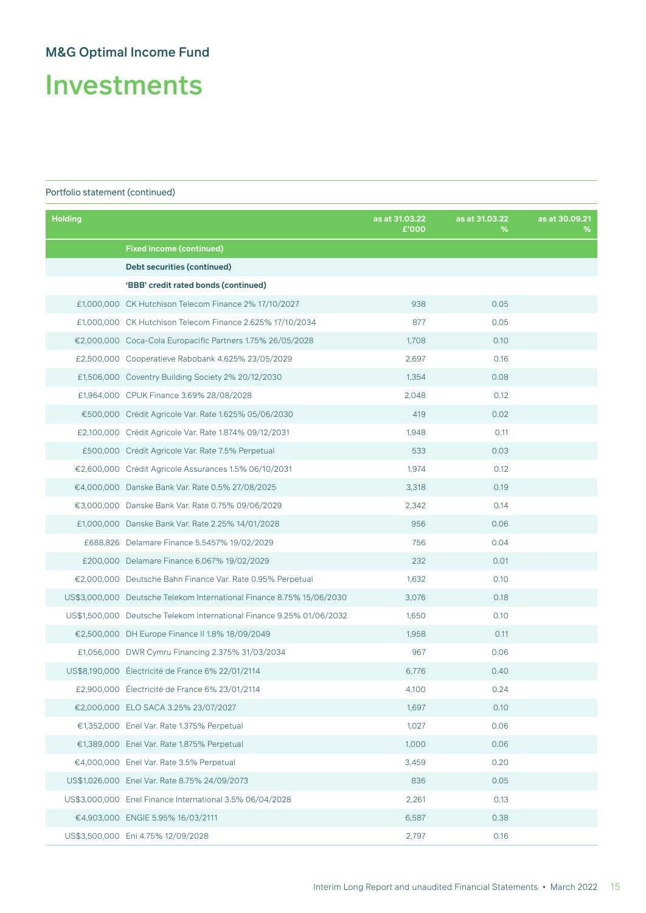## M&G Optimal Income Fund

# Investments

Portfolio statement (continued)

| Holding | | as at 31.03.22 £'000 | as at 31.03.22 % | as at 30.09.21 % |
|---|---|---|---|---|
| | **Fixed income (continued)** | | | |
| | **Debt securities (continued)** | | | |
| | **'BBB' credit rated bonds (continued)** | | | |
| £1,000,000 | CK Hutchison Telecom Finance 2% 17/10/2027 | 938 | 0.05 | |
| £1,000,000 | CK Hutchison Telecom Finance 2.625% 17/10/2034 | 877 | 0.05 | |
| €2,000,000 | Coca-Cola Europacific Partners 1.75% 26/05/2028 | 1,708 | 0.10 | |
| £2,500,000 | Cooperatieve Rabobank 4.625% 23/05/2029 | 2,697 | 0.16 | |
| £1,506,000 | Coventry Building Society 2% 20/12/2030 | 1,354 | 0.08 | |
| £1,964,000 | CPUK Finance 3.69% 28/08/2028 | 2,048 | 0.12 | |
| €500,000 | Crédit Agricole Var. Rate 1.625% 05/06/2030 | 419 | 0.02 | |
| £2,100,000 | Crédit Agricole Var. Rate 1.874% 09/12/2031 | 1,948 | 0.11 | |
| £500,000 | Crédit Agricole Var. Rate 7.5% Perpetual | 533 | 0.03 | |
| €2,600,000 | Crédit Agricole Assurances 1.5% 06/10/2031 | 1,974 | 0.12 | |
| €4,000,000 | Danske Bank Var. Rate 0.5% 27/08/2025 | 3,318 | 0.19 | |
| €3,000,000 | Danske Bank Var. Rate 0.75% 09/06/2029 | 2,342 | 0.14 | |
| £1,000,000 | Danske Bank Var. Rate 2.25% 14/01/2028 | 956 | 0.06 | |
| £688,826 | Delamare Finance 5.5457% 19/02/2029 | 756 | 0.04 | |
| £200,000 | Delamare Finance 6.067% 19/02/2029 | 232 | 0.01 | |
| €2,000,000 | Deutsche Bahn Finance Var. Rate 0.95% Perpetual | 1,632 | 0.10 | |
| US$3,000,000 | Deutsche Telekom International Finance 8.75% 15/06/2030 | 3,076 | 0.18 | |
| US$1,500,000 | Deutsche Telekom International Finance 9.25% 01/06/2032 | 1,650 | 0.10 | |
| €2,500,000 | DH Europe Finance II 1.8% 18/09/2049 | 1,958 | 0.11 | |
| £1,056,000 | DWR Cymru Financing 2.375% 31/03/2034 | 967 | 0.06 | |
| US$8,190,000 | Électricité de France 6% 22/01/2114 | 6,776 | 0.40 | |
| £2,900,000 | Électricité de France 6% 23/01/2114 | 4,100 | 0.24 | |
| €2,000,000 | ELO SACA 3.25% 23/07/2027 | 1,697 | 0.10 | |
| €1,352,000 | Enel Var. Rate 1.375% Perpetual | 1,027 | 0.06 | |
| €1,389,000 | Enel Var. Rate 1.875% Perpetual | 1,000 | 0.06 | |
| €4,000,000 | Enel Var. Rate 3.5% Perpetual | 3,459 | 0.20 | |
| US$1,026,000 | Enel Var. Rate 8.75% 24/09/2073 | 836 | 0.05 | |
| US$3,000,000 | Enel Finance International 3.5% 06/04/2028 | 2,261 | 0.13 | |
| €4,903,000 | ENGIE 5.95% 16/03/2111 | 6,587 | 0.38 | |
| US$3,500,000 | Eni 4.75% 12/09/2028 | 2,797 | 0.16 | |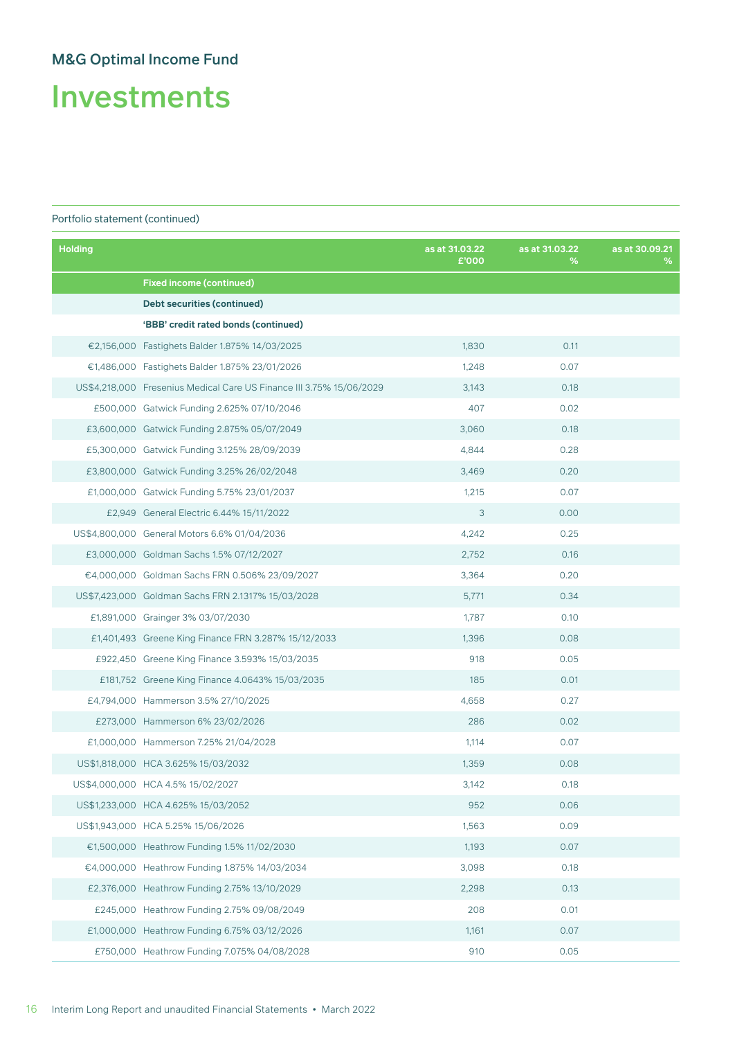# M&G Optimal Income Fund

# Investments

Portfolio statement (continued)

| Holding | | as at 31.03.22 £'000 | as at 31.03.22 % | as at 30.09.21 % |
|---|---|---|---|---|
| | **Fixed income (continued)** | | | |
| | **Debt securities (continued)** | | | |
| | **'BBB' credit rated bonds (continued)** | | | |
| €2,156,000 | Fastighets Balder 1.875% 14/03/2025 | 1,830 | 0.11 | |
| €1,486,000 | Fastighets Balder 1.875% 23/01/2026 | 1,248 | 0.07 | |
| US$4,218,000 | Fresenius Medical Care US Finance III 3.75% 15/06/2029 | 3,143 | 0.18 | |
| £500,000 | Gatwick Funding 2.625% 07/10/2046 | 407 | 0.02 | |
| £3,600,000 | Gatwick Funding 2.875% 05/07/2049 | 3,060 | 0.18 | |
| £5,300,000 | Gatwick Funding 3.125% 28/09/2039 | 4,844 | 0.28 | |
| £3,800,000 | Gatwick Funding 3.25% 26/02/2048 | 3,469 | 0.20 | |
| £1,000,000 | Gatwick Funding 5.75% 23/01/2037 | 1,215 | 0.07 | |
| £2,949 | General Electric 6.44% 15/11/2022 | 3 | 0.00 | |
| US$4,800,000 | General Motors 6.6% 01/04/2036 | 4,242 | 0.25 | |
| £3,000,000 | Goldman Sachs 1.5% 07/12/2027 | 2,752 | 0.16 | |
| €4,000,000 | Goldman Sachs FRN 0.506% 23/09/2027 | 3,364 | 0.20 | |
| US$7,423,000 | Goldman Sachs FRN 2.1317% 15/03/2028 | 5,771 | 0.34 | |
| £1,891,000 | Grainger 3% 03/07/2030 | 1,787 | 0.10 | |
| £1,401,493 | Greene King Finance FRN 3.287% 15/12/2033 | 1,396 | 0.08 | |
| £922,450 | Greene King Finance 3.593% 15/03/2035 | 918 | 0.05 | |
| £181,752 | Greene King Finance 4.0643% 15/03/2035 | 185 | 0.01 | |
| £4,794,000 | Hammerson 3.5% 27/10/2025 | 4,658 | 0.27 | |
| £273,000 | Hammerson 6% 23/02/2026 | 286 | 0.02 | |
| £1,000,000 | Hammerson 7.25% 21/04/2028 | 1,114 | 0.07 | |
| US$1,818,000 | HCA 3.625% 15/03/2032 | 1,359 | 0.08 | |
| US$4,000,000 | HCA 4.5% 15/02/2027 | 3,142 | 0.18 | |
| US$1,233,000 | HCA 4.625% 15/03/2052 | 952 | 0.06 | |
| US$1,943,000 | HCA 5.25% 15/06/2026 | 1,563 | 0.09 | |
| €1,500,000 | Heathrow Funding 1.5% 11/02/2030 | 1,193 | 0.07 | |
| €4,000,000 | Heathrow Funding 1.875% 14/03/2034 | 3,098 | 0.18 | |
| £2,376,000 | Heathrow Funding 2.75% 13/10/2029 | 2,298 | 0.13 | |
| £245,000 | Heathrow Funding 2.75% 09/08/2049 | 208 | 0.01 | |
| £1,000,000 | Heathrow Funding 6.75% 03/12/2026 | 1,161 | 0.07 | |
| £750,000 | Heathrow Funding 7.075% 04/08/2028 | 910 | 0.05 | |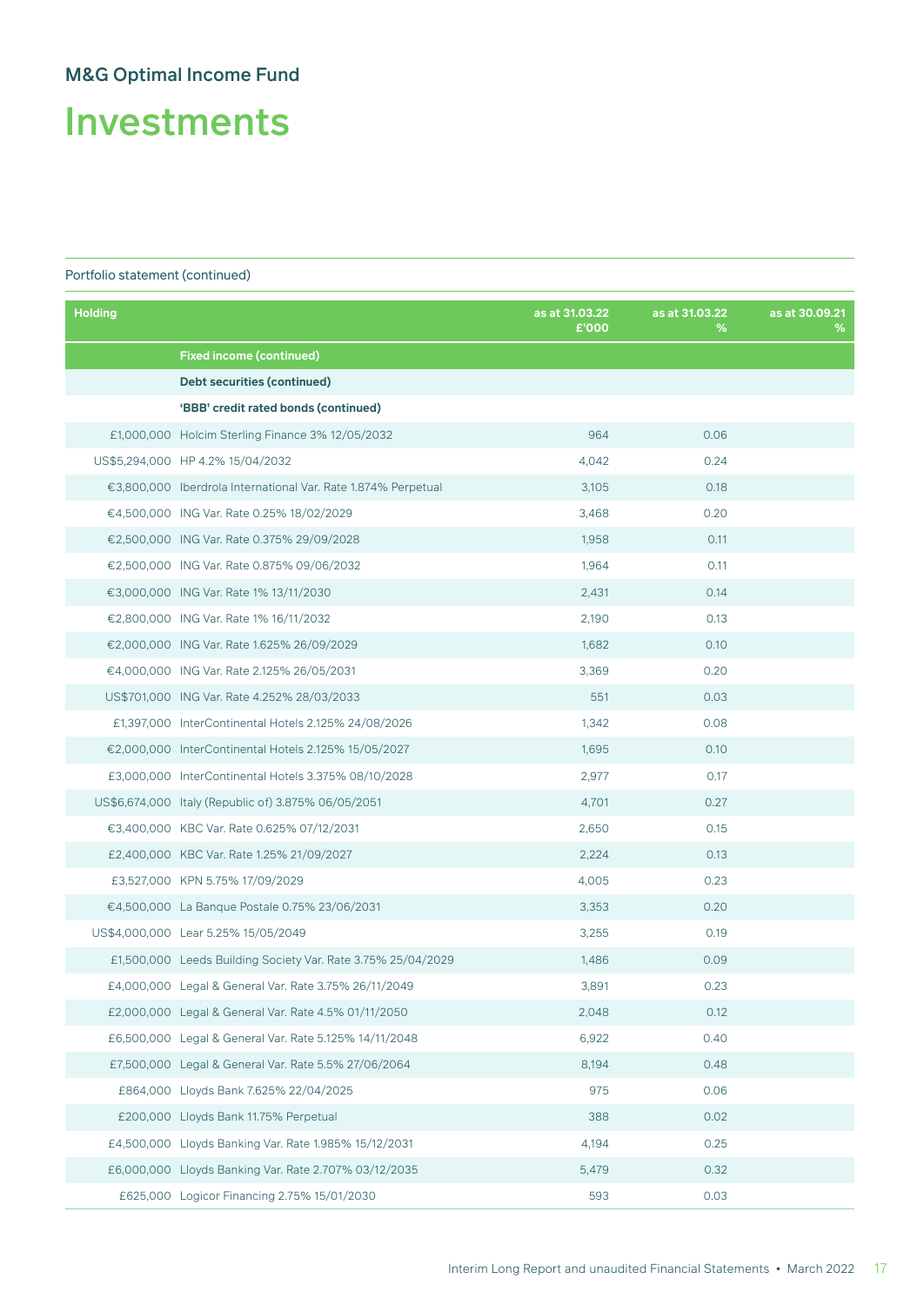## M&G Optimal Income Fund

# Investments

Portfolio statement (continued)

| Holding | | as at 31.03.22 £'000 | as at 31.03.22 % | as at 30.09.21 % |
|---|---|---|---|---|
| | **Fixed income (continued)** | | | |
| | **Debt securities (continued)** | | | |
| | **'BBB' credit rated bonds (continued)** | | | |
| £1,000,000 | Holcim Sterling Finance 3% 12/05/2032 | 964 | 0.06 | |
| US$5,294,000 | HP 4.2% 15/04/2032 | 4,042 | 0.24 | |
| €3,800,000 | Iberdrola International Var. Rate 1.874% Perpetual | 3,105 | 0.18 | |
| €4,500,000 | ING Var. Rate 0.25% 18/02/2029 | 3,468 | 0.20 | |
| €2,500,000 | ING Var. Rate 0.375% 29/09/2028 | 1,958 | 0.11 | |
| €2,500,000 | ING Var. Rate 0.875% 09/06/2032 | 1,964 | 0.11 | |
| €3,000,000 | ING Var. Rate 1% 13/11/2030 | 2,431 | 0.14 | |
| €2,800,000 | ING Var. Rate 1% 16/11/2032 | 2,190 | 0.13 | |
| €2,000,000 | ING Var. Rate 1.625% 26/09/2029 | 1,682 | 0.10 | |
| €4,000,000 | ING Var. Rate 2.125% 26/05/2031 | 3,369 | 0.20 | |
| US$701,000 | ING Var. Rate 4.252% 28/03/2033 | 551 | 0.03 | |
| £1,397,000 | InterContinental Hotels 2.125% 24/08/2026 | 1,342 | 0.08 | |
| €2,000,000 | InterContinental Hotels 2.125% 15/05/2027 | 1,695 | 0.10 | |
| £3,000,000 | InterContinental Hotels 3.375% 08/10/2028 | 2,977 | 0.17 | |
| US$6,674,000 | Italy (Republic of) 3.875% 06/05/2051 | 4,701 | 0.27 | |
| €3,400,000 | KBC Var. Rate 0.625% 07/12/2031 | 2,650 | 0.15 | |
| £2,400,000 | KBC Var. Rate 1.25% 21/09/2027 | 2,224 | 0.13 | |
| £3,527,000 | KPN 5.75% 17/09/2029 | 4,005 | 0.23 | |
| €4,500,000 | La Banque Postale 0.75% 23/06/2031 | 3,353 | 0.20 | |
| US$4,000,000 | Lear 5.25% 15/05/2049 | 3,255 | 0.19 | |
| £1,500,000 | Leeds Building Society Var. Rate 3.75% 25/04/2029 | 1,486 | 0.09 | |
| £4,000,000 | Legal & General Var. Rate 3.75% 26/11/2049 | 3,891 | 0.23 | |
| £2,000,000 | Legal & General Var. Rate 4.5% 01/11/2050 | 2,048 | 0.12 | |
| £6,500,000 | Legal & General Var. Rate 5.125% 14/11/2048 | 6,922 | 0.40 | |
| £7,500,000 | Legal & General Var. Rate 5.5% 27/06/2064 | 8,194 | 0.48 | |
| £864,000 | Lloyds Bank 7.625% 22/04/2025 | 975 | 0.06 | |
| £200,000 | Lloyds Bank 11.75% Perpetual | 388 | 0.02 | |
| £4,500,000 | Lloyds Banking Var. Rate 1.985% 15/12/2031 | 4,194 | 0.25 | |
| £6,000,000 | Lloyds Banking Var. Rate 2.707% 03/12/2035 | 5,479 | 0.32 | |
| £625,000 | Logicor Financing 2.75% 15/01/2030 | 593 | 0.03 | |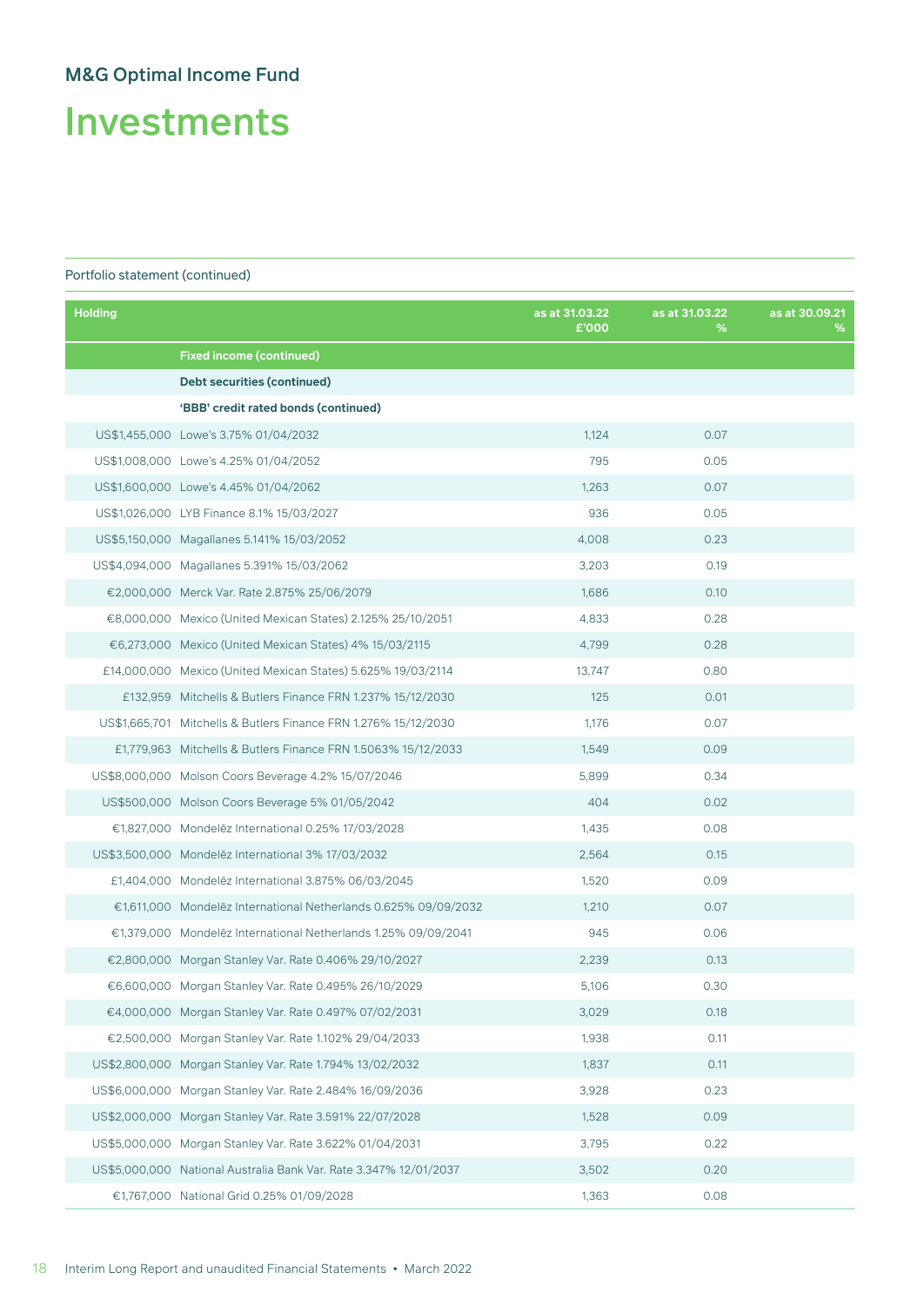## M&G Optimal Income Fund

# Investments

Portfolio statement (continued)

| Holding | | as at 31.03.22 £'000 | as at 31.03.22 % | as at 30.09.21 % |
|---|---|---|---|---|
| | **Fixed income (continued)** | | | |
| | **Debt securities (continued)** | | | |
| | **'BBB' credit rated bonds (continued)** | | | |
| US$1,455,000 | Lowe's 3.75% 01/04/2032 | 1,124 | 0.07 | |
| US$1,008,000 | Lowe's 4.25% 01/04/2052 | 795 | 0.05 | |
| US$1,600,000 | Lowe's 4.45% 01/04/2062 | 1,263 | 0.07 | |
| US$1,026,000 | LYB Finance 8.1% 15/03/2027 | 936 | 0.05 | |
| US$5,150,000 | Magallanes 5.141% 15/03/2052 | 4,008 | 0.23 | |
| US$4,094,000 | Magallanes 5.391% 15/03/2062 | 3,203 | 0.19 | |
| €2,000,000 | Merck Var. Rate 2.875% 25/06/2079 | 1,686 | 0.10 | |
| €8,000,000 | Mexico (United Mexican States) 2.125% 25/10/2051 | 4,833 | 0.28 | |
| €6,273,000 | Mexico (United Mexican States) 4% 15/03/2115 | 4,799 | 0.28 | |
| £14,000,000 | Mexico (United Mexican States) 5.625% 19/03/2114 | 13,747 | 0.80 | |
| £132,959 | Mitchells & Butlers Finance FRN 1.237% 15/12/2030 | 125 | 0.01 | |
| US$1,665,701 | Mitchells & Butlers Finance FRN 1.276% 15/12/2030 | 1,176 | 0.07 | |
| £1,779,963 | Mitchells & Butlers Finance FRN 1.5063% 15/12/2033 | 1,549 | 0.09 | |
| US$8,000,000 | Molson Coors Beverage 4.2% 15/07/2046 | 5,899 | 0.34 | |
| US$500,000 | Molson Coors Beverage 5% 01/05/2042 | 404 | 0.02 | |
| €1,827,000 | Mondelēz International 0.25% 17/03/2028 | 1,435 | 0.08 | |
| US$3,500,000 | Mondelēz International 3% 17/03/2032 | 2,564 | 0.15 | |
| £1,404,000 | Mondelēz International 3.875% 06/03/2045 | 1,520 | 0.09 | |
| €1,611,000 | Mondelēz International Netherlands 0.625% 09/09/2032 | 1,210 | 0.07 | |
| €1,379,000 | Mondelēz International Netherlands 1.25% 09/09/2041 | 945 | 0.06 | |
| €2,800,000 | Morgan Stanley Var. Rate 0.406% 29/10/2027 | 2,239 | 0.13 | |
| €6,600,000 | Morgan Stanley Var. Rate 0.495% 26/10/2029 | 5,106 | 0.30 | |
| €4,000,000 | Morgan Stanley Var. Rate 0.497% 07/02/2031 | 3,029 | 0.18 | |
| €2,500,000 | Morgan Stanley Var. Rate 1.102% 29/04/2033 | 1,938 | 0.11 | |
| US$2,800,000 | Morgan Stanley Var. Rate 1.794% 13/02/2032 | 1,837 | 0.11 | |
| US$6,000,000 | Morgan Stanley Var. Rate 2.484% 16/09/2036 | 3,928 | 0.23 | |
| US$2,000,000 | Morgan Stanley Var. Rate 3.591% 22/07/2028 | 1,528 | 0.09 | |
| US$5,000,000 | Morgan Stanley Var. Rate 3.622% 01/04/2031 | 3,795 | 0.22 | |
| US$5,000,000 | National Australia Bank Var. Rate 3.347% 12/01/2037 | 3,502 | 0.20 | |
| €1,767,000 | National Grid 0.25% 01/09/2028 | 1,363 | 0.08 | |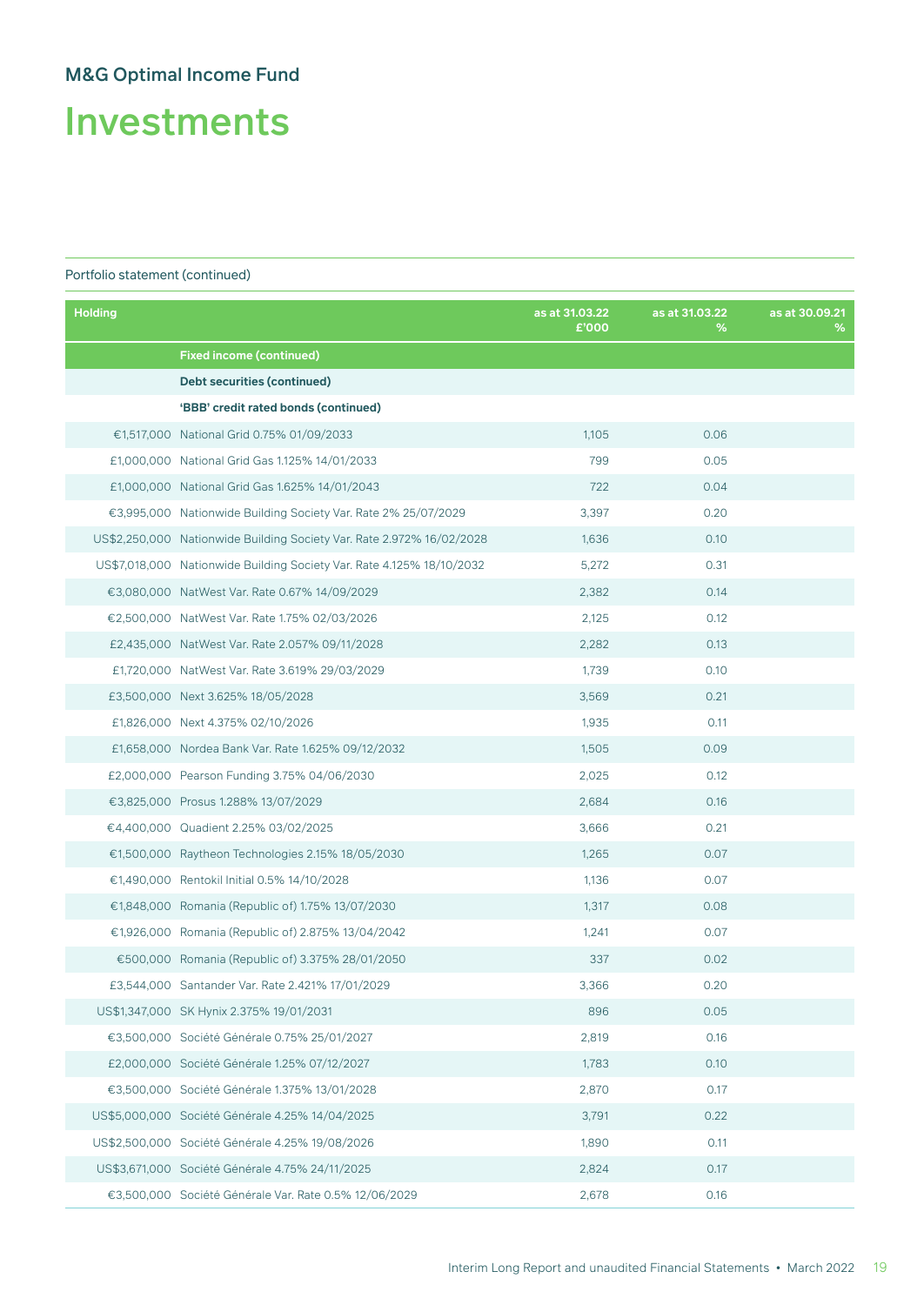## M&G Optimal Income Fund

# Investments

Portfolio statement (continued)

| Holding | | as at 31.03.22 £'000 | as at 31.03.22 % | as at 30.09.21 % |
|---|---|---|---|---|
| | **Fixed income (continued)** | | | |
| | **Debt securities (continued)** | | | |
| | **'BBB' credit rated bonds (continued)** | | | |
| €1,517,000 | National Grid 0.75% 01/09/2033 | 1,105 | 0.06 | |
| £1,000,000 | National Grid Gas 1.125% 14/01/2033 | 799 | 0.05 | |
| £1,000,000 | National Grid Gas 1.625% 14/01/2043 | 722 | 0.04 | |
| €3,995,000 | Nationwide Building Society Var. Rate 2% 25/07/2029 | 3,397 | 0.20 | |
| US$2,250,000 | Nationwide Building Society Var. Rate 2.972% 16/02/2028 | 1,636 | 0.10 | |
| US$7,018,000 | Nationwide Building Society Var. Rate 4.125% 18/10/2032 | 5,272 | 0.31 | |
| €3,080,000 | NatWest Var. Rate 0.67% 14/09/2029 | 2,382 | 0.14 | |
| €2,500,000 | NatWest Var. Rate 1.75% 02/03/2026 | 2,125 | 0.12 | |
| £2,435,000 | NatWest Var. Rate 2.057% 09/11/2028 | 2,282 | 0.13 | |
| £1,720,000 | NatWest Var. Rate 3.619% 29/03/2029 | 1,739 | 0.10 | |
| £3,500,000 | Next 3.625% 18/05/2028 | 3,569 | 0.21 | |
| £1,826,000 | Next 4.375% 02/10/2026 | 1,935 | 0.11 | |
| £1,658,000 | Nordea Bank Var. Rate 1.625% 09/12/2032 | 1,505 | 0.09 | |
| £2,000,000 | Pearson Funding 3.75% 04/06/2030 | 2,025 | 0.12 | |
| €3,825,000 | Prosus 1.288% 13/07/2029 | 2,684 | 0.16 | |
| €4,400,000 | Quadient 2.25% 03/02/2025 | 3,666 | 0.21 | |
| €1,500,000 | Raytheon Technologies 2.15% 18/05/2030 | 1,265 | 0.07 | |
| €1,490,000 | Rentokil Initial 0.5% 14/10/2028 | 1,136 | 0.07 | |
| €1,848,000 | Romania (Republic of) 1.75% 13/07/2030 | 1,317 | 0.08 | |
| €1,926,000 | Romania (Republic of) 2.875% 13/04/2042 | 1,241 | 0.07 | |
| €500,000 | Romania (Republic of) 3.375% 28/01/2050 | 337 | 0.02 | |
| £3,544,000 | Santander Var. Rate 2.421% 17/01/2029 | 3,366 | 0.20 | |
| US$1,347,000 | SK Hynix 2.375% 19/01/2031 | 896 | 0.05 | |
| €3,500,000 | Société Générale 0.75% 25/01/2027 | 2,819 | 0.16 | |
| £2,000,000 | Société Générale 1.25% 07/12/2027 | 1,783 | 0.10 | |
| €3,500,000 | Société Générale 1.375% 13/01/2028 | 2,870 | 0.17 | |
| US$5,000,000 | Société Générale 4.25% 14/04/2025 | 3,791 | 0.22 | |
| US$2,500,000 | Société Générale 4.25% 19/08/2026 | 1,890 | 0.11 | |
| US$3,671,000 | Société Générale 4.75% 24/11/2025 | 2,824 | 0.17 | |
| €3,500,000 | Société Générale Var. Rate 0.5% 12/06/2029 | 2,678 | 0.16 | |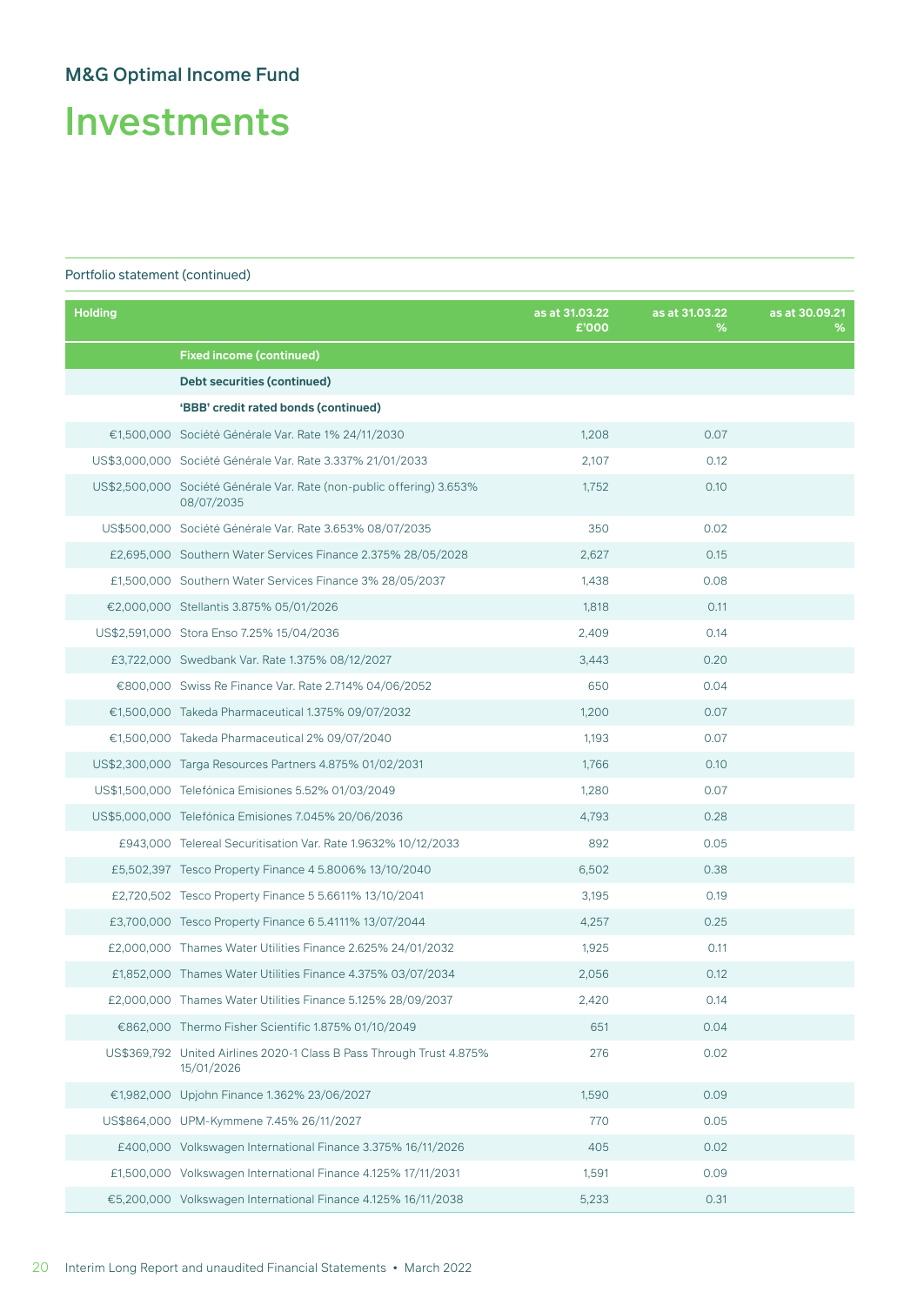## M&G Optimal Income Fund

# Investments

Portfolio statement (continued)

| Holding | | as at 31.03.22 £'000 | as at 31.03.22 % | as at 30.09.21 % |
|---|---|---|---|---|
| | **Fixed income (continued)** | | | |
| | **Debt securities (continued)** | | | |
| | **'BBB' credit rated bonds (continued)** | | | |
| €1,500,000 | Société Générale Var. Rate 1% 24/11/2030 | 1,208 | 0.07 | |
| US$3,000,000 | Société Générale Var. Rate 3.337% 21/01/2033 | 2,107 | 0.12 | |
| US$2,500,000 | Société Générale Var. Rate (non-public offering) 3.653% 08/07/2035 | 1,752 | 0.10 | |
| US$500,000 | Société Générale Var. Rate 3.653% 08/07/2035 | 350 | 0.02 | |
| £2,695,000 | Southern Water Services Finance 2.375% 28/05/2028 | 2,627 | 0.15 | |
| £1,500,000 | Southern Water Services Finance 3% 28/05/2037 | 1,438 | 0.08 | |
| €2,000,000 | Stellantis 3.875% 05/01/2026 | 1,818 | 0.11 | |
| US$2,591,000 | Stora Enso 7.25% 15/04/2036 | 2,409 | 0.14 | |
| £3,722,000 | Swedbank Var. Rate 1.375% 08/12/2027 | 3,443 | 0.20 | |
| €800,000 | Swiss Re Finance Var. Rate 2.714% 04/06/2052 | 650 | 0.04 | |
| €1,500,000 | Takeda Pharmaceutical 1.375% 09/07/2032 | 1,200 | 0.07 | |
| €1,500,000 | Takeda Pharmaceutical 2% 09/07/2040 | 1,193 | 0.07 | |
| US$2,300,000 | Targa Resources Partners 4.875% 01/02/2031 | 1,766 | 0.10 | |
| US$1,500,000 | Telefónica Emisiones 5.52% 01/03/2049 | 1,280 | 0.07 | |
| US$5,000,000 | Telefónica Emisiones 7.045% 20/06/2036 | 4,793 | 0.28 | |
| £943,000 | Telereal Securitisation Var. Rate 1.9632% 10/12/2033 | 892 | 0.05 | |
| £5,502,397 | Tesco Property Finance 4 5.8006% 13/10/2040 | 6,502 | 0.38 | |
| £2,720,502 | Tesco Property Finance 5 5.6611% 13/10/2041 | 3,195 | 0.19 | |
| £3,700,000 | Tesco Property Finance 6 5.4111% 13/07/2044 | 4,257 | 0.25 | |
| £2,000,000 | Thames Water Utilities Finance 2.625% 24/01/2032 | 1,925 | 0.11 | |
| £1,852,000 | Thames Water Utilities Finance 4.375% 03/07/2034 | 2,056 | 0.12 | |
| £2,000,000 | Thames Water Utilities Finance 5.125% 28/09/2037 | 2,420 | 0.14 | |
| €862,000 | Thermo Fisher Scientific 1.875% 01/10/2049 | 651 | 0.04 | |
| US$369,792 | United Airlines 2020-1 Class B Pass Through Trust 4.875% 15/01/2026 | 276 | 0.02 | |
| €1,982,000 | Upjohn Finance 1.362% 23/06/2027 | 1,590 | 0.09 | |
| US$864,000 | UPM-Kymmene 7.45% 26/11/2027 | 770 | 0.05 | |
| €400,000 | Volkswagen International Finance 3.375% 16/11/2026 | 405 | 0.02 | |
| £1,500,000 | Volkswagen International Finance 4.125% 17/11/2031 | 1,591 | 0.09 | |
| €5,200,000 | Volkswagen International Finance 4.125% 16/11/2038 | 5,233 | 0.31 | |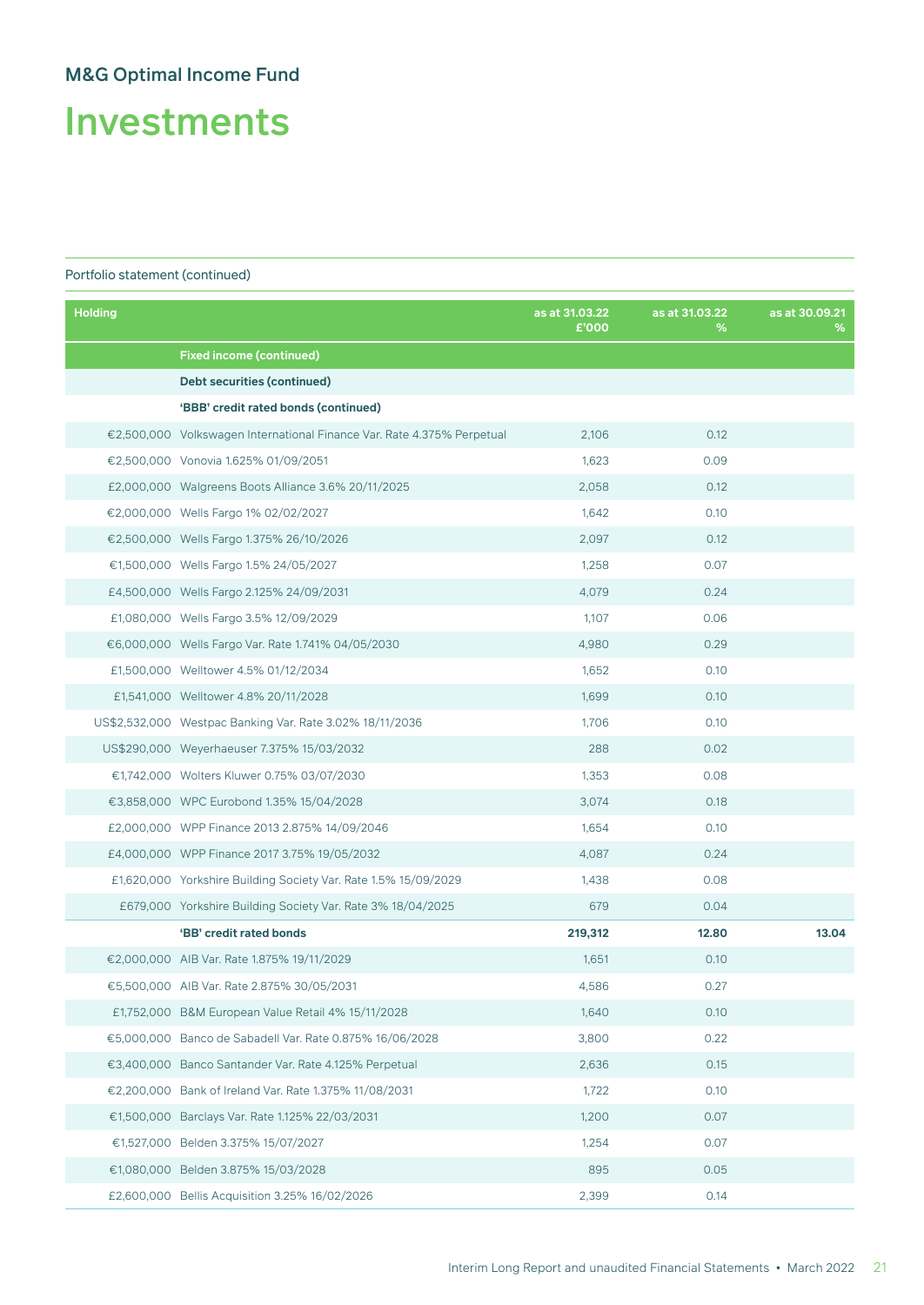## M&G Optimal Income Fund

# Investments

Portfolio statement (continued)

| Holding | | as at 31.03.22 £'000 | as at 31.03.22 % | as at 30.09.21 % |
|---|---|---|---|---|
| | **Fixed income (continued)** | | | |
| | **Debt securities (continued)** | | | |
| | **'BBB' credit rated bonds (continued)** | | | |
| €2,500,000 | Volkswagen International Finance Var. Rate 4.375% Perpetual | 2,106 | 0.12 | |
| €2,500,000 | Vonovia 1.625% 01/09/2051 | 1,623 | 0.09 | |
| £2,000,000 | Walgreens Boots Alliance 3.6% 20/11/2025 | 2,058 | 0.12 | |
| €2,000,000 | Wells Fargo 1% 02/02/2027 | 1,642 | 0.10 | |
| €2,500,000 | Wells Fargo 1.375% 26/10/2026 | 2,097 | 0.12 | |
| €1,500,000 | Wells Fargo 1.5% 24/05/2027 | 1,258 | 0.07 | |
| £4,500,000 | Wells Fargo 2.125% 24/09/2031 | 4,079 | 0.24 | |
| £1,080,000 | Wells Fargo 3.5% 12/09/2029 | 1,107 | 0.06 | |
| €6,000,000 | Wells Fargo Var. Rate 1.741% 04/05/2030 | 4,980 | 0.29 | |
| £1,500,000 | Welltower 4.5% 01/12/2034 | 1,652 | 0.10 | |
| £1,541,000 | Welltower 4.8% 20/11/2028 | 1,699 | 0.10 | |
| US$2,532,000 | Westpac Banking Var. Rate 3.02% 18/11/2036 | 1,706 | 0.10 | |
| US$290,000 | Weyerhaeuser 7.375% 15/03/2032 | 288 | 0.02 | |
| €1,742,000 | Wolters Kluwer 0.75% 03/07/2030 | 1,353 | 0.08 | |
| €3,858,000 | WPC Eurobond 1.35% 15/04/2028 | 3,074 | 0.18 | |
| £2,000,000 | WPP Finance 2013 2.875% 14/09/2046 | 1,654 | 0.10 | |
| £4,000,000 | WPP Finance 2017 3.75% 19/05/2032 | 4,087 | 0.24 | |
| £1,620,000 | Yorkshire Building Society Var. Rate 1.5% 15/09/2029 | 1,438 | 0.08 | |
| £679,000 | Yorkshire Building Society Var. Rate 3% 18/04/2025 | 679 | 0.04 | |
| | **'BB' credit rated bonds** | **219,312** | **12.80** | **13.04** |
| €2,000,000 | AIB Var. Rate 1.875% 19/11/2029 | 1,651 | 0.10 | |
| €5,500,000 | AIB Var. Rate 2.875% 30/05/2031 | 4,586 | 0.27 | |
| £1,752,000 | B&M European Value Retail 4% 15/11/2028 | 1,640 | 0.10 | |
| €5,000,000 | Banco de Sabadell Var. Rate 0.875% 16/06/2028 | 3,800 | 0.22 | |
| €3,400,000 | Banco Santander Var. Rate 4.125% Perpetual | 2,636 | 0.15 | |
| €2,200,000 | Bank of Ireland Var. Rate 1.375% 11/08/2031 | 1,722 | 0.10 | |
| €1,500,000 | Barclays Var. Rate 1.125% 22/03/2031 | 1,200 | 0.07 | |
| €1,527,000 | Belden 3.375% 15/07/2027 | 1,254 | 0.07 | |
| €1,080,000 | Belden 3.875% 15/03/2028 | 895 | 0.05 | |
| £2,600,000 | Bellis Acquisition 3.25% 16/02/2026 | 2,399 | 0.14 | |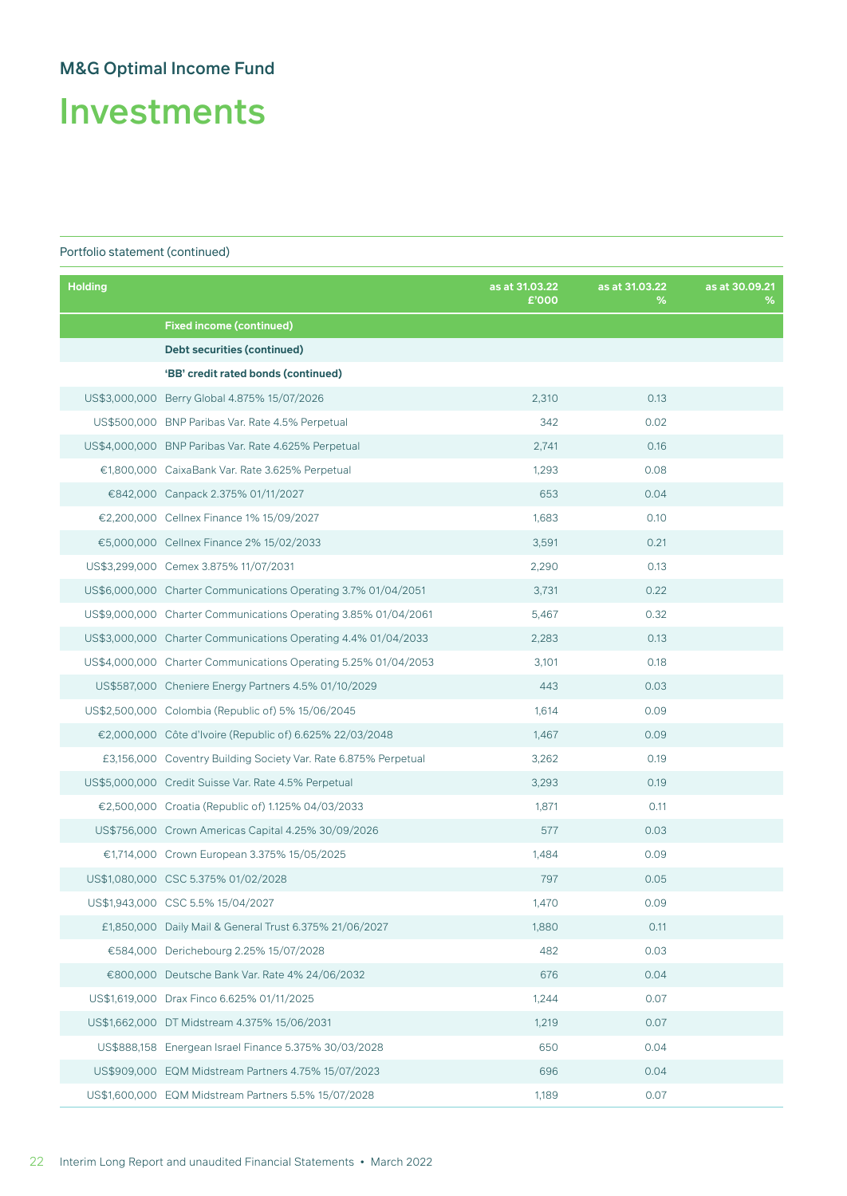# M&G Optimal Income Fund

# Investments

Portfolio statement (continued)

| Holding | | as at 31.03.22 £'000 | as at 31.03.22 % | as at 30.09.21 % |
|---|---|---|---|---|
| | **Fixed income (continued)** | | | |
| | **Debt securities (continued)** | | | |
| | **'BB' credit rated bonds (continued)** | | | |
| US$3,000,000 | Berry Global 4.875% 15/07/2026 | 2,310 | 0.13 | |
| US$500,000 | BNP Paribas Var. Rate 4.5% Perpetual | 342 | 0.02 | |
| US$4,000,000 | BNP Paribas Var. Rate 4.625% Perpetual | 2,741 | 0.16 | |
| €1,800,000 | CaixaBank Var. Rate 3.625% Perpetual | 1,293 | 0.08 | |
| €842,000 | Canpack 2.375% 01/11/2027 | 653 | 0.04 | |
| €2,200,000 | Cellnex Finance 1% 15/09/2027 | 1,683 | 0.10 | |
| €5,000,000 | Cellnex Finance 2% 15/02/2033 | 3,591 | 0.21 | |
| US$3,299,000 | Cemex 3.875% 11/07/2031 | 2,290 | 0.13 | |
| US$6,000,000 | Charter Communications Operating 3.7% 01/04/2051 | 3,731 | 0.22 | |
| US$9,000,000 | Charter Communications Operating 3.85% 01/04/2061 | 5,467 | 0.32 | |
| US$3,000,000 | Charter Communications Operating 4.4% 01/04/2033 | 2,283 | 0.13 | |
| US$4,000,000 | Charter Communications Operating 5.25% 01/04/2053 | 3,101 | 0.18 | |
| US$587,000 | Cheniere Energy Partners 4.5% 01/10/2029 | 443 | 0.03 | |
| US$2,500,000 | Colombia (Republic of) 5% 15/06/2045 | 1,614 | 0.09 | |
| €2,000,000 | Côte d'Ivoire (Republic of) 6.625% 22/03/2048 | 1,467 | 0.09 | |
| £3,156,000 | Coventry Building Society Var. Rate 6.875% Perpetual | 3,262 | 0.19 | |
| US$5,000,000 | Credit Suisse Var. Rate 4.5% Perpetual | 3,293 | 0.19 | |
| €2,500,000 | Croatia (Republic of) 1.125% 04/03/2033 | 1,871 | 0.11 | |
| US$756,000 | Crown Americas Capital 4.25% 30/09/2026 | 577 | 0.03 | |
| €1,714,000 | Crown European 3.375% 15/05/2025 | 1,484 | 0.09 | |
| US$1,080,000 | CSC 5.375% 01/02/2028 | 797 | 0.05 | |
| US$1,943,000 | CSC 5.5% 15/04/2027 | 1,470 | 0.09 | |
| £1,850,000 | Daily Mail & General Trust 6.375% 21/06/2027 | 1,880 | 0.11 | |
| €584,000 | Derichebourg 2.25% 15/07/2028 | 482 | 0.03 | |
| €800,000 | Deutsche Bank Var. Rate 4% 24/06/2032 | 676 | 0.04 | |
| US$1,619,000 | Drax Finco 6.625% 01/11/2025 | 1,244 | 0.07 | |
| US$1,662,000 | DT Midstream 4.375% 15/06/2031 | 1,219 | 0.07 | |
| US$888,158 | Energean Israel Finance 5.375% 30/03/2028 | 650 | 0.04 | |
| US$909,000 | EQM Midstream Partners 4.75% 15/07/2023 | 696 | 0.04 | |
| US$1,600,000 | EQM Midstream Partners 5.5% 15/07/2028 | 1,189 | 0.07 | |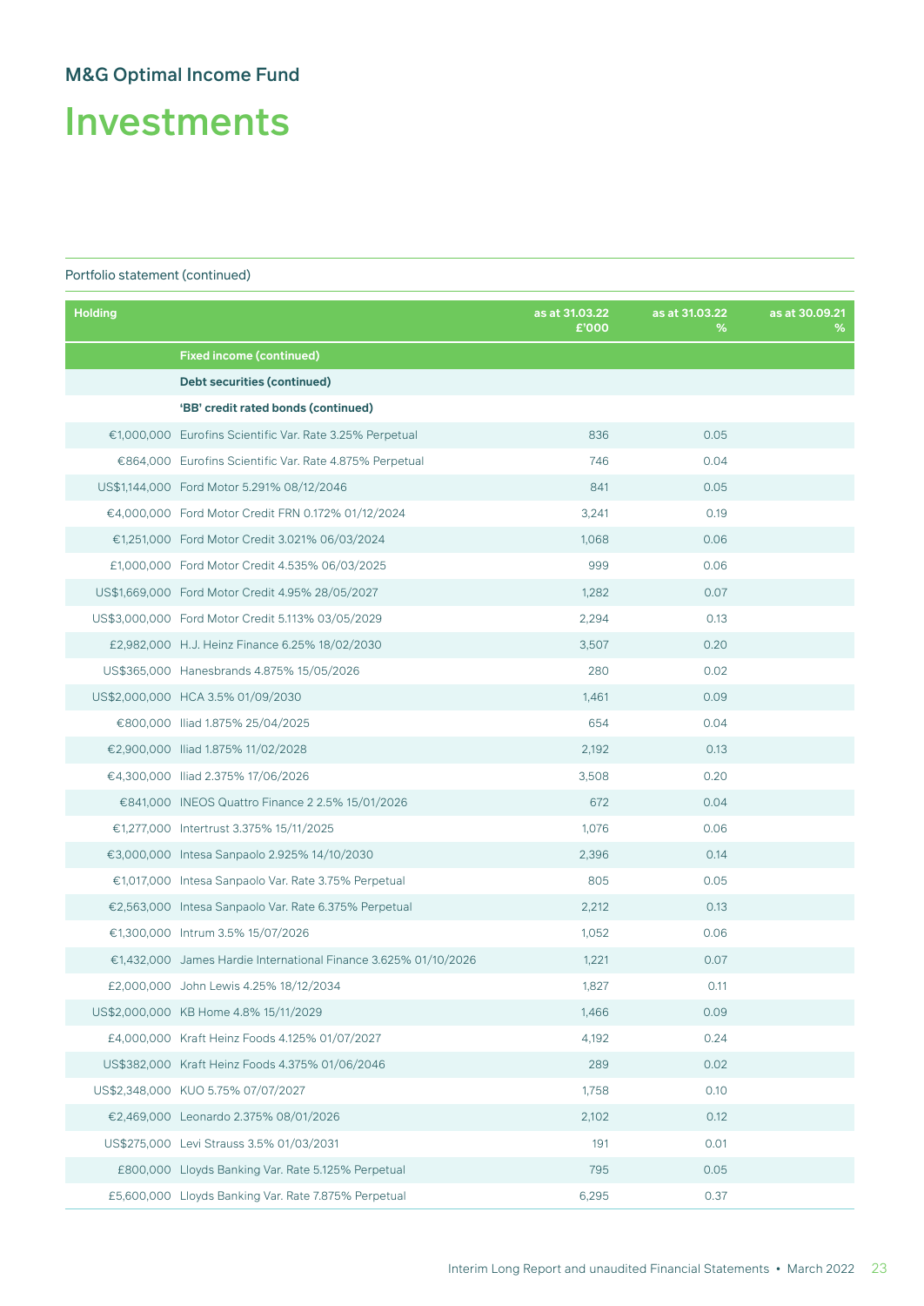## M&G Optimal Income Fund

# Investments

Portfolio statement (continued)

| Holding | | as at 31.03.22 £'000 | as at 31.03.22 % | as at 30.09.21 % |
|---|---|---|---|---|
| | **Fixed income (continued)** | | | |
| | **Debt securities (continued)** | | | |
| | **'BB' credit rated bonds (continued)** | | | |
| €1,000,000 | Eurofins Scientific Var. Rate 3.25% Perpetual | 836 | 0.05 | |
| €864,000 | Eurofins Scientific Var. Rate 4.875% Perpetual | 746 | 0.04 | |
| US$1,144,000 | Ford Motor 5.291% 08/12/2046 | 841 | 0.05 | |
| €4,000,000 | Ford Motor Credit FRN 0.172% 01/12/2024 | 3,241 | 0.19 | |
| €1,251,000 | Ford Motor Credit 3.021% 06/03/2024 | 1,068 | 0.06 | |
| £1,000,000 | Ford Motor Credit 4.535% 06/03/2025 | 999 | 0.06 | |
| US$1,669,000 | Ford Motor Credit 4.95% 28/05/2027 | 1,282 | 0.07 | |
| US$3,000,000 | Ford Motor Credit 5.113% 03/05/2029 | 2,294 | 0.13 | |
| £2,982,000 | H.J. Heinz Finance 6.25% 18/02/2030 | 3,507 | 0.20 | |
| US$365,000 | Hanesbrands 4.875% 15/05/2026 | 280 | 0.02 | |
| US$2,000,000 | HCA 3.5% 01/09/2030 | 1,461 | 0.09 | |
| €800,000 | Iliad 1.875% 25/04/2025 | 654 | 0.04 | |
| €2,900,000 | Iliad 1.875% 11/02/2028 | 2,192 | 0.13 | |
| €4,300,000 | Iliad 2.375% 17/06/2026 | 3,508 | 0.20 | |
| €841,000 | INEOS Quattro Finance 2 2.5% 15/01/2026 | 672 | 0.04 | |
| €1,277,000 | Intertrust 3.375% 15/11/2025 | 1,076 | 0.06 | |
| €3,000,000 | Intesa Sanpaolo 2.925% 14/10/2030 | 2,396 | 0.14 | |
| €1,017,000 | Intesa Sanpaolo Var. Rate 3.75% Perpetual | 805 | 0.05 | |
| €2,563,000 | Intesa Sanpaolo Var. Rate 6.375% Perpetual | 2,212 | 0.13 | |
| €1,300,000 | Intrum 3.5% 15/07/2026 | 1,052 | 0.06 | |
| €1,432,000 | James Hardie International Finance 3.625% 01/10/2026 | 1,221 | 0.07 | |
| £2,000,000 | John Lewis 4.25% 18/12/2034 | 1,827 | 0.11 | |
| US$2,000,000 | KB Home 4.8% 15/11/2029 | 1,466 | 0.09 | |
| £4,000,000 | Kraft Heinz Foods 4.125% 01/07/2027 | 4,192 | 0.24 | |
| US$382,000 | Kraft Heinz Foods 4.375% 01/06/2046 | 289 | 0.02 | |
| US$2,348,000 | KUO 5.75% 07/07/2027 | 1,758 | 0.10 | |
| €2,469,000 | Leonardo 2.375% 08/01/2026 | 2,102 | 0.12 | |
| US$275,000 | Levi Strauss 3.5% 01/03/2031 | 191 | 0.01 | |
| £800,000 | Lloyds Banking Var. Rate 5.125% Perpetual | 795 | 0.05 | |
| £5,600,000 | Lloyds Banking Var. Rate 7.875% Perpetual | 6,295 | 0.37 | |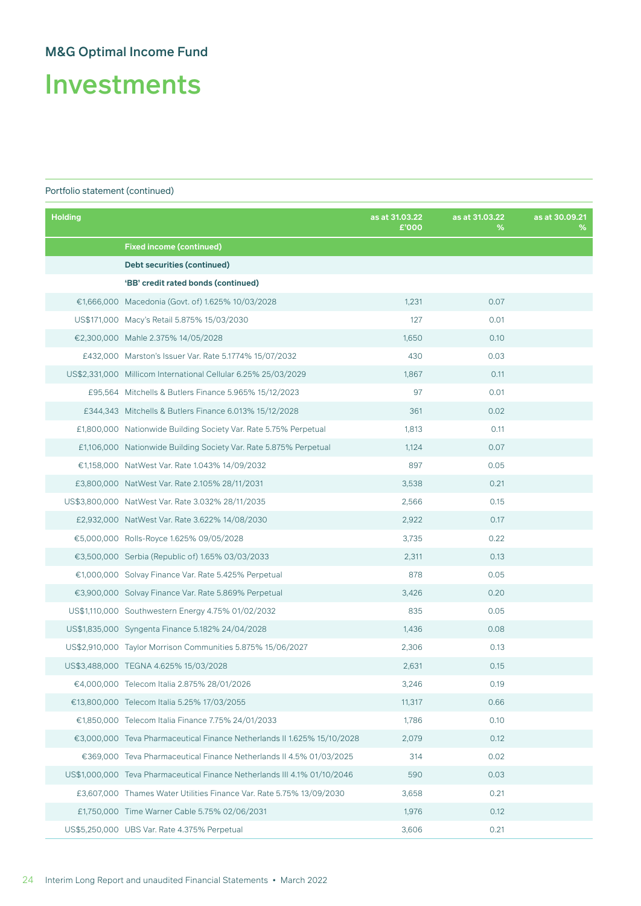## M&G Optimal Income Fund

# Investments

Portfolio statement (continued)

| Holding | | as at 31.03.22 £'000 | as at 31.03.22 % | as at 30.09.21 % |
|---|---|---|---|---|
| | **Fixed income (continued)** | | | |
| | **Debt securities (continued)** | | | |
| | **'BB' credit rated bonds (continued)** | | | |
| €1,666,000 | Macedonia (Govt. of) 1.625% 10/03/2028 | 1,231 | 0.07 | |
| US$171,000 | Macy's Retail 5.875% 15/03/2030 | 127 | 0.01 | |
| €2,300,000 | Mahle 2.375% 14/05/2028 | 1,650 | 0.10 | |
| £432,000 | Marston's Issuer Var. Rate 5.1774% 15/07/2032 | 430 | 0.03 | |
| US$2,331,000 | Millicom International Cellular 6.25% 25/03/2029 | 1,867 | 0.11 | |
| £95,564 | Mitchells & Butlers Finance 5.965% 15/12/2023 | 97 | 0.01 | |
| £344,343 | Mitchells & Butlers Finance 6.013% 15/12/2028 | 361 | 0.02 | |
| £1,800,000 | Nationwide Building Society Var. Rate 5.75% Perpetual | 1,813 | 0.11 | |
| £1,106,000 | Nationwide Building Society Var. Rate 5.875% Perpetual | 1,124 | 0.07 | |
| €1,158,000 | NatWest Var. Rate 1.043% 14/09/2032 | 897 | 0.05 | |
| £3,800,000 | NatWest Var. Rate 2.105% 28/11/2031 | 3,538 | 0.21 | |
| US$3,800,000 | NatWest Var. Rate 3.032% 28/11/2035 | 2,566 | 0.15 | |
| £2,932,000 | NatWest Var. Rate 3.622% 14/08/2030 | 2,922 | 0.17 | |
| €5,000,000 | Rolls-Royce 1.625% 09/05/2028 | 3,735 | 0.22 | |
| €3,500,000 | Serbia (Republic of) 1.65% 03/03/2033 | 2,311 | 0.13 | |
| €1,000,000 | Solvay Finance Var. Rate 5.425% Perpetual | 878 | 0.05 | |
| €3,900,000 | Solvay Finance Var. Rate 5.869% Perpetual | 3,426 | 0.20 | |
| US$1,110,000 | Southwestern Energy 4.75% 01/02/2032 | 835 | 0.05 | |
| US$1,835,000 | Syngenta Finance 5.182% 24/04/2028 | 1,436 | 0.08 | |
| US$2,910,000 | Taylor Morrison Communities 5.875% 15/06/2027 | 2,306 | 0.13 | |
| US$3,488,000 | TEGNA 4.625% 15/03/2028 | 2,631 | 0.15 | |
| €4,000,000 | Telecom Italia 2.875% 28/01/2026 | 3,246 | 0.19 | |
| €13,800,000 | Telecom Italia 5.25% 17/03/2055 | 11,317 | 0.66 | |
| €1,850,000 | Telecom Italia Finance 7.75% 24/01/2033 | 1,786 | 0.10 | |
| €3,000,000 | Teva Pharmaceutical Finance Netherlands II 1.625% 15/10/2028 | 2,079 | 0.12 | |
| €369,000 | Teva Pharmaceutical Finance Netherlands II 4.5% 01/03/2025 | 314 | 0.02 | |
| US$1,000,000 | Teva Pharmaceutical Finance Netherlands III 4.1% 01/10/2046 | 590 | 0.03 | |
| £3,607,000 | Thames Water Utilities Finance Var. Rate 5.75% 13/09/2030 | 3,658 | 0.21 | |
| £1,750,000 | Time Warner Cable 5.75% 02/06/2031 | 1,976 | 0.12 | |
| US$5,250,000 | UBS Var. Rate 4.375% Perpetual | 3,606 | 0.21 | |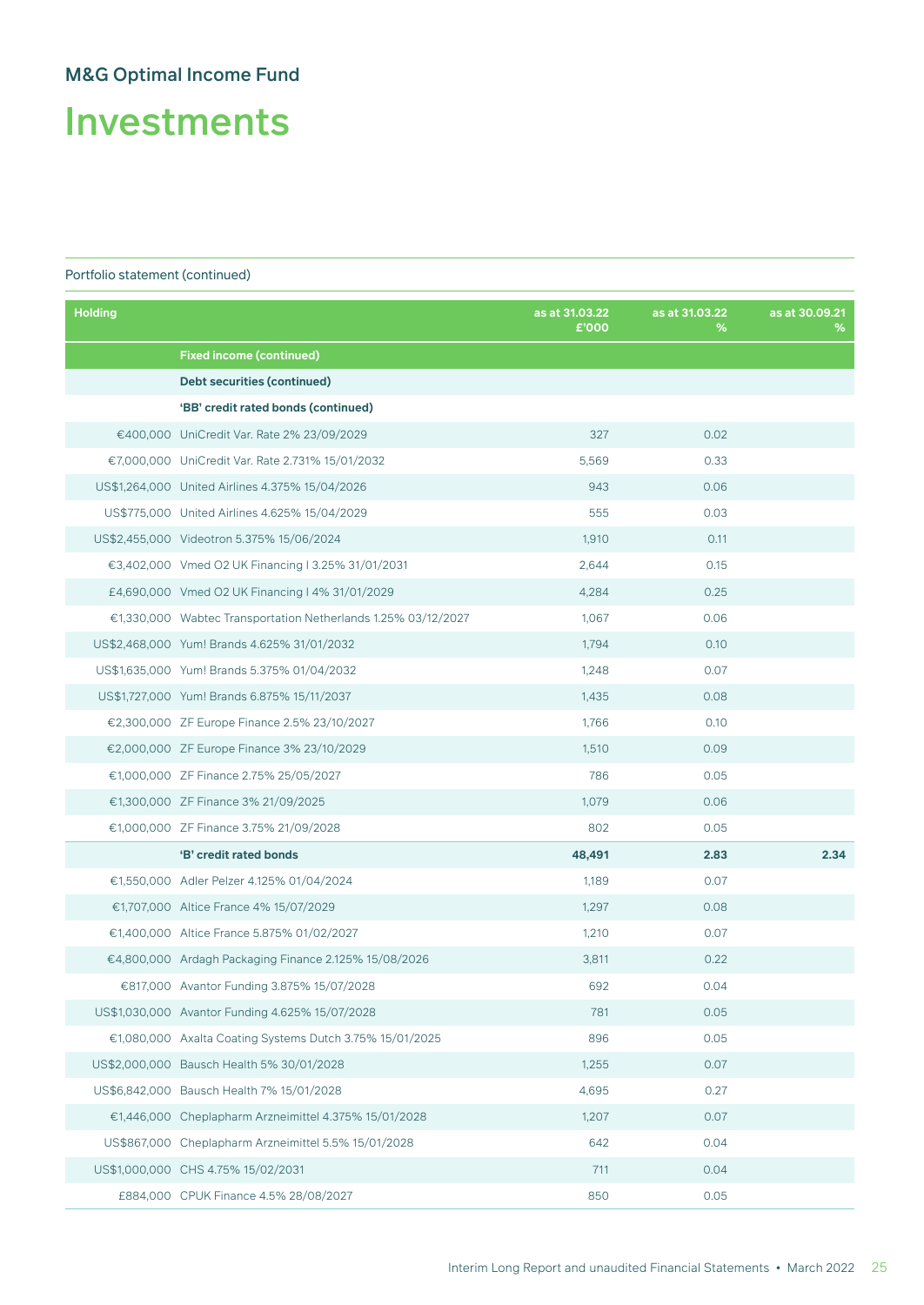## M&G Optimal Income Fund

# Investments

Portfolio statement (continued)

| Holding | | as at 31.03.22 £'000 | as at 31.03.22 % | as at 30.09.21 % |
|---|---|---|---|---|
| | **Fixed income (continued)** | | | |
| | **Debt securities (continued)** | | | |
| | **'BB' credit rated bonds (continued)** | | | |
| €400,000 | UniCredit Var. Rate 2% 23/09/2029 | 327 | 0.02 | |
| €7,000,000 | UniCredit Var. Rate 2.731% 15/01/2032 | 5,569 | 0.33 | |
| US$1,264,000 | United Airlines 4.375% 15/04/2026 | 943 | 0.06 | |
| US$775,000 | United Airlines 4.625% 15/04/2029 | 555 | 0.03 | |
| US$2,455,000 | Videotron 5.375% 15/06/2024 | 1,910 | 0.11 | |
| €3,402,000 | Vmed O2 UK Financing I 3.25% 31/01/2031 | 2,644 | 0.15 | |
| £4,690,000 | Vmed O2 UK Financing I 4% 31/01/2029 | 4,284 | 0.25 | |
| €1,330,000 | Wabtec Transportation Netherlands 1.25% 03/12/2027 | 1,067 | 0.06 | |
| US$2,468,000 | Yum! Brands 4.625% 31/01/2032 | 1,794 | 0.10 | |
| US$1,635,000 | Yum! Brands 5.375% 01/04/2032 | 1,248 | 0.07 | |
| US$1,727,000 | Yum! Brands 6.875% 15/11/2037 | 1,435 | 0.08 | |
| €2,300,000 | ZF Europe Finance 2.5% 23/10/2027 | 1,766 | 0.10 | |
| €2,000,000 | ZF Europe Finance 3% 23/10/2029 | 1,510 | 0.09 | |
| €1,000,000 | ZF Finance 2.75% 25/05/2027 | 786 | 0.05 | |
| €1,300,000 | ZF Finance 3% 21/09/2025 | 1,079 | 0.06 | |
| €1,000,000 | ZF Finance 3.75% 21/09/2028 | 802 | 0.05 | |
| | **'B' credit rated bonds** | **48,491** | **2.83** | **2.34** |
| €1,550,000 | Adler Pelzer 4.125% 01/04/2024 | 1,189 | 0.07 | |
| €1,707,000 | Altice France 4% 15/07/2029 | 1,297 | 0.08 | |
| €1,400,000 | Altice France 5.875% 01/02/2027 | 1,210 | 0.07 | |
| €4,800,000 | Ardagh Packaging Finance 2.125% 15/08/2026 | 3,811 | 0.22 | |
| €817,000 | Avantor Funding 3.875% 15/07/2028 | 692 | 0.04 | |
| US$1,030,000 | Avantor Funding 4.625% 15/07/2028 | 781 | 0.05 | |
| €1,080,000 | Axalta Coating Systems Dutch 3.75% 15/01/2025 | 896 | 0.05 | |
| US$2,000,000 | Bausch Health 5% 30/01/2028 | 1,255 | 0.07 | |
| US$6,842,000 | Bausch Health 7% 15/01/2028 | 4,695 | 0.27 | |
| €1,446,000 | Cheplapharm Arzneimittel 4.375% 15/01/2028 | 1,207 | 0.07 | |
| US$867,000 | Cheplapharm Arzneimittel 5.5% 15/01/2028 | 642 | 0.04 | |
| US$1,000,000 | CHS 4.75% 15/02/2031 | 711 | 0.04 | |
| £884,000 | CPUK Finance 4.5% 28/08/2027 | 850 | 0.05 | |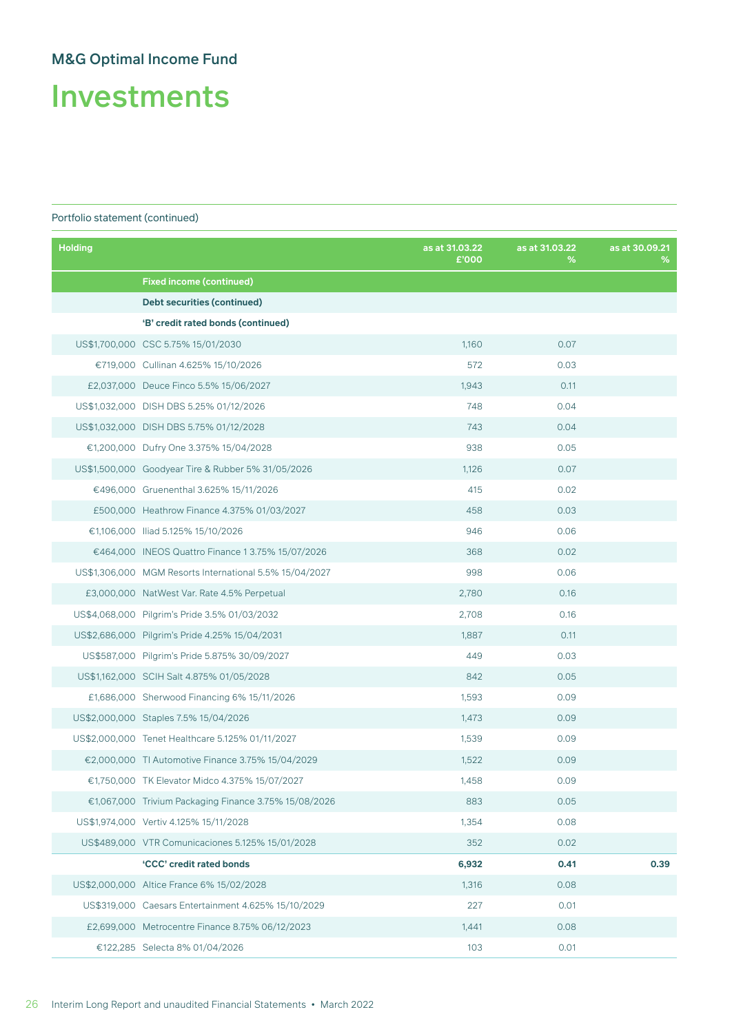# M&G Optimal Income Fund

# Investments

Portfolio statement (continued)

| Holding | | as at 31.03.22 £'000 | as at 31.03.22 % | as at 30.09.21 % |
|---|---|---|---|---|
| | **Fixed income (continued)** | | | |
| | **Debt securities (continued)** | | | |
| | **'B' credit rated bonds (continued)** | | | |
| US$1,700,000 | CSC 5.75% 15/01/2030 | 1,160 | 0.07 | |
| €719,000 | Cullinan 4.625% 15/10/2026 | 572 | 0.03 | |
| £2,037,000 | Deuce Finco 5.5% 15/06/2027 | 1,943 | 0.11 | |
| US$1,032,000 | DISH DBS 5.25% 01/12/2026 | 748 | 0.04 | |
| US$1,032,000 | DISH DBS 5.75% 01/12/2028 | 743 | 0.04 | |
| €1,200,000 | Dufry One 3.375% 15/04/2028 | 938 | 0.05 | |
| US$1,500,000 | Goodyear Tire & Rubber 5% 31/05/2026 | 1,126 | 0.07 | |
| €496,000 | Gruenenthal 3.625% 15/11/2026 | 415 | 0.02 | |
| £500,000 | Heathrow Finance 4.375% 01/03/2027 | 458 | 0.03 | |
| €1,106,000 | Iliad 5.125% 15/10/2026 | 946 | 0.06 | |
| €464,000 | INEOS Quattro Finance 1 3.75% 15/07/2026 | 368 | 0.02 | |
| US$1,306,000 | MGM Resorts International 5.5% 15/04/2027 | 998 | 0.06 | |
| £3,000,000 | NatWest Var. Rate 4.5% Perpetual | 2,780 | 0.16 | |
| US$4,068,000 | Pilgrim's Pride 3.5% 01/03/2032 | 2,708 | 0.16 | |
| US$2,686,000 | Pilgrim's Pride 4.25% 15/04/2031 | 1,887 | 0.11 | |
| US$587,000 | Pilgrim's Pride 5.875% 30/09/2027 | 449 | 0.03 | |
| US$1,162,000 | SCIH Salt 4.875% 01/05/2028 | 842 | 0.05 | |
| £1,686,000 | Sherwood Financing 6% 15/11/2026 | 1,593 | 0.09 | |
| US$2,000,000 | Staples 7.5% 15/04/2026 | 1,473 | 0.09 | |
| US$2,000,000 | Tenet Healthcare 5.125% 01/11/2027 | 1,539 | 0.09 | |
| €2,000,000 | TI Automotive Finance 3.75% 15/04/2029 | 1,522 | 0.09 | |
| €1,750,000 | TK Elevator Midco 4.375% 15/07/2027 | 1,458 | 0.09 | |
| €1,067,000 | Trivium Packaging Finance 3.75% 15/08/2026 | 883 | 0.05 | |
| US$1,974,000 | Vertiv 4.125% 15/11/2028 | 1,354 | 0.08 | |
| US$489,000 | VTR Comunicaciones 5.125% 15/01/2028 | 352 | 0.02 | |
| | **'CCC' credit rated bonds** | **6,932** | **0.41** | **0.39** |
| US$2,000,000 | Altice France 6% 15/02/2028 | 1,316 | 0.08 | |
| US$319,000 | Caesars Entertainment 4.625% 15/10/2029 | 227 | 0.01 | |
| £2,699,000 | Metrocentre Finance 8.75% 06/12/2023 | 1,441 | 0.08 | |
| €122,285 | Selecta 8% 01/04/2026 | 103 | 0.01 | |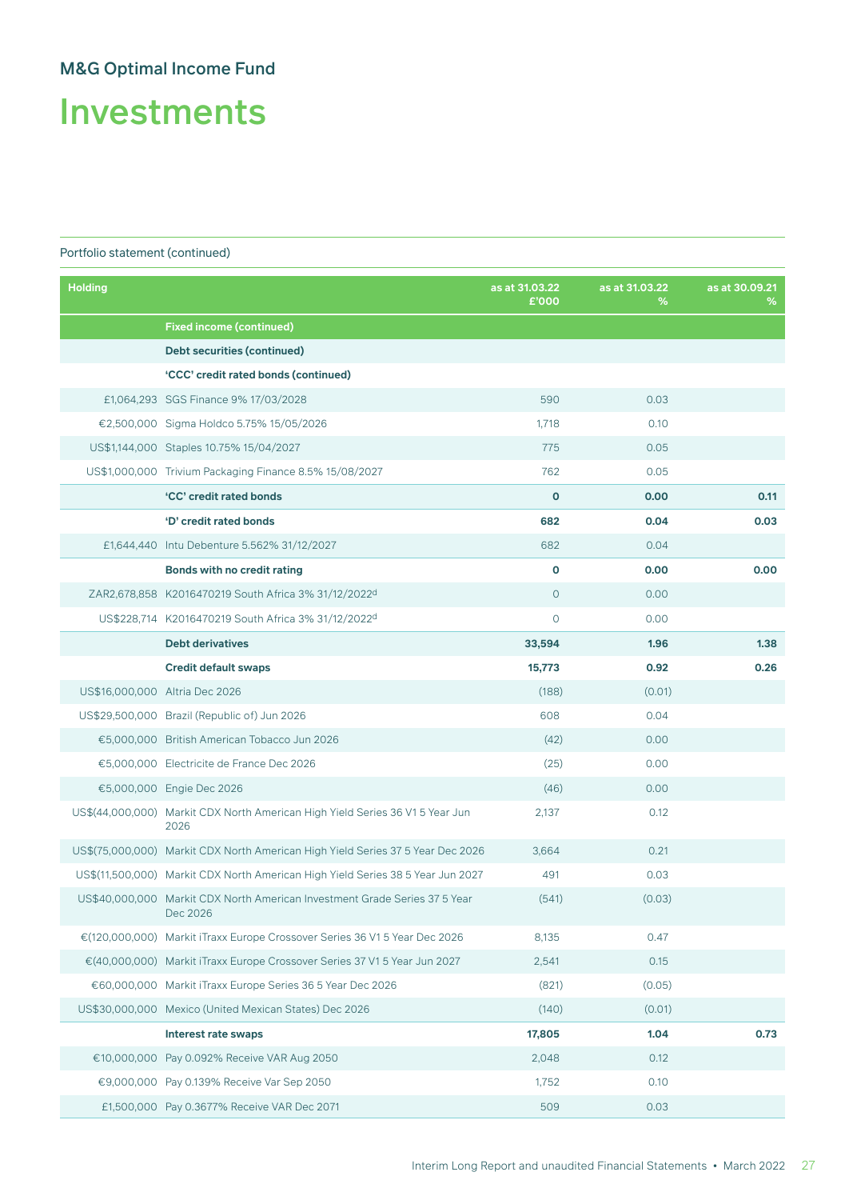M&G Optimal Income Fund

# Investments

Portfolio statement (continued)

| Holding | | as at 31.03.22 £'000 | as at 31.03.22 % | as at 30.09.21 % |
|---|---|---|---|---|
| | **Fixed income (continued)** | | | |
| | **Debt securities (continued)** | | | |
| | **'CCC' credit rated bonds (continued)** | | | |
| £1,064,293 | SGS Finance 9% 17/03/2028 | 590 | 0.03 | |
| €2,500,000 | Sigma Holdco 5.75% 15/05/2026 | 1,718 | 0.10 | |
| US$1,144,000 | Staples 10.75% 15/04/2027 | 775 | 0.05 | |
| US$1,000,000 | Trivium Packaging Finance 8.5% 15/08/2027 | 762 | 0.05 | |
| | **'CC' credit rated bonds** | **0** | **0.00** | **0.11** |
| | **'D' credit rated bonds** | **682** | **0.04** | **0.03** |
| £1,644,440 | Intu Debenture 5.562% 31/12/2027 | 682 | 0.04 | |
| | **Bonds with no credit rating** | **0** | **0.00** | **0.00** |
| ZAR2,678,858 | K2016470219 South Africa 3% 31/12/2022[d] | 0 | 0.00 | |
| US$228,714 | K2016470219 South Africa 3% 31/12/2022[d] | 0 | 0.00 | |
| | **Debt derivatives** | **33,594** | **1.96** | **1.38** |
| | **Credit default swaps** | **15,773** | **0.92** | **0.26** |
| US$16,000,000 | Altria Dec 2026 | (188) | (0.01) | |
| US$29,500,000 | Brazil (Republic of) Jun 2026 | 608 | 0.04 | |
| €5,000,000 | British American Tobacco Jun 2026 | (42) | 0.00 | |
| €5,000,000 | Electricite de France Dec 2026 | (25) | 0.00 | |
| €5,000,000 | Engie Dec 2026 | (46) | 0.00 | |
| US$(44,000,000) | Markit CDX North American High Yield Series 36 V1 5 Year Jun 2026 | 2,137 | 0.12 | |
| US$(75,000,000) | Markit CDX North American High Yield Series 37 5 Year Dec 2026 | 3,664 | 0.21 | |
| US$(11,500,000) | Markit CDX North American High Yield Series 38 5 Year Jun 2027 | 491 | 0.03 | |
| US$40,000,000 | Markit CDX North American Investment Grade Series 37 5 Year Dec 2026 | (541) | (0.03) | |
| €(120,000,000) | Markit iTraxx Europe Crossover Series 36 V1 5 Year Dec 2026 | 8,135 | 0.47 | |
| €(40,000,000) | Markit iTraxx Europe Crossover Series 37 V1 5 Year Jun 2027 | 2,541 | 0.15 | |
| €60,000,000 | Markit iTraxx Europe Series 36 5 Year Dec 2026 | (821) | (0.05) | |
| US$30,000,000 | Mexico (United Mexican States) Dec 2026 | (140) | (0.01) | |
| | **Interest rate swaps** | **17,805** | **1.04** | **0.73** |
| €10,000,000 | Pay 0.092% Receive VAR Aug 2050 | 2,048 | 0.12 | |
| €9,000,000 | Pay 0.139% Receive Var Sep 2050 | 1,752 | 0.10 | |
| £1,500,000 | Pay 0.3677% Receive VAR Dec 2071 | 509 | 0.03 | |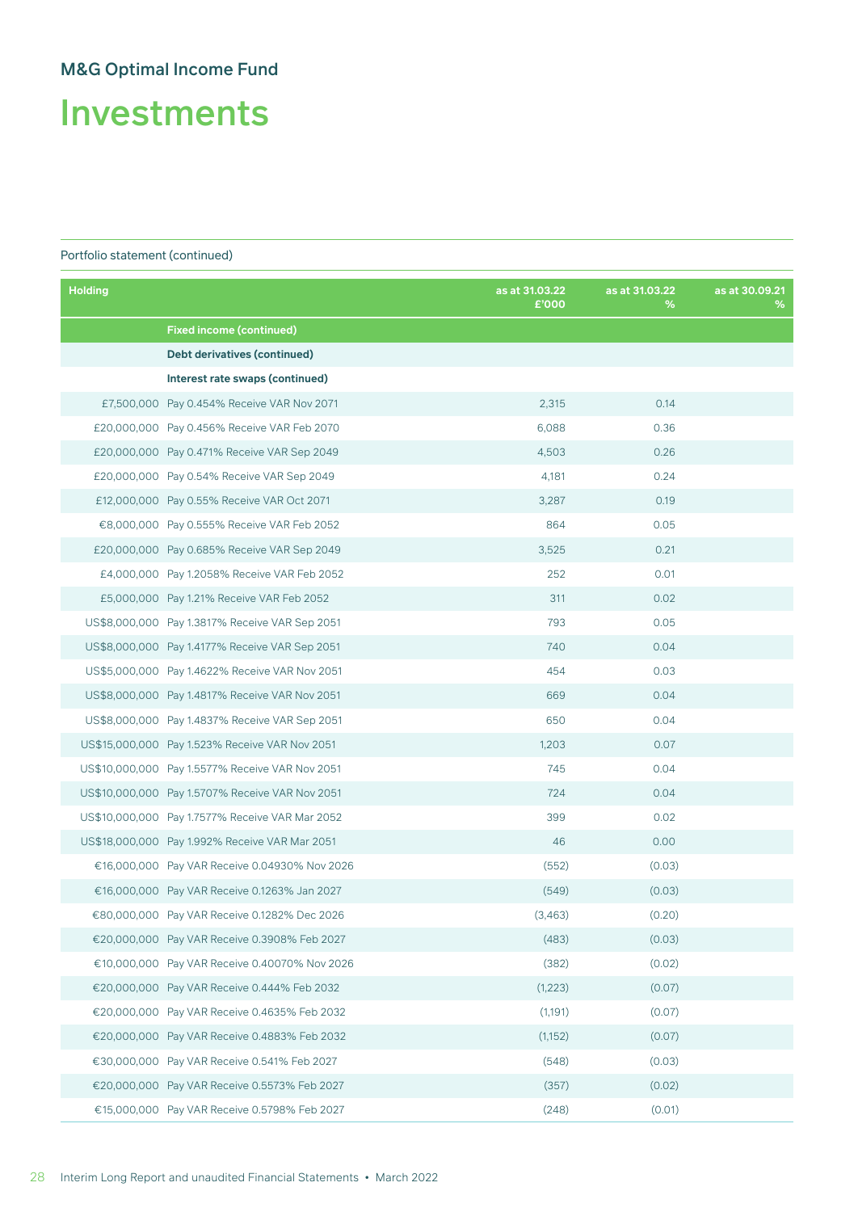## M&G Optimal Income Fund

# Investments

Portfolio statement (continued)

| Holding | | as at 31.03.22 £'000 | as at 31.03.22 % | as at 30.09.21 % |
|---|---|---|---|---|
| | **Fixed income (continued)** | | | |
| | **Debt derivatives (continued)** | | | |
| | **Interest rate swaps (continued)** | | | |
| £7,500,000 | Pay 0.454% Receive VAR Nov 2071 | 2,315 | 0.14 | |
| £20,000,000 | Pay 0.456% Receive VAR Feb 2070 | 6,088 | 0.36 | |
| £20,000,000 | Pay 0.471% Receive VAR Sep 2049 | 4,503 | 0.26 | |
| £20,000,000 | Pay 0.54% Receive VAR Sep 2049 | 4,181 | 0.24 | |
| £12,000,000 | Pay 0.55% Receive VAR Oct 2071 | 3,287 | 0.19 | |
| €8,000,000 | Pay 0.555% Receive VAR Feb 2052 | 864 | 0.05 | |
| £20,000,000 | Pay 0.685% Receive VAR Sep 2049 | 3,525 | 0.21 | |
| £4,000,000 | Pay 1.2058% Receive VAR Feb 2052 | 252 | 0.01 | |
| £5,000,000 | Pay 1.21% Receive VAR Feb 2052 | 311 | 0.02 | |
| US$8,000,000 | Pay 1.3817% Receive VAR Sep 2051 | 793 | 0.05 | |
| US$8,000,000 | Pay 1.4177% Receive VAR Sep 2051 | 740 | 0.04 | |
| US$5,000,000 | Pay 1.4622% Receive VAR Nov 2051 | 454 | 0.03 | |
| US$8,000,000 | Pay 1.4817% Receive VAR Nov 2051 | 669 | 0.04 | |
| US$8,000,000 | Pay 1.4837% Receive VAR Sep 2051 | 650 | 0.04 | |
| US$15,000,000 | Pay 1.523% Receive VAR Nov 2051 | 1,203 | 0.07 | |
| US$10,000,000 | Pay 1.5577% Receive VAR Nov 2051 | 745 | 0.04 | |
| US$10,000,000 | Pay 1.5707% Receive VAR Nov 2051 | 724 | 0.04 | |
| US$10,000,000 | Pay 1.7577% Receive VAR Mar 2052 | 399 | 0.02 | |
| US$18,000,000 | Pay 1.992% Receive VAR Mar 2051 | 46 | 0.00 | |
| €16,000,000 | Pay VAR Receive 0.04930% Nov 2026 | (552) | (0.03) | |
| €16,000,000 | Pay VAR Receive 0.1263% Jan 2027 | (549) | (0.03) | |
| €80,000,000 | Pay VAR Receive 0.1282% Dec 2026 | (3,463) | (0.20) | |
| €20,000,000 | Pay VAR Receive 0.3908% Feb 2027 | (483) | (0.03) | |
| €10,000,000 | Pay VAR Receive 0.40070% Nov 2026 | (382) | (0.02) | |
| €20,000,000 | Pay VAR Receive 0.444% Feb 2032 | (1,223) | (0.07) | |
| €20,000,000 | Pay VAR Receive 0.4635% Feb 2032 | (1,191) | (0.07) | |
| €20,000,000 | Pay VAR Receive 0.4883% Feb 2032 | (1,152) | (0.07) | |
| €30,000,000 | Pay VAR Receive 0.541% Feb 2027 | (548) | (0.03) | |
| €20,000,000 | Pay VAR Receive 0.5573% Feb 2027 | (357) | (0.02) | |
| €15,000,000 | Pay VAR Receive 0.5798% Feb 2027 | (248) | (0.01) | |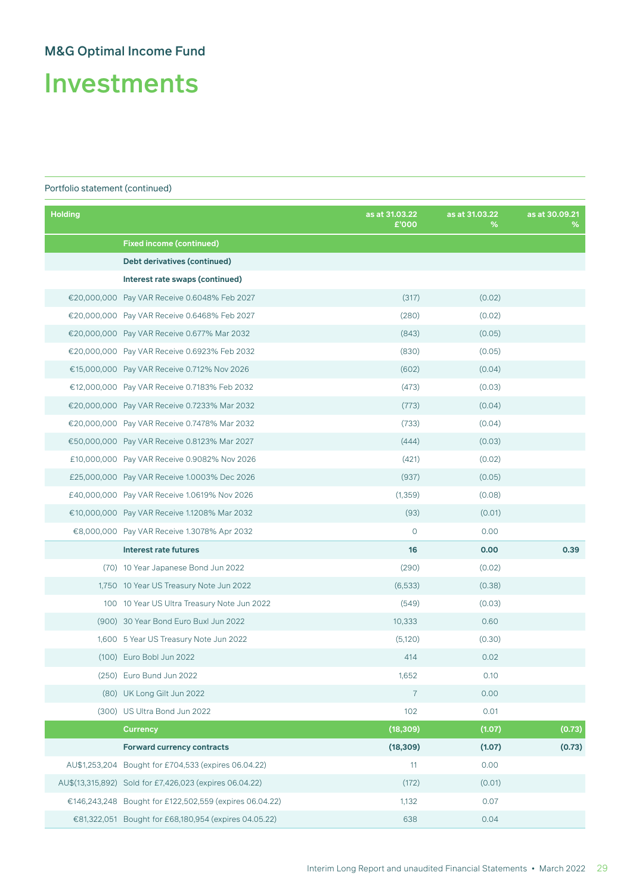## M&G Optimal Income Fund

# Investments

Portfolio statement (continued)

| Holding | | as at 31.03.22 £'000 | as at 31.03.22 % | as at 30.09.21 % |
|---|---|---|---|---|
| | **Fixed income (continued)** | | | |
| | **Debt derivatives (continued)** | | | |
| | **Interest rate swaps (continued)** | | | |
| €20,000,000 | Pay VAR Receive 0.6048% Feb 2027 | (317) | (0.02) | |
| €20,000,000 | Pay VAR Receive 0.6468% Feb 2027 | (280) | (0.02) | |
| €20,000,000 | Pay VAR Receive 0.677% Mar 2032 | (843) | (0.05) | |
| €20,000,000 | Pay VAR Receive 0.6923% Feb 2032 | (830) | (0.05) | |
| €15,000,000 | Pay VAR Receive 0.712% Nov 2026 | (602) | (0.04) | |
| €12,000,000 | Pay VAR Receive 0.7183% Feb 2032 | (473) | (0.03) | |
| €20,000,000 | Pay VAR Receive 0.7233% Mar 2032 | (773) | (0.04) | |
| €20,000,000 | Pay VAR Receive 0.7478% Mar 2032 | (733) | (0.04) | |
| €50,000,000 | Pay VAR Receive 0.8123% Mar 2027 | (444) | (0.03) | |
| £10,000,000 | Pay VAR Receive 0.9082% Nov 2026 | (421) | (0.02) | |
| £25,000,000 | Pay VAR Receive 1.0003% Dec 2026 | (937) | (0.05) | |
| £40,000,000 | Pay VAR Receive 1.0619% Nov 2026 | (1,359) | (0.08) | |
| €10,000,000 | Pay VAR Receive 1.1208% Mar 2032 | (93) | (0.01) | |
| €8,000,000 | Pay VAR Receive 1.3078% Apr 2032 | 0 | 0.00 | |
| | **Interest rate futures** | **16** | **0.00** | **0.39** |
| (70) | 10 Year Japanese Bond Jun 2022 | (290) | (0.02) | |
| 1,750 | 10 Year US Treasury Note Jun 2022 | (6,533) | (0.38) | |
| 100 | 10 Year US Ultra Treasury Note Jun 2022 | (549) | (0.03) | |
| (900) | 30 Year Bond Euro Buxl Jun 2022 | 10,333 | 0.60 | |
| 1,600 | 5 Year US Treasury Note Jun 2022 | (5,120) | (0.30) | |
| (100) | Euro Bobl Jun 2022 | 414 | 0.02 | |
| (250) | Euro Bund Jun 2022 | 1,652 | 0.10 | |
| (80) | UK Long Gilt Jun 2022 | 7 | 0.00 | |
| (300) | US Ultra Bond Jun 2022 | 102 | 0.01 | |
| | **Currency** | **(18,309)** | **(1.07)** | **(0.73)** |
| | **Forward currency contracts** | **(18,309)** | **(1.07)** | **(0.73)** |
| AU$1,253,204 | Bought for £704,533 (expires 06.04.22) | 11 | 0.00 | |
| AU$(13,315,892) | Sold for £7,426,023 (expires 06.04.22) | (172) | (0.01) | |
| €146,243,248 | Bought for £122,502,559 (expires 06.04.22) | 1,132 | 0.07 | |
| €81,322,051 | Bought for £68,180,954 (expires 04.05.22) | 638 | 0.04 | |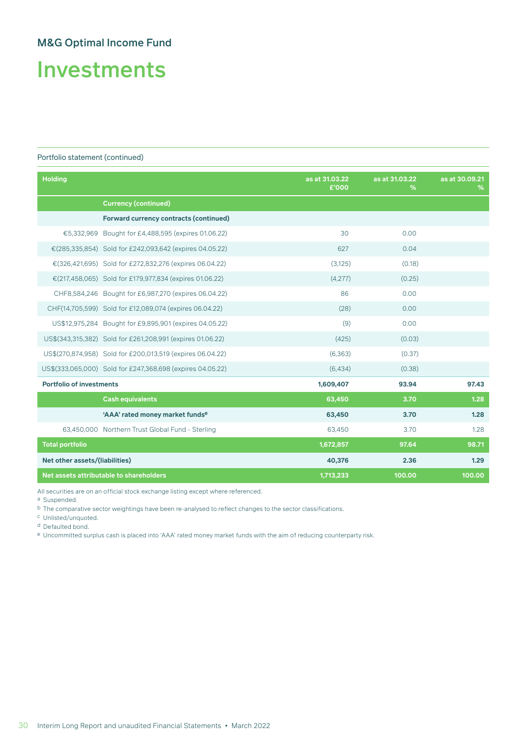## M&G Optimal Income Fund

# Investments

Portfolio statement (continued)

| Holding | | as at 31.03.22 £'000 | as at 31.03.22 % | as at 30.09.21 % |
|---|---|---|---|---|
| | **Currency (continued)** | | | |
| | **Forward currency contracts (continued)** | | | |
| €5,332,969 | Bought for £4,488,595 (expires 01.06.22) | 30 | 0.00 | |
| €(285,335,854) | Sold for £242,093,642 (expires 04.05.22) | 627 | 0.04 | |
| €(326,421,695) | Sold for £272,832,276 (expires 06.04.22) | (3,125) | (0.18) | |
| €(217,458,065) | Sold for £179,977,834 (expires 01.06.22) | (4,277) | (0.25) | |
| CHF8,584,246 | Bought for £6,987,270 (expires 06.04.22) | 86 | 0.00 | |
| CHF(14,705,599) | Sold for £12,089,074 (expires 06.04.22) | (28) | 0.00 | |
| US$12,975,284 | Bought for £9,895,901 (expires 04.05.22) | (9) | 0.00 | |
| US$(343,315,382) | Sold for £261,208,991 (expires 01.06.22) | (425) | (0.03) | |
| US$(270,874,958) | Sold for £200,013,519 (expires 06.04.22) | (6,363) | (0.37) | |
| US$(333,065,000) | Sold for £247,368,698 (expires 04.05.22) | (6,434) | (0.38) | |
| **Portfolio of investments** | | **1,609,407** | **93.94** | **97.43** |
| | **Cash equivalents** | **63,450** | **3.70** | **1.28** |
| | **'AAA' rated money market funds[e]** | **63,450** | **3.70** | **1.28** |
| 63,450,000 | Northern Trust Global Fund - Sterling | 63,450 | 3.70 | 1.28 |
| **Total portfolio** | | **1,672,857** | **97.64** | **98.71** |
| **Net other assets/(liabilities)** | | **40,376** | **2.36** | **1.29** |
| **Net assets attributable to shareholders** | | **1,713,233** | **100.00** | **100.00** |

All securities are on an official stock exchange listing except where referenced.

[a] Suspended.

[b] The comparative sector weightings have been re-analysed to reflect changes to the sector classifications.

[c] Unlisted/unquoted.

[d] Defaulted bond.

[e] Uncommitted surplus cash is placed into 'AAA' rated money market funds with the aim of reducing counterparty risk.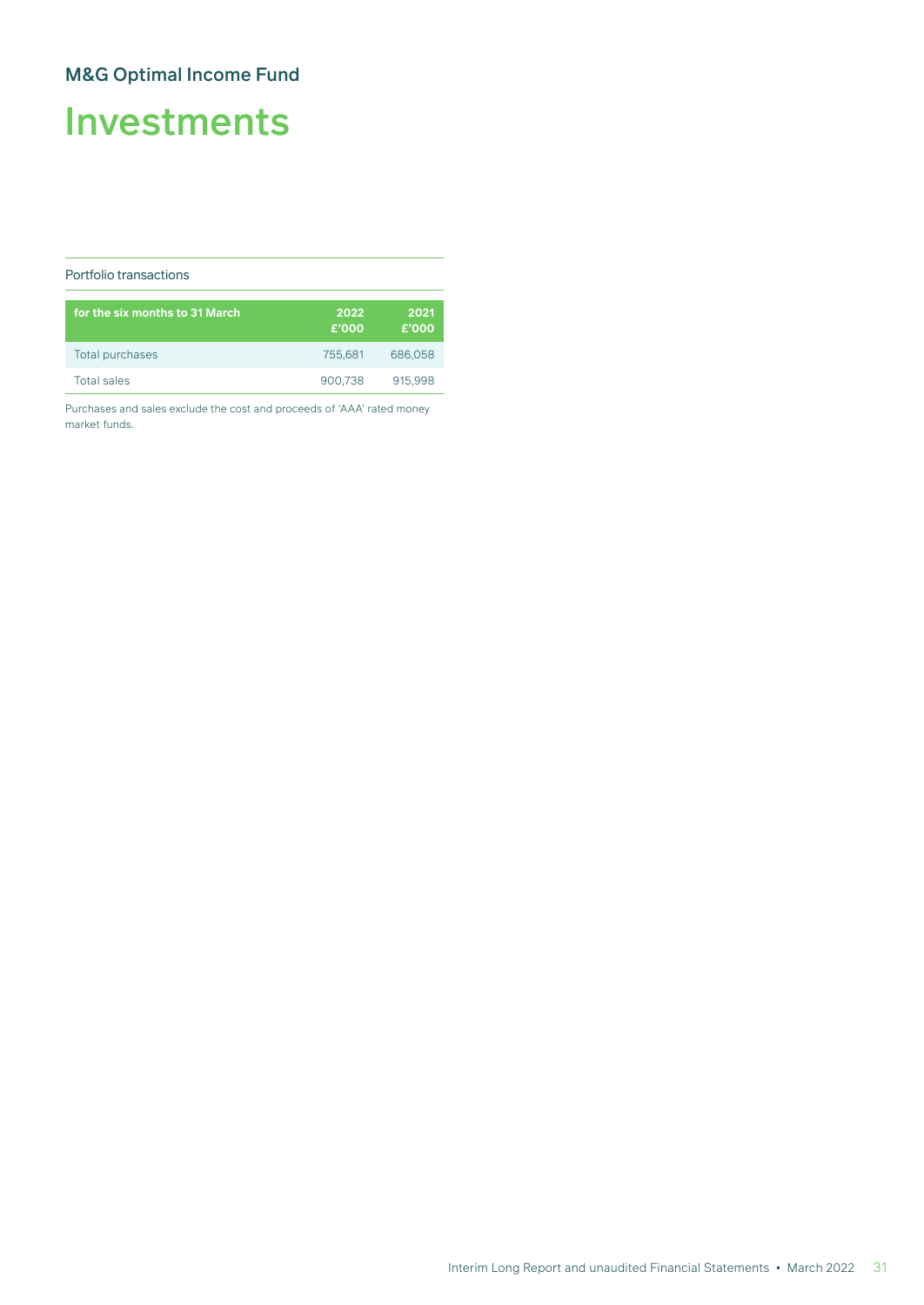## M&G Optimal Income Fund

# Investments

### Portfolio transactions

| for the six months to 31 March | 2022 £'000 | 2021 £'000 |
|---|---|---|
| Total purchases | 755,681 | 686,058 |
| Total sales | 900,738 | 915,998 |

Purchases and sales exclude the cost and proceeds of 'AAA' rated money market funds.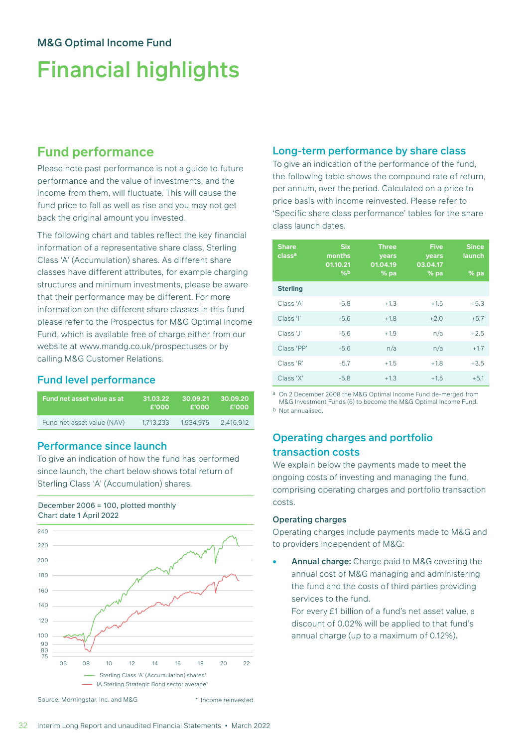M&G Optimal Income Fund

# Financial highlights

## Fund performance

Please note past performance is not a guide to future performance and the value of investments, and the income from them, will fluctuate. This will cause the fund price to fall as well as rise and you may not get back the original amount you invested.

The following chart and tables reflect the key financial information of a representative share class, Sterling Class 'A' (Accumulation) shares. As different share classes have different attributes, for example charging structures and minimum investments, please be aware that their performance may be different. For more information on the different share classes in this fund please refer to the Prospectus for M&G Optimal Income Fund, which is available free of charge either from our website at www.mandg.co.uk/prospectuses or by calling M&G Customer Relations.

### Fund level performance

| Fund net asset value as at | 31.03.22 £'000 | 30.09.21 £'000 | 30.09.20 £'000 |
|---|---|---|---|
| Fund net asset value (NAV) | 1,713,233 | 1,934,975 | 2,416,912 |

### Performance since launch

To give an indication of how the fund has performed since launch, the chart below shows total return of Sterling Class 'A' (Accumulation) shares.

December 2006 = 100, plotted monthly
Chart date 1 April 2022

— Sterling Class 'A' (Accumulation) shares*
— IA Sterling Strategic Bond sector average*

Source: Morningstar, Inc. and M&G

* Income reinvested

## Long-term performance by share class

To give an indication of the performance of the fund, the following table shows the compound rate of return, per annum, over the period. Calculated on a price to price basis with income reinvested. Please refer to 'Specific share class performance' tables for the share class launch dates.

| Share class[a] | Six months 01.10.21 %[b] | Three years 01.04.19 % pa | Five years 03.04.17 % pa | Since launch % pa |
|---|---|---|---|---|
| **Sterling** | | | | |
| Class 'A' | -5.8 | +1.3 | +1.5 | +5.3 |
| Class 'I' | -5.6 | +1.8 | +2.0 | +5.7 |
| Class 'J' | -5.6 | +1.9 | n/a | +2.5 |
| Class 'PP' | -5.6 | n/a | n/a | +1.7 |
| Class 'R' | -5.7 | +1.5 | +1.8 | +3.5 |
| Class 'X' | -5.8 | +1.3 | +1.5 | +5.1 |

[a] On 2 December 2008 the M&G Optimal Income Fund de-merged from M&G Investment Funds (6) to become the M&G Optimal Income Fund.

[b] Not annualised.

## Operating charges and portfolio transaction costs

We explain below the payments made to meet the ongoing costs of investing and managing the fund, comprising operating charges and portfolio transaction costs.

### Operating charges

Operating charges include payments made to M&G and to providers independent of M&G:

- **Annual charge:** Charge paid to M&G covering the annual cost of M&G managing and administering the fund and the costs of third parties providing services to the fund.
  For every £1 billion of a fund's net asset value, a discount of 0.02% will be applied to that fund's annual charge (up to a maximum of 0.12%).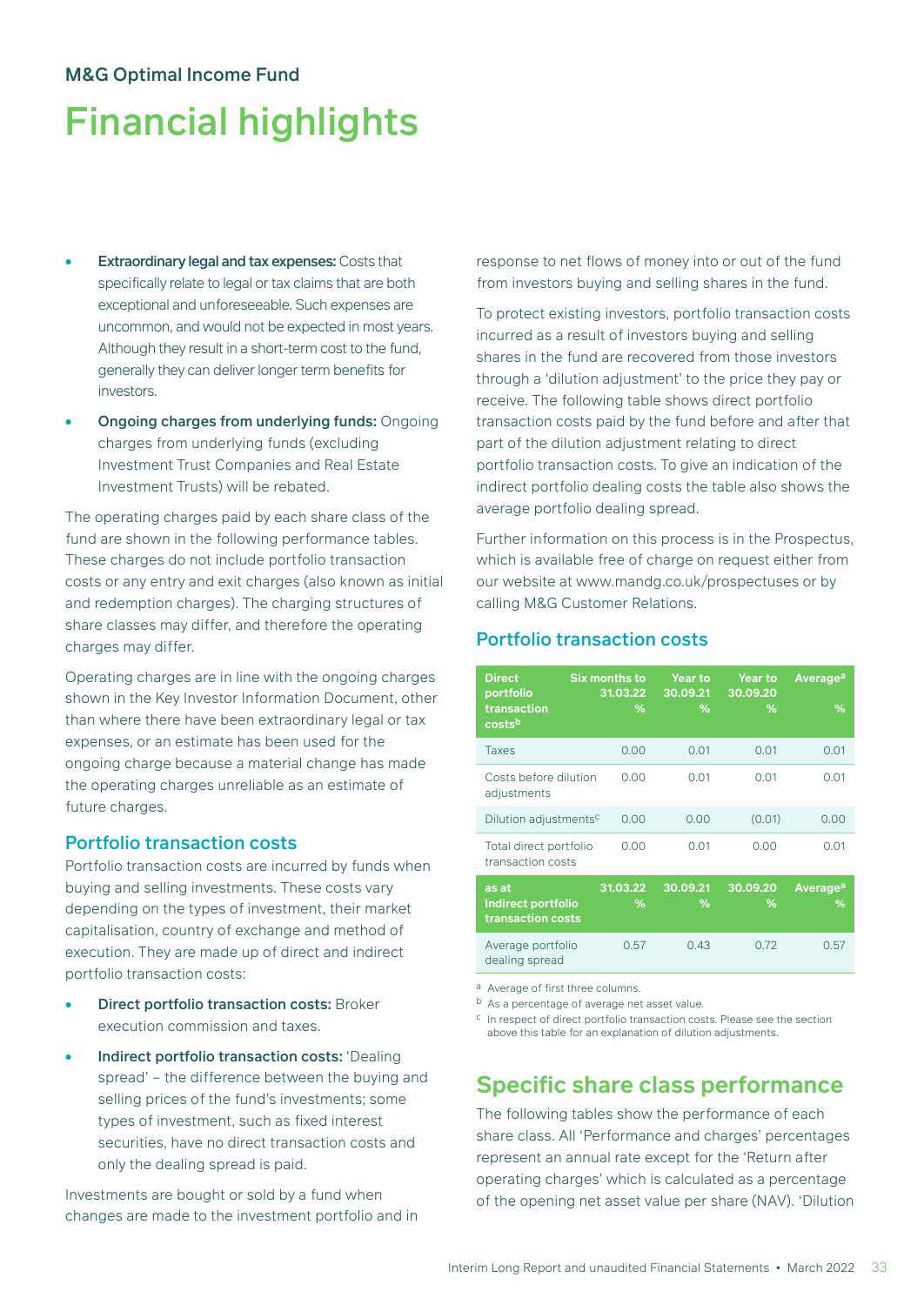M&G Optimal Income Fund

# Financial highlights

- **Extraordinary legal and tax expenses:** Costs that specifically relate to legal or tax claims that are both exceptional and unforeseeable. Such expenses are uncommon, and would not be expected in most years. Although they result in a short-term cost to the fund, generally they can deliver longer term benefits for investors.
- **Ongoing charges from underlying funds:** Ongoing charges from underlying funds (excluding Investment Trust Companies and Real Estate Investment Trusts) will be rebated.

The operating charges paid by each share class of the fund are shown in the following performance tables. These charges do not include portfolio transaction costs or any entry and exit charges (also known as initial and redemption charges). The charging structures of share classes may differ, and therefore the operating charges may differ.

Operating charges are in line with the ongoing charges shown in the Key Investor Information Document, other than where there have been extraordinary legal or tax expenses, or an estimate has been used for the ongoing charge because a material change has made the operating charges unreliable as an estimate of future charges.

## Portfolio transaction costs

Portfolio transaction costs are incurred by funds when buying and selling investments. These costs vary depending on the types of investment, their market capitalisation, country of exchange and method of execution. They are made up of direct and indirect portfolio transaction costs:

- **Direct portfolio transaction costs:** Broker execution commission and taxes.
- **Indirect portfolio transaction costs:** 'Dealing spread' – the difference between the buying and selling prices of the fund's investments; some types of investment, such as fixed interest securities, have no direct transaction costs and only the dealing spread is paid.

Investments are bought or sold by a fund when changes are made to the investment portfolio and in response to net flows of money into or out of the fund from investors buying and selling shares in the fund.

To protect existing investors, portfolio transaction costs incurred as a result of investors buying and selling shares in the fund are recovered from those investors through a 'dilution adjustment' to the price they pay or receive. The following table shows direct portfolio transaction costs paid by the fund before and after that part of the dilution adjustment relating to direct portfolio transaction costs. To give an indication of the indirect portfolio dealing costs the table also shows the average portfolio dealing spread.

Further information on this process is in the Prospectus, which is available free of charge on request either from our website at www.mandg.co.uk/prospectuses or by calling M&G Customer Relations.

## Portfolio transaction costs

| Direct portfolio transaction costs[b] | Six months to 31.03.22 % | Year to 30.09.21 % | Year to 30.09.20 % | Average[a] % |
|---|---|---|---|---|
| Taxes | 0.00 | 0.01 | 0.01 | 0.01 |
| Costs before dilution adjustments | 0.00 | 0.01 | 0.01 | 0.01 |
| Dilution adjustments[c] | 0.00 | 0.00 | (0.01) | 0.00 |
| Total direct portfolio transaction costs | 0.00 | 0.01 | 0.00 | 0.01 |
| **as at Indirect portfolio transaction costs** | **31.03.22 %** | **30.09.21 %** | **30.09.20 %** | **Average[a] %** |
| Average portfolio dealing spread | 0.57 | 0.43 | 0.72 | 0.57 |

[a] Average of first three columns.

[b] As a percentage of average net asset value.

[c] In respect of direct portfolio transaction costs. Please see the section above this table for an explanation of dilution adjustments.

# Specific share class performance

The following tables show the performance of each share class. All 'Performance and charges' percentages represent an annual rate except for the 'Return after operating charges' which is calculated as a percentage of the opening net asset value per share (NAV). 'Dilution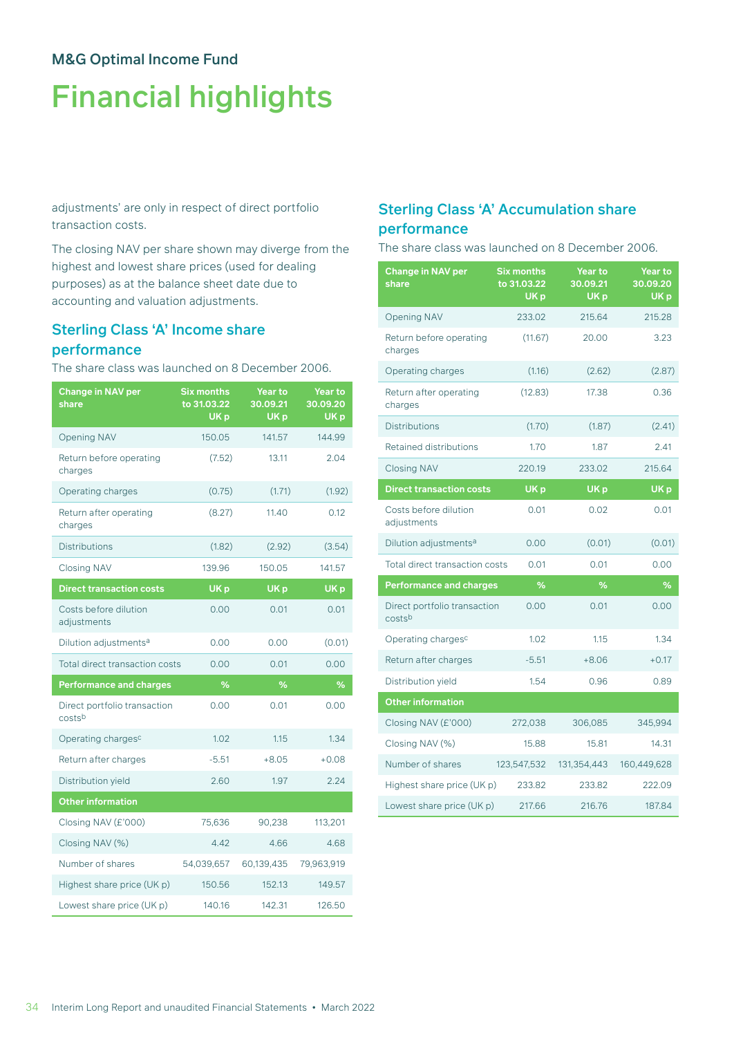# M&G Optimal Income Fund

# Financial highlights

adjustments' are only in respect of direct portfolio transaction costs.

The closing NAV per share shown may diverge from the highest and lowest share prices (used for dealing purposes) as at the balance sheet date due to accounting and valuation adjustments.

## Sterling Class 'A' Income share performance

The share class was launched on 8 December 2006.

| Change in NAV per share | Six months to 31.03.22 UK p | Year to 30.09.21 UK p | Year to 30.09.20 UK p |
|---|---|---|---|
| Opening NAV | 150.05 | 141.57 | 144.99 |
| Return before operating charges | (7.52) | 13.11 | 2.04 |
| Operating charges | (0.75) | (1.71) | (1.92) |
| Return after operating charges | (8.27) | 11.40 | 0.12 |
| Distributions | (1.82) | (2.92) | (3.54) |
| Closing NAV | 139.96 | 150.05 | 141.57 |
| **Direct transaction costs** | **UK p** | **UK p** | **UK p** |
| Costs before dilution adjustments | 0.00 | 0.01 | 0.01 |
| Dilution adjustments[a] | 0.00 | 0.00 | (0.01) |
| Total direct transaction costs | 0.00 | 0.01 | 0.00 |
| **Performance and charges** | **%** | **%** | **%** |
| Direct portfolio transaction costs[b] | 0.00 | 0.01 | 0.00 |
| Operating charges[c] | 1.02 | 1.15 | 1.34 |
| Return after charges | -5.51 | +8.05 | +0.08 |
| Distribution yield | 2.60 | 1.97 | 2.24 |
| **Other information** | | | |
| Closing NAV (£'000) | 75,636 | 90,238 | 113,201 |
| Closing NAV (%) | 4.42 | 4.66 | 4.68 |
| Number of shares | 54,039,657 | 60,139,435 | 79,963,919 |
| Highest share price (UK p) | 150.56 | 152.13 | 149.57 |
| Lowest share price (UK p) | 140.16 | 142.31 | 126.50 |

## Sterling Class 'A' Accumulation share performance

The share class was launched on 8 December 2006.

| Change in NAV per share | Six months to 31.03.22 UK p | Year to 30.09.21 UK p | Year to 30.09.20 UK p |
|---|---|---|---|
| Opening NAV | 233.02 | 215.64 | 215.28 |
| Return before operating charges | (11.67) | 20.00 | 3.23 |
| Operating charges | (1.16) | (2.62) | (2.87) |
| Return after operating charges | (12.83) | 17.38 | 0.36 |
| Distributions | (1.70) | (1.87) | (2.41) |
| Retained distributions | 1.70 | 1.87 | 2.41 |
| Closing NAV | 220.19 | 233.02 | 215.64 |
| **Direct transaction costs** | **UK p** | **UK p** | **UK p** |
| Costs before dilution adjustments | 0.01 | 0.02 | 0.01 |
| Dilution adjustments[a] | 0.00 | (0.01) | (0.01) |
| Total direct transaction costs | 0.01 | 0.01 | 0.00 |
| **Performance and charges** | **%** | **%** | **%** |
| Direct portfolio transaction costs[b] | 0.00 | 0.01 | 0.00 |
| Operating charges[c] | 1.02 | 1.15 | 1.34 |
| Return after charges | -5.51 | +8.06 | +0.17 |
| Distribution yield | 1.54 | 0.96 | 0.89 |
| **Other information** | | | |
| Closing NAV (£'000) | 272,038 | 306,085 | 345,994 |
| Closing NAV (%) | 15.88 | 15.81 | 14.31 |
| Number of shares | 123,547,532 | 131,354,443 | 160,449,628 |
| Highest share price (UK p) | 233.82 | 233.82 | 222.09 |
| Lowest share price (UK p) | 217.66 | 216.76 | 187.84 |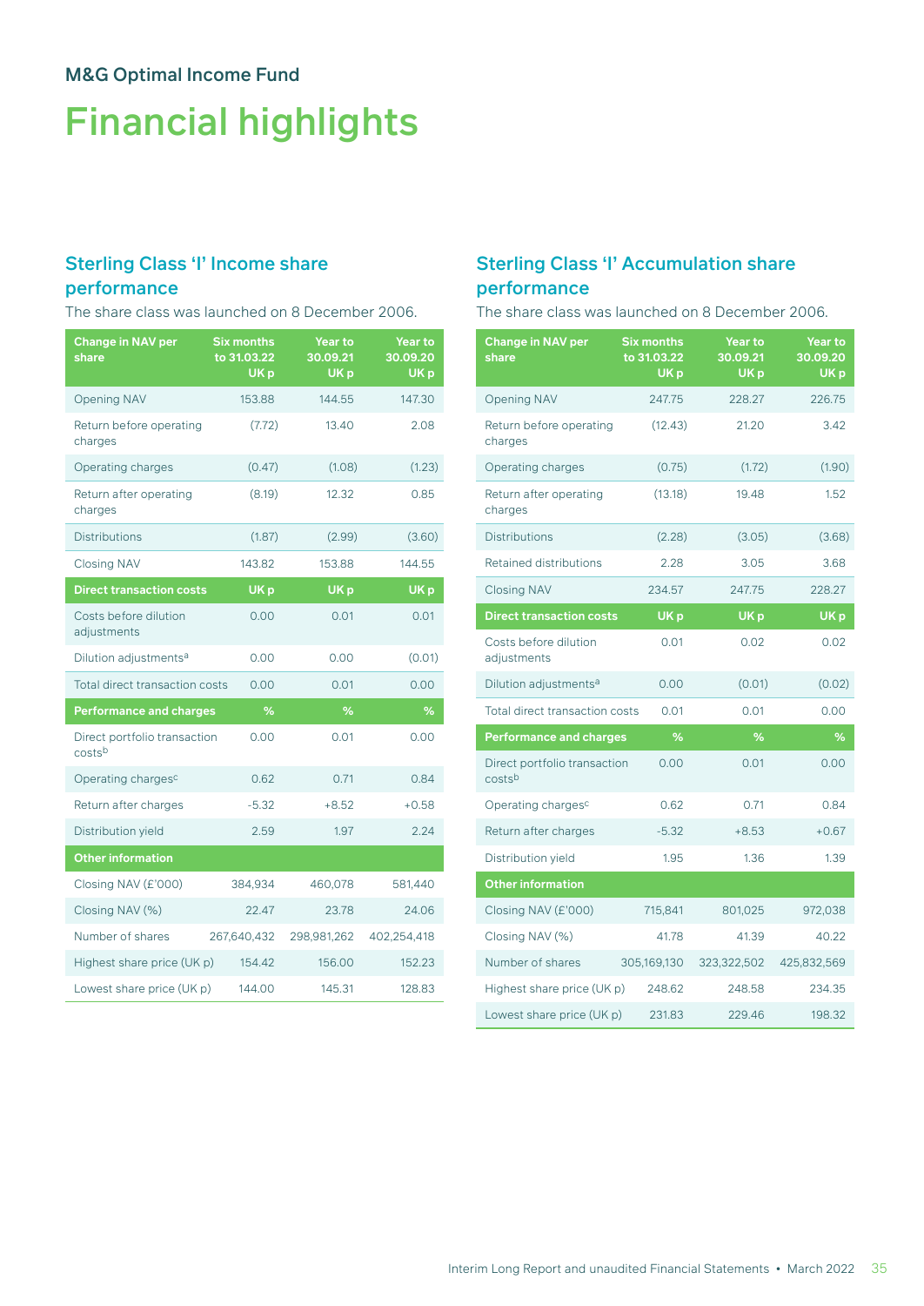M&G Optimal Income Fund

# Financial highlights

## Sterling Class 'I' Income share performance

The share class was launched on 8 December 2006.

| Change in NAV per share | Six months to 31.03.22 UK p | Year to 30.09.21 UK p | Year to 30.09.20 UK p |
|---|---|---|---|
| Opening NAV | 153.88 | 144.55 | 147.30 |
| Return before operating charges | (7.72) | 13.40 | 2.08 |
| Operating charges | (0.47) | (1.08) | (1.23) |
| Return after operating charges | (8.19) | 12.32 | 0.85 |
| Distributions | (1.87) | (2.99) | (3.60) |
| Closing NAV | 143.82 | 153.88 | 144.55 |
| **Direct transaction costs** | **UK p** | **UK p** | **UK p** |
| Costs before dilution adjustments | 0.00 | 0.01 | 0.01 |
| Dilution adjustments[a] | 0.00 | 0.00 | (0.01) |
| Total direct transaction costs | 0.00 | 0.01 | 0.00 |
| **Performance and charges** | **%** | **%** | **%** |
| Direct portfolio transaction costs[b] | 0.00 | 0.01 | 0.00 |
| Operating charges[c] | 0.62 | 0.71 | 0.84 |
| Return after charges | -5.32 | +8.52 | +0.58 |
| Distribution yield | 2.59 | 1.97 | 2.24 |
| **Other information** | | | |
| Closing NAV (£'000) | 384,934 | 460,078 | 581,440 |
| Closing NAV (%) | 22.47 | 23.78 | 24.06 |
| Number of shares | 267,640,432 | 298,981,262 | 402,254,418 |
| Highest share price (UK p) | 154.42 | 156.00 | 152.23 |
| Lowest share price (UK p) | 144.00 | 145.31 | 128.83 |

## Sterling Class 'I' Accumulation share performance

The share class was launched on 8 December 2006.

| Change in NAV per share | Six months to 31.03.22 UK p | Year to 30.09.21 UK p | Year to 30.09.20 UK p |
|---|---|---|---|
| Opening NAV | 247.75 | 228.27 | 226.75 |
| Return before operating charges | (12.43) | 21.20 | 3.42 |
| Operating charges | (0.75) | (1.72) | (1.90) |
| Return after operating charges | (13.18) | 19.48 | 1.52 |
| Distributions | (2.28) | (3.05) | (3.68) |
| Retained distributions | 2.28 | 3.05 | 3.68 |
| Closing NAV | 234.57 | 247.75 | 228.27 |
| **Direct transaction costs** | **UK p** | **UK p** | **UK p** |
| Costs before dilution adjustments | 0.01 | 0.02 | 0.02 |
| Dilution adjustments[a] | 0.00 | (0.01) | (0.02) |
| Total direct transaction costs | 0.01 | 0.01 | 0.00 |
| **Performance and charges** | **%** | **%** | **%** |
| Direct portfolio transaction costs[b] | 0.00 | 0.01 | 0.00 |
| Operating charges[c] | 0.62 | 0.71 | 0.84 |
| Return after charges | -5.32 | +8.53 | +0.67 |
| Distribution yield | 1.95 | 1.36 | 1.39 |
| **Other information** | | | |
| Closing NAV (£'000) | 715,841 | 801,025 | 972,038 |
| Closing NAV (%) | 41.78 | 41.39 | 40.22 |
| Number of shares | 305,169,130 | 323,322,502 | 425,832,569 |
| Highest share price (UK p) | 248.62 | 248.58 | 234.35 |
| Lowest share price (UK p) | 231.83 | 229.46 | 198.32 |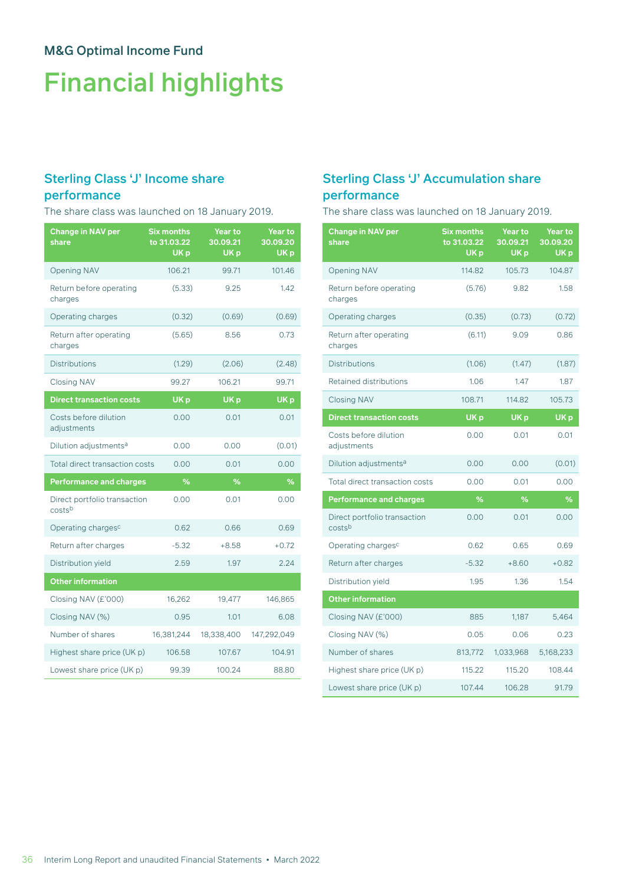## M&G Optimal Income Fund

# Financial highlights

### Sterling Class 'J' Income share performance

The share class was launched on 18 January 2019.

| Change in NAV per share | Six months to 31.03.22 UK p | Year to 30.09.21 UK p | Year to 30.09.20 UK p |
|---|---|---|---|
| Opening NAV | 106.21 | 99.71 | 101.46 |
| Return before operating charges | (5.33) | 9.25 | 1.42 |
| Operating charges | (0.32) | (0.69) | (0.69) |
| Return after operating charges | (5.65) | 8.56 | 0.73 |
| Distributions | (1.29) | (2.06) | (2.48) |
| Closing NAV | 99.27 | 106.21 | 99.71 |
| **Direct transaction costs** | **UK p** | **UK p** | **UK p** |
| Costs before dilution adjustments | 0.00 | 0.01 | 0.01 |
| Dilution adjustments[a] | 0.00 | 0.00 | (0.01) |
| Total direct transaction costs | 0.00 | 0.01 | 0.00 |
| **Performance and charges** | **%** | **%** | **%** |
| Direct portfolio transaction costs[b] | 0.00 | 0.01 | 0.00 |
| Operating charges[c] | 0.62 | 0.66 | 0.69 |
| Return after charges | -5.32 | +8.58 | +0.72 |
| Distribution yield | 2.59 | 1.97 | 2.24 |
| **Other information** | | | |
| Closing NAV (£'000) | 16,262 | 19,477 | 146,865 |
| Closing NAV (%) | 0.95 | 1.01 | 6.08 |
| Number of shares | 16,381,244 | 18,338,400 | 147,292,049 |
| Highest share price (UK p) | 106.58 | 107.67 | 104.91 |
| Lowest share price (UK p) | 99.39 | 100.24 | 88.80 |

### Sterling Class 'J' Accumulation share performance

The share class was launched on 18 January 2019.

| Change in NAV per share | Six months to 31.03.22 UK p | Year to 30.09.21 UK p | Year to 30.09.20 UK p |
|---|---|---|---|
| Opening NAV | 114.82 | 105.73 | 104.87 |
| Return before operating charges | (5.76) | 9.82 | 1.58 |
| Operating charges | (0.35) | (0.73) | (0.72) |
| Return after operating charges | (6.11) | 9.09 | 0.86 |
| Distributions | (1.06) | (1.47) | (1.87) |
| Retained distributions | 1.06 | 1.47 | 1.87 |
| Closing NAV | 108.71 | 114.82 | 105.73 |
| **Direct transaction costs** | **UK p** | **UK p** | **UK p** |
| Costs before dilution adjustments | 0.00 | 0.01 | 0.01 |
| Dilution adjustments[a] | 0.00 | 0.00 | (0.01) |
| Total direct transaction costs | 0.00 | 0.01 | 0.00 |
| **Performance and charges** | **%** | **%** | **%** |
| Direct portfolio transaction costs[b] | 0.00 | 0.01 | 0.00 |
| Operating charges[c] | 0.62 | 0.65 | 0.69 |
| Return after charges | -5.32 | +8.60 | +0.82 |
| Distribution yield | 1.95 | 1.36 | 1.54 |
| **Other information** | | | |
| Closing NAV (£'000) | 885 | 1,187 | 5,464 |
| Closing NAV (%) | 0.05 | 0.06 | 0.23 |
| Number of shares | 813,772 | 1,033,968 | 5,168,233 |
| Highest share price (UK p) | 115.22 | 115.20 | 108.44 |
| Lowest share price (UK p) | 107.44 | 106.28 | 91.79 |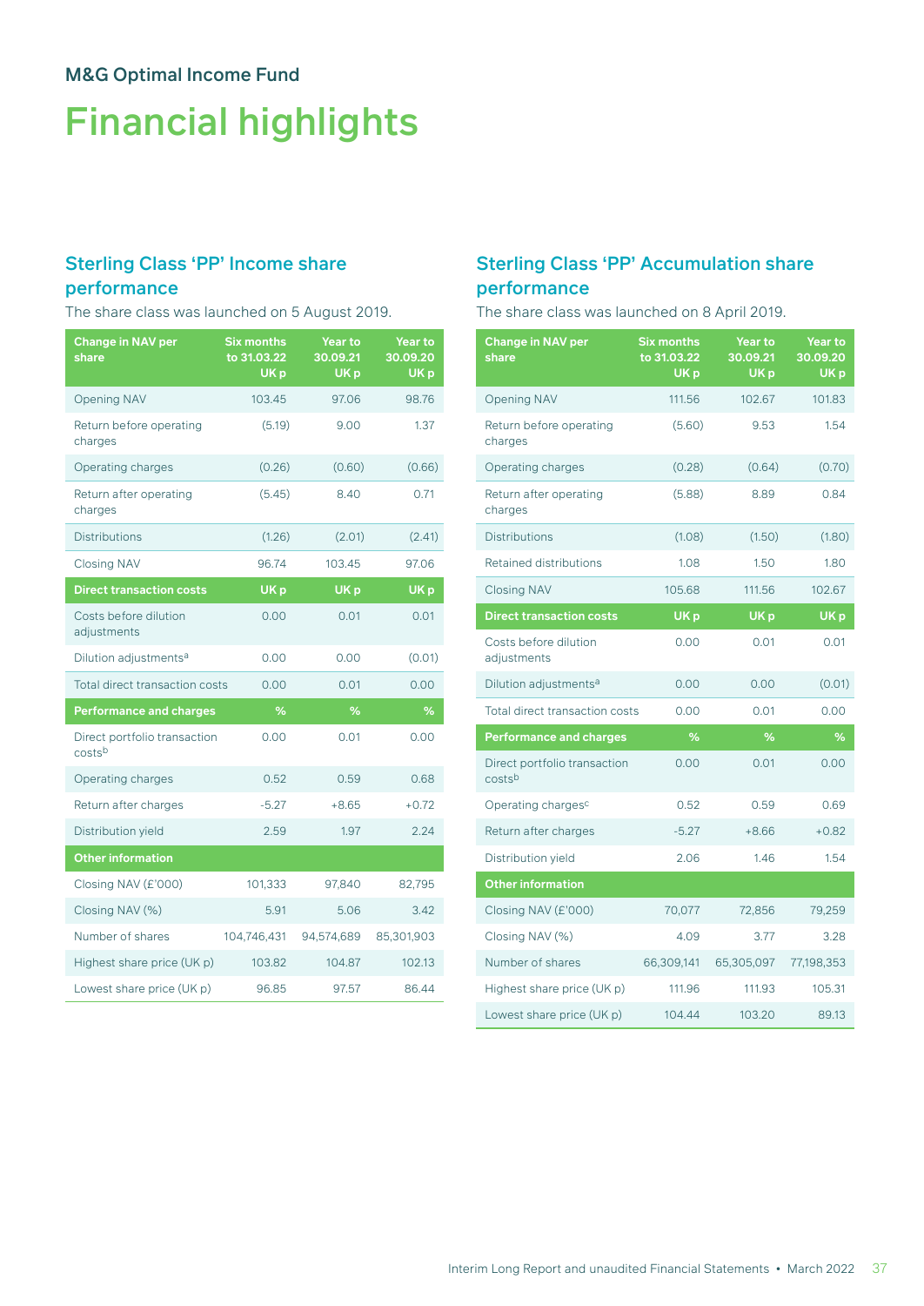M&G Optimal Income Fund

# Financial highlights

## Sterling Class 'PP' Income share performance

The share class was launched on 5 August 2019.

| Change in NAV per share | Six months to 31.03.22 UK p | Year to 30.09.21 UK p | Year to 30.09.20 UK p |
|---|---|---|---|
| Opening NAV | 103.45 | 97.06 | 98.76 |
| Return before operating charges | (5.19) | 9.00 | 1.37 |
| Operating charges | (0.26) | (0.60) | (0.66) |
| Return after operating charges | (5.45) | 8.40 | 0.71 |
| Distributions | (1.26) | (2.01) | (2.41) |
| Closing NAV | 96.74 | 103.45 | 97.06 |
| **Direct transaction costs** | **UK p** | **UK p** | **UK p** |
| Costs before dilution adjustments | 0.00 | 0.01 | 0.01 |
| Dilution adjustments[a] | 0.00 | 0.00 | (0.01) |
| Total direct transaction costs | 0.00 | 0.01 | 0.00 |
| **Performance and charges** | **%** | **%** | **%** |
| Direct portfolio transaction costs[b] | 0.00 | 0.01 | 0.00 |
| Operating charges | 0.52 | 0.59 | 0.68 |
| Return after charges | -5.27 | +8.65 | +0.72 |
| Distribution yield | 2.59 | 1.97 | 2.24 |
| **Other information** | | | |
| Closing NAV (£'000) | 101,333 | 97,840 | 82,795 |
| Closing NAV (%) | 5.91 | 5.06 | 3.42 |
| Number of shares | 104,746,431 | 94,574,689 | 85,301,903 |
| Highest share price (UK p) | 103.82 | 104.87 | 102.13 |
| Lowest share price (UK p) | 96.85 | 97.57 | 86.44 |

## Sterling Class 'PP' Accumulation share performance

The share class was launched on 8 April 2019.

| Change in NAV per share | Six months to 31.03.22 UK p | Year to 30.09.21 UK p | Year to 30.09.20 UK p |
|---|---|---|---|
| Opening NAV | 111.56 | 102.67 | 101.83 |
| Return before operating charges | (5.60) | 9.53 | 1.54 |
| Operating charges | (0.28) | (0.64) | (0.70) |
| Return after operating charges | (5.88) | 8.89 | 0.84 |
| Distributions | (1.08) | (1.50) | (1.80) |
| Retained distributions | 1.08 | 1.50 | 1.80 |
| Closing NAV | 105.68 | 111.56 | 102.67 |
| **Direct transaction costs** | **UK p** | **UK p** | **UK p** |
| Costs before dilution adjustments | 0.00 | 0.01 | 0.01 |
| Dilution adjustments[a] | 0.00 | 0.00 | (0.01) |
| Total direct transaction costs | 0.00 | 0.01 | 0.00 |
| **Performance and charges** | **%** | **%** | **%** |
| Direct portfolio transaction costs[b] | 0.00 | 0.01 | 0.00 |
| Operating charges[c] | 0.52 | 0.59 | 0.69 |
| Return after charges | -5.27 | +8.66 | +0.82 |
| Distribution yield | 2.06 | 1.46 | 1.54 |
| **Other information** | | | |
| Closing NAV (£'000) | 70,077 | 72,856 | 79,259 |
| Closing NAV (%) | 4.09 | 3.77 | 3.28 |
| Number of shares | 66,309,141 | 65,305,097 | 77,198,353 |
| Highest share price (UK p) | 111.96 | 111.93 | 105.31 |
| Lowest share price (UK p) | 104.44 | 103.20 | 89.13 |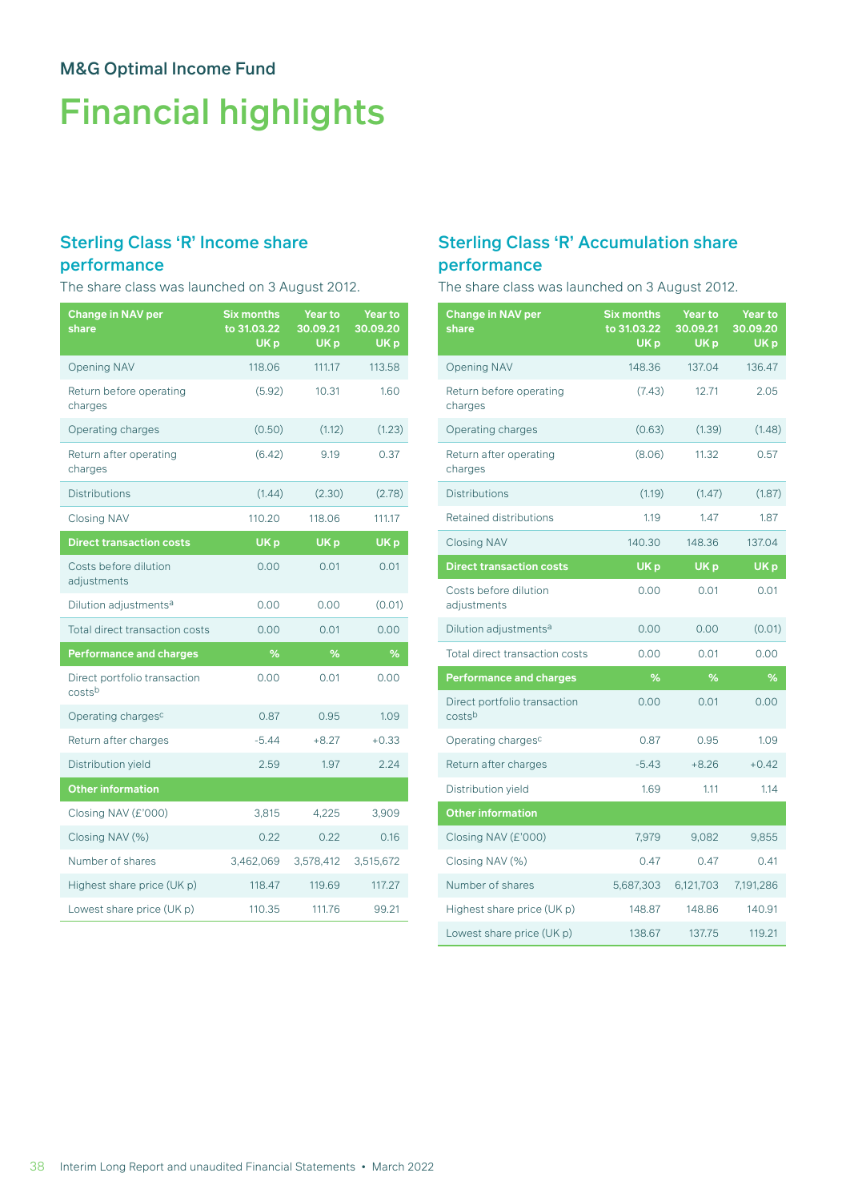## M&G Optimal Income Fund

# Financial highlights

### Sterling Class 'R' Income share performance

The share class was launched on 3 August 2012.

| Change in NAV per share | Six months to 31.03.22 UK p | Year to 30.09.21 UK p | Year to 30.09.20 UK p |
|---|---|---|---|
| Opening NAV | 118.06 | 111.17 | 113.58 |
| Return before operating charges | (5.92) | 10.31 | 1.60 |
| Operating charges | (0.50) | (1.12) | (1.23) |
| Return after operating charges | (6.42) | 9.19 | 0.37 |
| Distributions | (1.44) | (2.30) | (2.78) |
| Closing NAV | 110.20 | 118.06 | 111.17 |
| **Direct transaction costs** | **UK p** | **UK p** | **UK p** |
| Costs before dilution adjustments | 0.00 | 0.01 | 0.01 |
| Dilution adjustments[a] | 0.00 | 0.00 | (0.01) |
| Total direct transaction costs | 0.00 | 0.01 | 0.00 |
| **Performance and charges** | **%** | **%** | **%** |
| Direct portfolio transaction costs[b] | 0.00 | 0.01 | 0.00 |
| Operating charges[c] | 0.87 | 0.95 | 1.09 |
| Return after charges | -5.44 | +8.27 | +0.33 |
| Distribution yield | 2.59 | 1.97 | 2.24 |
| **Other information** | | | |
| Closing NAV (£'000) | 3,815 | 4,225 | 3,909 |
| Closing NAV (%) | 0.22 | 0.22 | 0.16 |
| Number of shares | 3,462,069 | 3,578,412 | 3,515,672 |
| Highest share price (UK p) | 118.47 | 119.69 | 117.27 |
| Lowest share price (UK p) | 110.35 | 111.76 | 99.21 |

### Sterling Class 'R' Accumulation share performance

The share class was launched on 3 August 2012.

| Change in NAV per share | Six months to 31.03.22 UK p | Year to 30.09.21 UK p | Year to 30.09.20 UK p |
|---|---|---|---|
| Opening NAV | 148.36 | 137.04 | 136.47 |
| Return before operating charges | (7.43) | 12.71 | 2.05 |
| Operating charges | (0.63) | (1.39) | (1.48) |
| Return after operating charges | (8.06) | 11.32 | 0.57 |
| Distributions | (1.19) | (1.47) | (1.87) |
| Retained distributions | 1.19 | 1.47 | 1.87 |
| Closing NAV | 140.30 | 148.36 | 137.04 |
| **Direct transaction costs** | **UK p** | **UK p** | **UK p** |
| Costs before dilution adjustments | 0.00 | 0.01 | 0.01 |
| Dilution adjustments[a] | 0.00 | 0.00 | (0.01) |
| Total direct transaction costs | 0.00 | 0.01 | 0.00 |
| **Performance and charges** | **%** | **%** | **%** |
| Direct portfolio transaction costs[b] | 0.00 | 0.01 | 0.00 |
| Operating charges[c] | 0.87 | 0.95 | 1.09 |
| Return after charges | -5.43 | +8.26 | +0.42 |
| Distribution yield | 1.69 | 1.11 | 1.14 |
| **Other information** | | | |
| Closing NAV (£'000) | 7,979 | 9,082 | 9,855 |
| Closing NAV (%) | 0.47 | 0.47 | 0.41 |
| Number of shares | 5,687,303 | 6,121,703 | 7,191,286 |
| Highest share price (UK p) | 148.87 | 148.86 | 140.91 |
| Lowest share price (UK p) | 138.67 | 137.75 | 119.21 |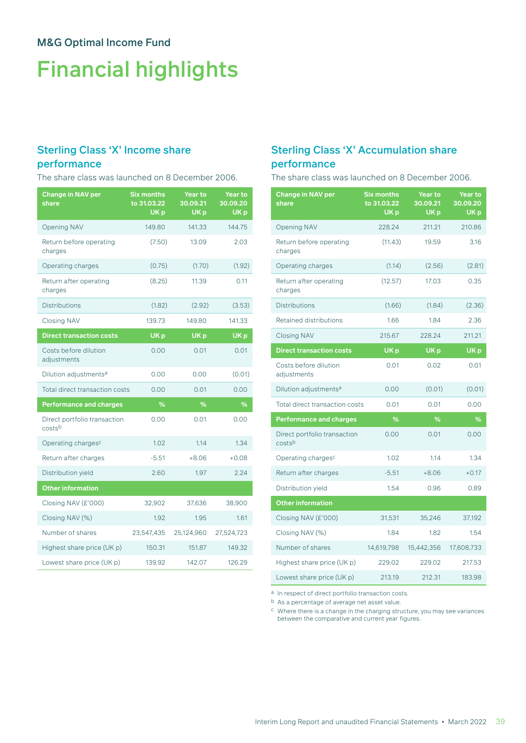M&G Optimal Income Fund

# Financial highlights

## Sterling Class 'X' Income share performance

The share class was launched on 8 December 2006.

| Change in NAV per share | Six months to 31.03.22 UK p | Year to 30.09.21 UK p | Year to 30.09.20 UK p |
|---|---|---|---|
| Opening NAV | 149.80 | 141.33 | 144.75 |
| Return before operating charges | (7.50) | 13.09 | 2.03 |
| Operating charges | (0.75) | (1.70) | (1.92) |
| Return after operating charges | (8.25) | 11.39 | 0.11 |
| Distributions | (1.82) | (2.92) | (3.53) |
| Closing NAV | 139.73 | 149.80 | 141.33 |
| **Direct transaction costs** | **UK p** | **UK p** | **UK p** |
| Costs before dilution adjustments | 0.00 | 0.01 | 0.01 |
| Dilution adjustments[a] | 0.00 | 0.00 | (0.01) |
| Total direct transaction costs | 0.00 | 0.01 | 0.00 |
| **Performance and charges** | **%** | **%** | **%** |
| Direct portfolio transaction costs[b] | 0.00 | 0.01 | 0.00 |
| Operating charges[c] | 1.02 | 1.14 | 1.34 |
| Return after charges | -5.51 | +8.06 | +0.08 |
| Distribution yield | 2.60 | 1.97 | 2.24 |
| **Other information** | | | |
| Closing NAV (£'000) | 32,902 | 37,636 | 38,900 |
| Closing NAV (%) | 1.92 | 1.95 | 1.61 |
| Number of shares | 23,547,435 | 25,124,960 | 27,524,723 |
| Highest share price (UK p) | 150.31 | 151.87 | 149.32 |
| Lowest share price (UK p) | 139.92 | 142.07 | 126.29 |

## Sterling Class 'X' Accumulation share performance

The share class was launched on 8 December 2006.

| Change in NAV per share | Six months to 31.03.22 UK p | Year to 30.09.21 UK p | Year to 30.09.20 UK p |
|---|---|---|---|
| Opening NAV | 228.24 | 211.21 | 210.86 |
| Return before operating charges | (11.43) | 19.59 | 3.16 |
| Operating charges | (1.14) | (2.56) | (2.81) |
| Return after operating charges | (12.57) | 17.03 | 0.35 |
| Distributions | (1.66) | (1.84) | (2.36) |
| Retained distributions | 1.66 | 1.84 | 2.36 |
| Closing NAV | 215.67 | 228.24 | 211.21 |
| **Direct transaction costs** | **UK p** | **UK p** | **UK p** |
| Costs before dilution adjustments | 0.01 | 0.02 | 0.01 |
| Dilution adjustments[a] | 0.00 | (0.01) | (0.01) |
| Total direct transaction costs | 0.01 | 0.01 | 0.00 |
| **Performance and charges** | **%** | **%** | **%** |
| Direct portfolio transaction costs[b] | 0.00 | 0.01 | 0.00 |
| Operating charges[c] | 1.02 | 1.14 | 1.34 |
| Return after charges | -5.51 | +8.06 | +0.17 |
| Distribution yield | 1.54 | 0.96 | 0.89 |
| **Other information** | | | |
| Closing NAV (£'000) | 31,531 | 35,246 | 37,192 |
| Closing NAV (%) | 1.84 | 1.82 | 1.54 |
| Number of shares | 14,619,798 | 15,442,356 | 17,608,733 |
| Highest share price (UK p) | 229.02 | 229.02 | 217.53 |
| Lowest share price (UK p) | 213.19 | 212.31 | 183.98 |

[a] In respect of direct portfolio transaction costs.

[b] As a percentage of average net asset value.

[c] Where there is a change in the charging structure, you may see variances between the comparative and current year figures.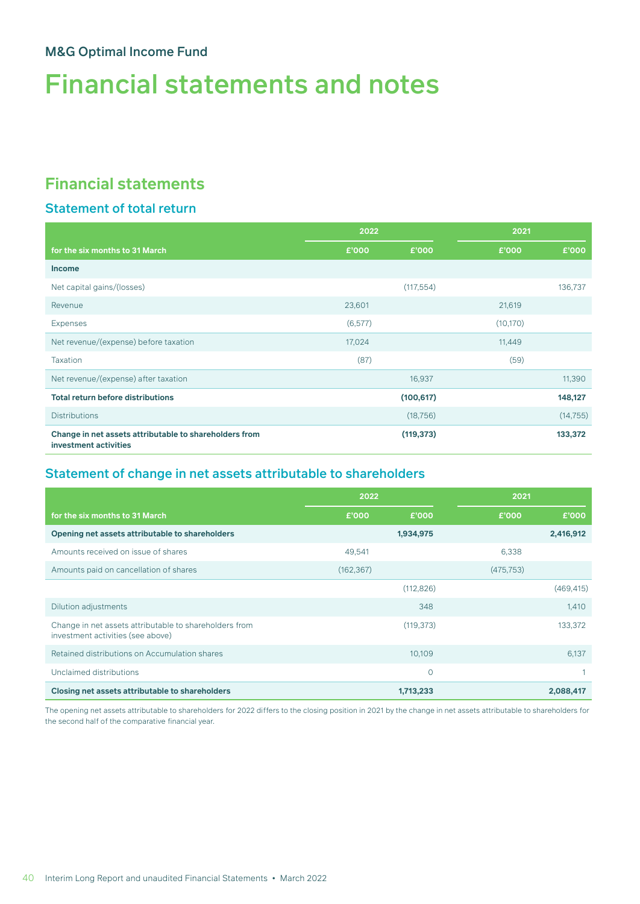M&G Optimal Income Fund

# Financial statements and notes

## Financial statements

### Statement of total return

| for the six months to 31 March | 2022 £'000 | 2022 £'000 | 2021 £'000 | 2021 £'000 |
|---|---|---|---|---|
| **Income** | | | | |
| Net capital gains/(losses) | | (117,554) | | 136,737 |
| Revenue | 23,601 | | 21,619 | |
| Expenses | (6,577) | | (10,170) | |
| Net revenue/(expense) before taxation | 17,024 | | 11,449 | |
| Taxation | (87) | | (59) | |
| Net revenue/(expense) after taxation | | 16,937 | | 11,390 |
| **Total return before distributions** | | **(100,617)** | | **148,127** |
| Distributions | | (18,756) | | (14,755) |
| **Change in net assets attributable to shareholders from investment activities** | | **(119,373)** | | **133,372** |

### Statement of change in net assets attributable to shareholders

| for the six months to 31 March | 2022 £'000 | 2022 £'000 | 2021 £'000 | 2021 £'000 |
|---|---|---|---|---|
| **Opening net assets attributable to shareholders** | | **1,934,975** | | **2,416,912** |
| Amounts received on issue of shares | 49,541 | | 6,338 | |
| Amounts paid on cancellation of shares | (162,367) | | (475,753) | |
| | | (112,826) | | (469,415) |
| Dilution adjustments | | 348 | | 1,410 |
| Change in net assets attributable to shareholders from investment activities (see above) | | (119,373) | | 133,372 |
| Retained distributions on Accumulation shares | | 10,109 | | 6,137 |
| Unclaimed distributions | | 0 | | 1 |
| **Closing net assets attributable to shareholders** | | **1,713,233** | | **2,088,417** |

The opening net assets attributable to shareholders for 2022 differs to the closing position in 2021 by the change in net assets attributable to shareholders for the second half of the comparative financial year.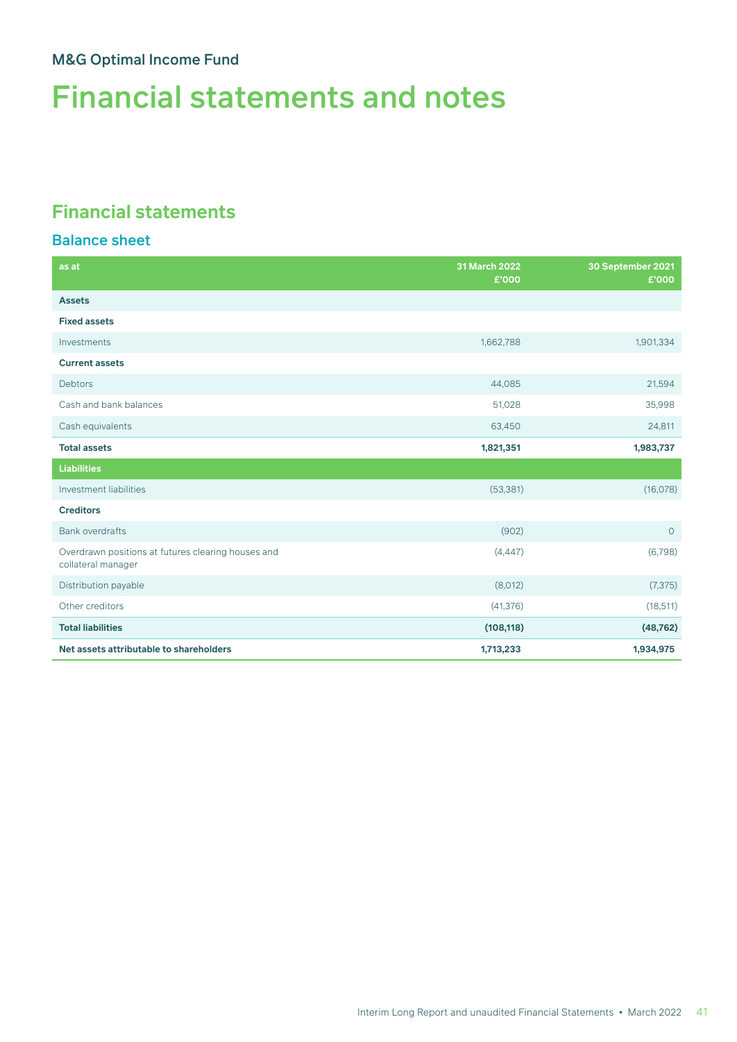M&G Optimal Income Fund

# Financial statements and notes

## Financial statements

### Balance sheet

| as at | 31 March 2022 £'000 | 30 September 2021 £'000 |
|---|---|---|
| **Assets** | | |
| **Fixed assets** | | |
| Investments | 1,662,788 | 1,901,334 |
| **Current assets** | | |
| Debtors | 44,085 | 21,594 |
| Cash and bank balances | 51,028 | 35,998 |
| Cash equivalents | 63,450 | 24,811 |
| **Total assets** | **1,821,351** | **1,983,737** |
| **Liabilities** | | |
| Investment liabilities | (53,381) | (16,078) |
| **Creditors** | | |
| Bank overdrafts | (902) | 0 |
| Overdrawn positions at futures clearing houses and collateral manager | (4,447) | (6,798) |
| Distribution payable | (8,012) | (7,375) |
| Other creditors | (41,376) | (18,511) |
| **Total liabilities** | **(108,118)** | **(48,762)** |
| **Net assets attributable to shareholders** | **1,713,233** | **1,934,975** |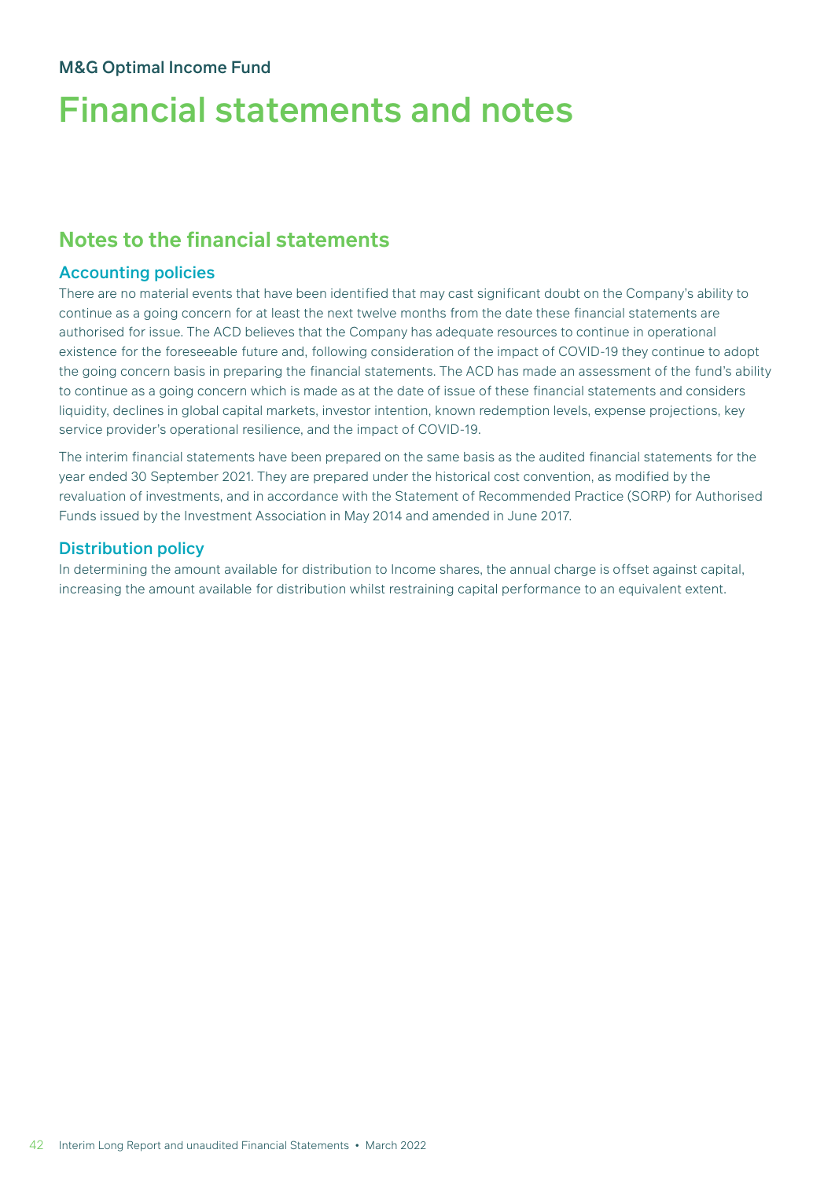M&G Optimal Income Fund

# Financial statements and notes

## Notes to the financial statements

### Accounting policies

There are no material events that have been identified that may cast significant doubt on the Company's ability to continue as a going concern for at least the next twelve months from the date these financial statements are authorised for issue. The ACD believes that the Company has adequate resources to continue in operational existence for the foreseeable future and, following consideration of the impact of COVID-19 they continue to adopt the going concern basis in preparing the financial statements. The ACD has made an assessment of the fund's ability to continue as a going concern which is made as at the date of issue of these financial statements and considers liquidity, declines in global capital markets, investor intention, known redemption levels, expense projections, key service provider's operational resilience, and the impact of COVID-19.

The interim financial statements have been prepared on the same basis as the audited financial statements for the year ended 30 September 2021. They are prepared under the historical cost convention, as modified by the revaluation of investments, and in accordance with the Statement of Recommended Practice (SORP) for Authorised Funds issued by the Investment Association in May 2014 and amended in June 2017.

### Distribution policy

In determining the amount available for distribution to Income shares, the annual charge is offset against capital, increasing the amount available for distribution whilst restraining capital performance to an equivalent extent.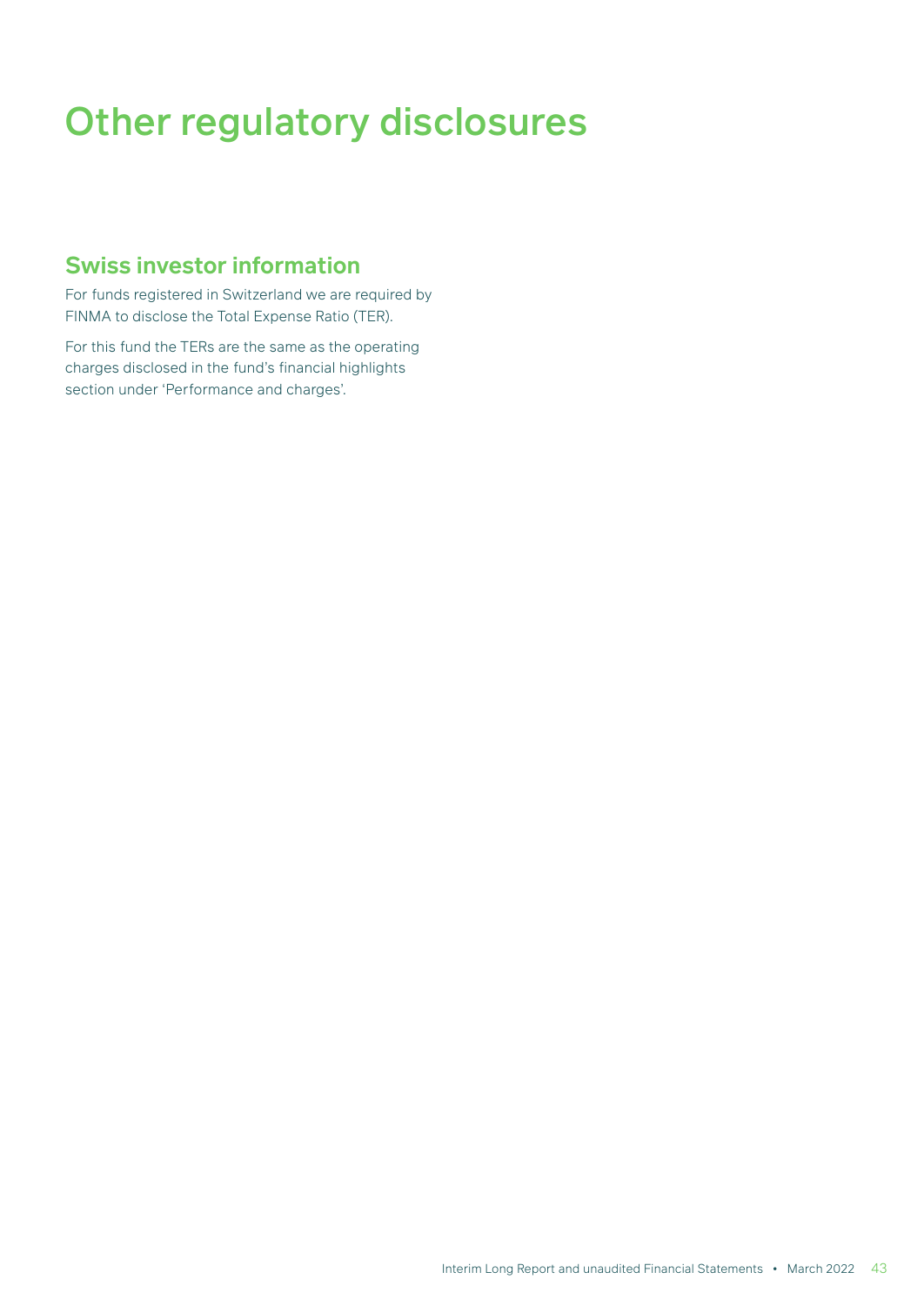# Other regulatory disclosures

## Swiss investor information

For funds registered in Switzerland we are required by FINMA to disclose the Total Expense Ratio (TER).

For this fund the TERs are the same as the operating charges disclosed in the fund's financial highlights section under 'Performance and charges'.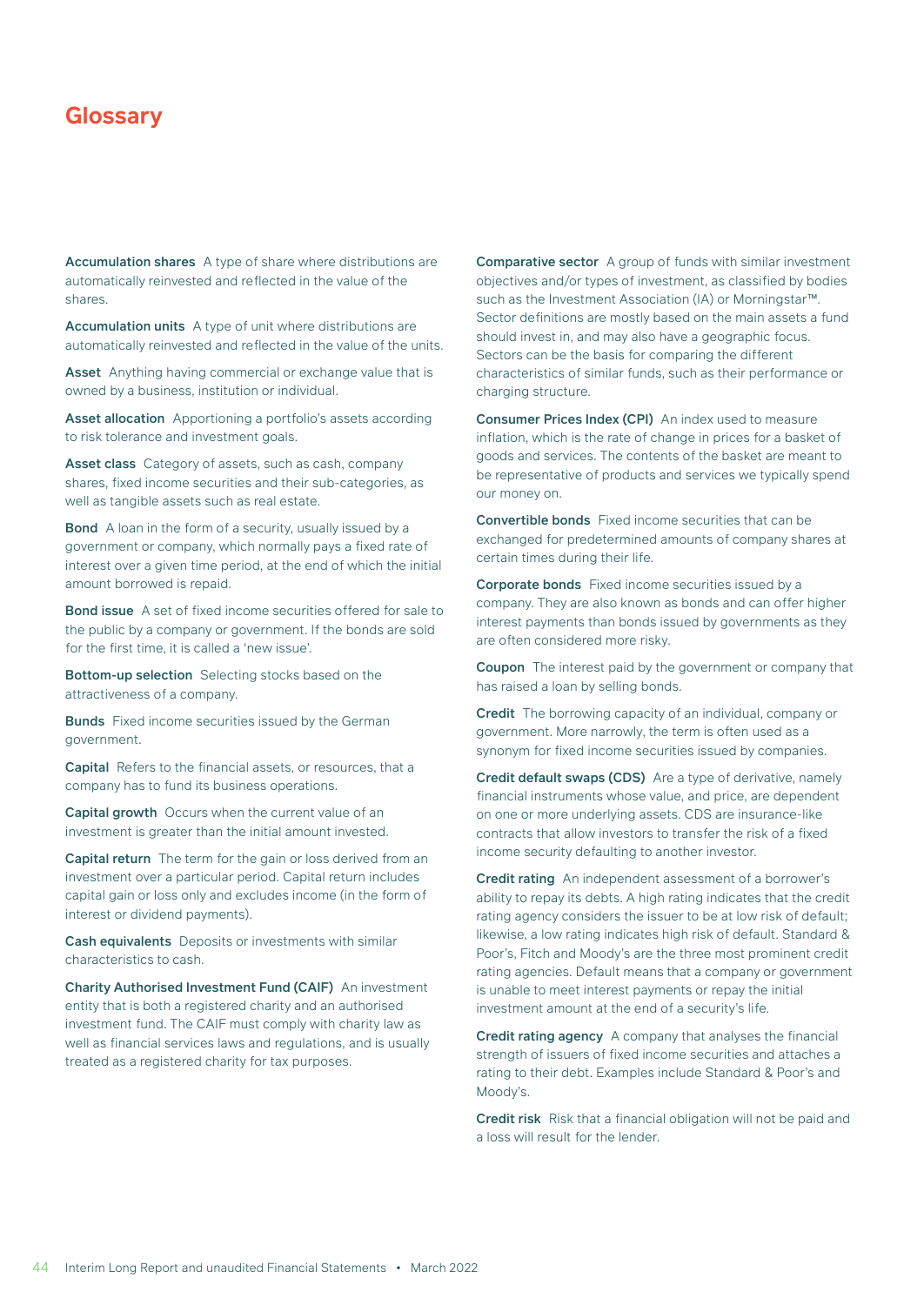# Glossary

**Accumulation shares** A type of share where distributions are automatically reinvested and reflected in the value of the shares.

**Accumulation units** A type of unit where distributions are automatically reinvested and reflected in the value of the units.

**Asset** Anything having commercial or exchange value that is owned by a business, institution or individual.

**Asset allocation** Apportioning a portfolio's assets according to risk tolerance and investment goals.

**Asset class** Category of assets, such as cash, company shares, fixed income securities and their sub-categories, as well as tangible assets such as real estate.

**Bond** A loan in the form of a security, usually issued by a government or company, which normally pays a fixed rate of interest over a given time period, at the end of which the initial amount borrowed is repaid.

**Bond issue** A set of fixed income securities offered for sale to the public by a company or government. If the bonds are sold for the first time, it is called a 'new issue'.

**Bottom-up selection** Selecting stocks based on the attractiveness of a company.

**Bunds** Fixed income securities issued by the German government.

**Capital** Refers to the financial assets, or resources, that a company has to fund its business operations.

**Capital growth** Occurs when the current value of an investment is greater than the initial amount invested.

**Capital return** The term for the gain or loss derived from an investment over a particular period. Capital return includes capital gain or loss only and excludes income (in the form of interest or dividend payments).

**Cash equivalents** Deposits or investments with similar characteristics to cash.

**Charity Authorised Investment Fund (CAIF)** An investment entity that is both a registered charity and an authorised investment fund. The CAIF must comply with charity law as well as financial services laws and regulations, and is usually treated as a registered charity for tax purposes.

**Comparative sector** A group of funds with similar investment objectives and/or types of investment, as classified by bodies such as the Investment Association (IA) or Morningstar™. Sector definitions are mostly based on the main assets a fund should invest in, and may also have a geographic focus. Sectors can be the basis for comparing the different characteristics of similar funds, such as their performance or charging structure.

**Consumer Prices Index (CPI)** An index used to measure inflation, which is the rate of change in prices for a basket of goods and services. The contents of the basket are meant to be representative of products and services we typically spend our money on.

**Convertible bonds** Fixed income securities that can be exchanged for predetermined amounts of company shares at certain times during their life.

**Corporate bonds** Fixed income securities issued by a company. They are also known as bonds and can offer higher interest payments than bonds issued by governments as they are often considered more risky.

**Coupon** The interest paid by the government or company that has raised a loan by selling bonds.

**Credit** The borrowing capacity of an individual, company or government. More narrowly, the term is often used as a synonym for fixed income securities issued by companies.

**Credit default swaps (CDS)** Are a type of derivative, namely financial instruments whose value, and price, are dependent on one or more underlying assets. CDS are insurance-like contracts that allow investors to transfer the risk of a fixed income security defaulting to another investor.

**Credit rating** An independent assessment of a borrower's ability to repay its debts. A high rating indicates that the credit rating agency considers the issuer to be at low risk of default; likewise, a low rating indicates high risk of default. Standard & Poor's, Fitch and Moody's are the three most prominent credit rating agencies. Default means that a company or government is unable to meet interest payments or repay the initial investment amount at the end of a security's life.

**Credit rating agency** A company that analyses the financial strength of issuers of fixed income securities and attaches a rating to their debt. Examples include Standard & Poor's and Moody's.

**Credit risk** Risk that a financial obligation will not be paid and a loss will result for the lender.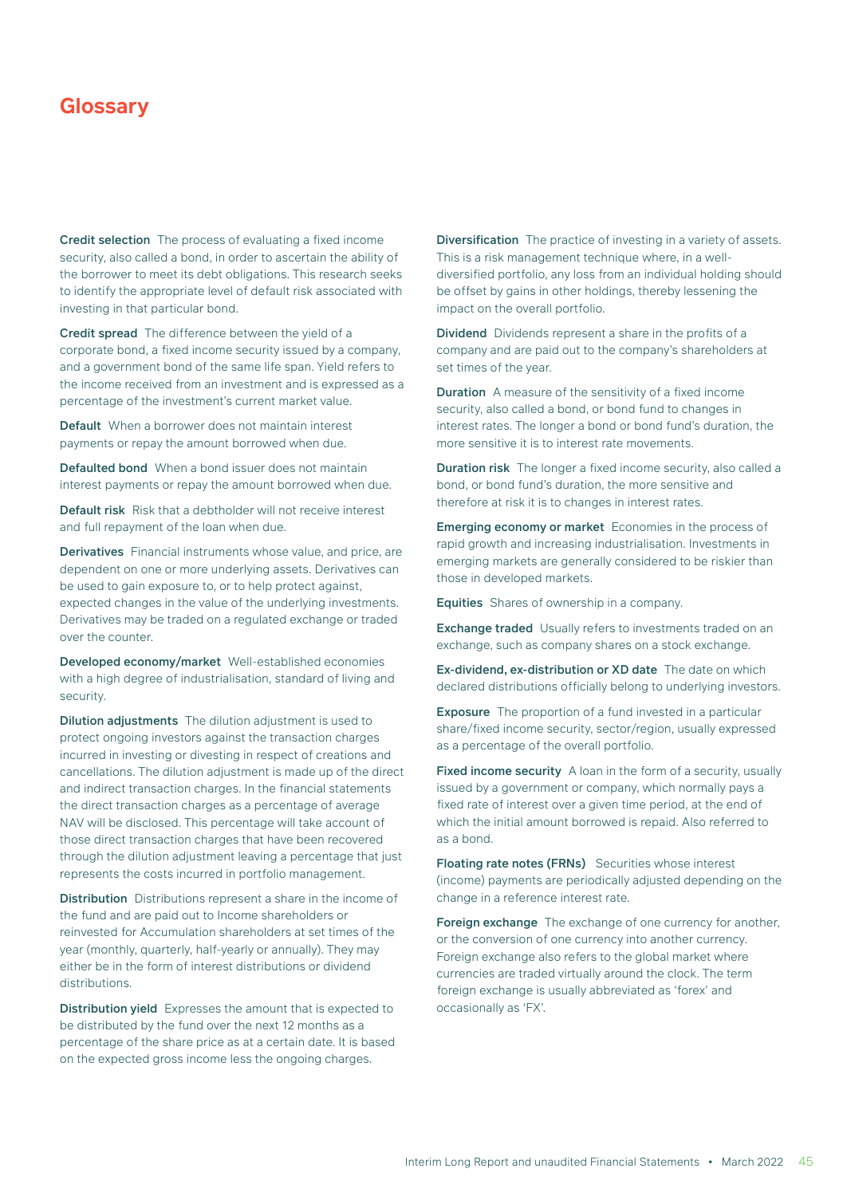# Glossary

**Credit selection** The process of evaluating a fixed income security, also called a bond, in order to ascertain the ability of the borrower to meet its debt obligations. This research seeks to identify the appropriate level of default risk associated with investing in that particular bond.

**Credit spread** The difference between the yield of a corporate bond, a fixed income security issued by a company, and a government bond of the same life span. Yield refers to the income received from an investment and is expressed as a percentage of the investment's current market value.

**Default** When a borrower does not maintain interest payments or repay the amount borrowed when due.

**Defaulted bond** When a bond issuer does not maintain interest payments or repay the amount borrowed when due.

**Default risk** Risk that a debtholder will not receive interest and full repayment of the loan when due.

**Derivatives** Financial instruments whose value, and price, are dependent on one or more underlying assets. Derivatives can be used to gain exposure to, or to help protect against, expected changes in the value of the underlying investments. Derivatives may be traded on a regulated exchange or traded over the counter.

**Developed economy/market** Well-established economies with a high degree of industrialisation, standard of living and security.

**Dilution adjustments** The dilution adjustment is used to protect ongoing investors against the transaction charges incurred in investing or divesting in respect of creations and cancellations. The dilution adjustment is made up of the direct and indirect transaction charges. In the financial statements the direct transaction charges as a percentage of average NAV will be disclosed. This percentage will take account of those direct transaction charges that have been recovered through the dilution adjustment leaving a percentage that just represents the costs incurred in portfolio management.

**Distribution** Distributions represent a share in the income of the fund and are paid out to Income shareholders or reinvested for Accumulation shareholders at set times of the year (monthly, quarterly, half-yearly or annually). They may either be in the form of interest distributions or dividend distributions.

**Distribution yield** Expresses the amount that is expected to be distributed by the fund over the next 12 months as a percentage of the share price as at a certain date. It is based on the expected gross income less the ongoing charges.

**Diversification** The practice of investing in a variety of assets. This is a risk management technique where, in a well-diversified portfolio, any loss from an individual holding should be offset by gains in other holdings, thereby lessening the impact on the overall portfolio.

**Dividend** Dividends represent a share in the profits of a company and are paid out to the company's shareholders at set times of the year.

**Duration** A measure of the sensitivity of a fixed income security, also called a bond, or bond fund to changes in interest rates. The longer a bond or bond fund's duration, the more sensitive it is to interest rate movements.

**Duration risk** The longer a fixed income security, also called a bond, or bond fund's duration, the more sensitive and therefore at risk it is to changes in interest rates.

**Emerging economy or market** Economies in the process of rapid growth and increasing industrialisation. Investments in emerging markets are generally considered to be riskier than those in developed markets.

**Equities** Shares of ownership in a company.

**Exchange traded** Usually refers to investments traded on an exchange, such as company shares on a stock exchange.

**Ex-dividend, ex-distribution or XD date** The date on which declared distributions officially belong to underlying investors.

**Exposure** The proportion of a fund invested in a particular share/fixed income security, sector/region, usually expressed as a percentage of the overall portfolio.

**Fixed income security** A loan in the form of a security, usually issued by a government or company, which normally pays a fixed rate of interest over a given time period, at the end of which the initial amount borrowed is repaid. Also referred to as a bond.

**Floating rate notes (FRNs)** Securities whose interest (income) payments are periodically adjusted depending on the change in a reference interest rate.

**Foreign exchange** The exchange of one currency for another, or the conversion of one currency into another currency. Foreign exchange also refers to the global market where currencies are traded virtually around the clock. The term foreign exchange is usually abbreviated as 'forex' and occasionally as 'FX'.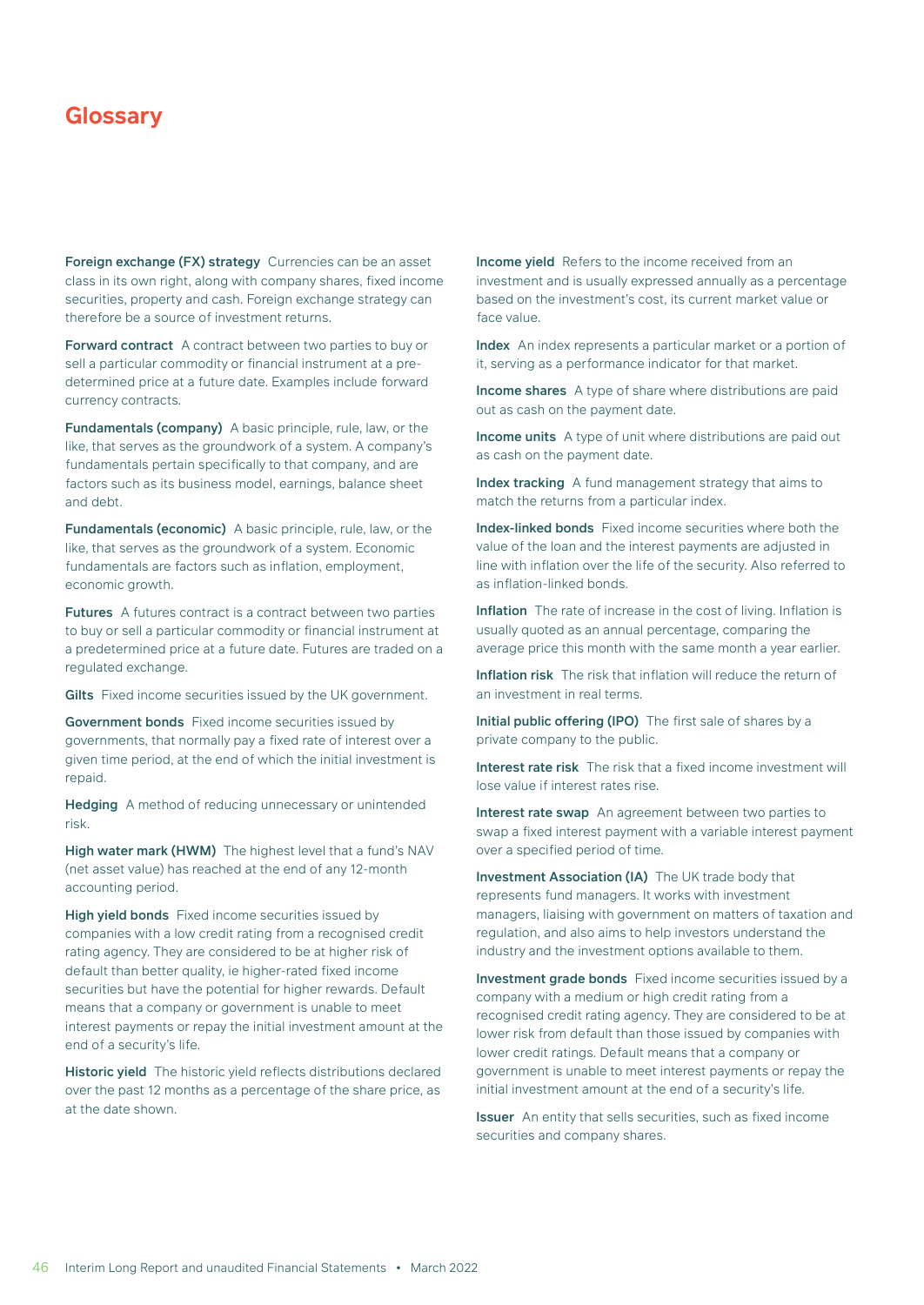# Glossary

**Foreign exchange (FX) strategy** Currencies can be an asset class in its own right, along with company shares, fixed income securities, property and cash. Foreign exchange strategy can therefore be a source of investment returns.

**Forward contract** A contract between two parties to buy or sell a particular commodity or financial instrument at a pre-determined price at a future date. Examples include forward currency contracts.

**Fundamentals (company)** A basic principle, rule, law, or the like, that serves as the groundwork of a system. A company's fundamentals pertain specifically to that company, and are factors such as its business model, earnings, balance sheet and debt.

**Fundamentals (economic)** A basic principle, rule, law, or the like, that serves as the groundwork of a system. Economic fundamentals are factors such as inflation, employment, economic growth.

**Futures** A futures contract is a contract between two parties to buy or sell a particular commodity or financial instrument at a predetermined price at a future date. Futures are traded on a regulated exchange.

**Gilts** Fixed income securities issued by the UK government.

**Government bonds** Fixed income securities issued by governments, that normally pay a fixed rate of interest over a given time period, at the end of which the initial investment is repaid.

**Hedging** A method of reducing unnecessary or unintended risk.

**High water mark (HWM)** The highest level that a fund's NAV (net asset value) has reached at the end of any 12-month accounting period.

**High yield bonds** Fixed income securities issued by companies with a low credit rating from a recognised credit rating agency. They are considered to be at higher risk of default than better quality, ie higher-rated fixed income securities but have the potential for higher rewards. Default means that a company or government is unable to meet interest payments or repay the initial investment amount at the end of a security's life.

**Historic yield** The historic yield reflects distributions declared over the past 12 months as a percentage of the share price, as at the date shown.

**Income yield** Refers to the income received from an investment and is usually expressed annually as a percentage based on the investment's cost, its current market value or face value.

**Index** An index represents a particular market or a portion of it, serving as a performance indicator for that market.

**Income shares** A type of share where distributions are paid out as cash on the payment date.

**Income units** A type of unit where distributions are paid out as cash on the payment date.

**Index tracking** A fund management strategy that aims to match the returns from a particular index.

**Index-linked bonds** Fixed income securities where both the value of the loan and the interest payments are adjusted in line with inflation over the life of the security. Also referred to as inflation-linked bonds.

**Inflation** The rate of increase in the cost of living. Inflation is usually quoted as an annual percentage, comparing the average price this month with the same month a year earlier.

**Inflation risk** The risk that inflation will reduce the return of an investment in real terms.

**Initial public offering (IPO)** The first sale of shares by a private company to the public.

**Interest rate risk** The risk that a fixed income investment will lose value if interest rates rise.

**Interest rate swap** An agreement between two parties to swap a fixed interest payment with a variable interest payment over a specified period of time.

**Investment Association (IA)** The UK trade body that represents fund managers. It works with investment managers, liaising with government on matters of taxation and regulation, and also aims to help investors understand the industry and the investment options available to them.

**Investment grade bonds** Fixed income securities issued by a company with a medium or high credit rating from a recognised credit rating agency. They are considered to be at lower risk from default than those issued by companies with lower credit ratings. Default means that a company or government is unable to meet interest payments or repay the initial investment amount at the end of a security's life.

**Issuer** An entity that sells securities, such as fixed income securities and company shares.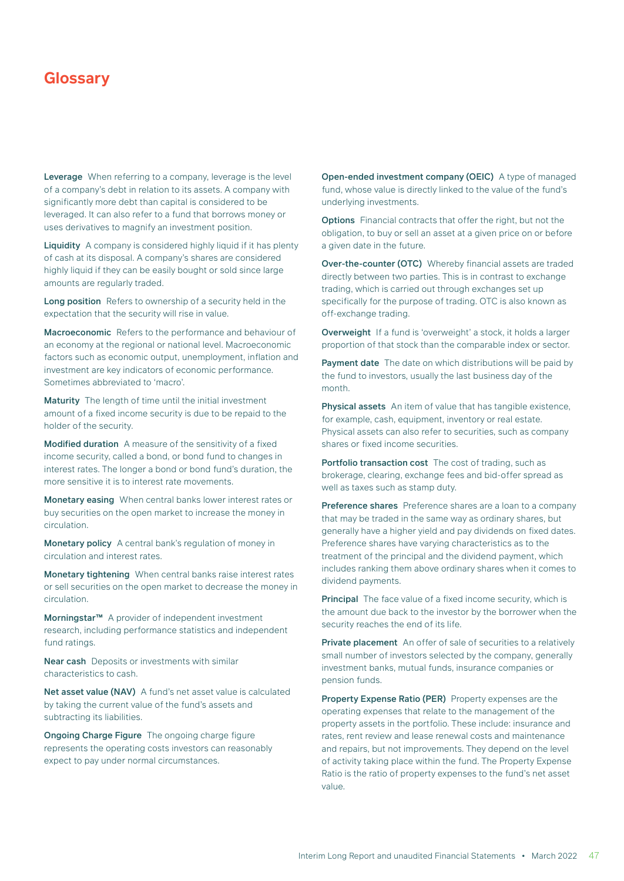# Glossary

**Leverage** When referring to a company, leverage is the level of a company's debt in relation to its assets. A company with significantly more debt than capital is considered to be leveraged. It can also refer to a fund that borrows money or uses derivatives to magnify an investment position.

**Liquidity** A company is considered highly liquid if it has plenty of cash at its disposal. A company's shares are considered highly liquid if they can be easily bought or sold since large amounts are regularly traded.

**Long position** Refers to ownership of a security held in the expectation that the security will rise in value.

**Macroeconomic** Refers to the performance and behaviour of an economy at the regional or national level. Macroeconomic factors such as economic output, unemployment, inflation and investment are key indicators of economic performance. Sometimes abbreviated to 'macro'.

**Maturity** The length of time until the initial investment amount of a fixed income security is due to be repaid to the holder of the security.

**Modified duration** A measure of the sensitivity of a fixed income security, called a bond, or bond fund to changes in interest rates. The longer a bond or bond fund's duration, the more sensitive it is to interest rate movements.

**Monetary easing** When central banks lower interest rates or buy securities on the open market to increase the money in circulation.

**Monetary policy** A central bank's regulation of money in circulation and interest rates.

**Monetary tightening** When central banks raise interest rates or sell securities on the open market to decrease the money in circulation.

**Morningstar™** A provider of independent investment research, including performance statistics and independent fund ratings.

**Near cash** Deposits or investments with similar characteristics to cash.

**Net asset value (NAV)** A fund's net asset value is calculated by taking the current value of the fund's assets and subtracting its liabilities.

**Ongoing Charge Figure** The ongoing charge figure represents the operating costs investors can reasonably expect to pay under normal circumstances.

**Open-ended investment company (OEIC)** A type of managed fund, whose value is directly linked to the value of the fund's underlying investments.

**Options** Financial contracts that offer the right, but not the obligation, to buy or sell an asset at a given price on or before a given date in the future.

**Over-the-counter (OTC)** Whereby financial assets are traded directly between two parties. This is in contrast to exchange trading, which is carried out through exchanges set up specifically for the purpose of trading. OTC is also known as off-exchange trading.

**Overweight** If a fund is 'overweight' a stock, it holds a larger proportion of that stock than the comparable index or sector.

**Payment date** The date on which distributions will be paid by the fund to investors, usually the last business day of the month.

**Physical assets** An item of value that has tangible existence, for example, cash, equipment, inventory or real estate. Physical assets can also refer to securities, such as company shares or fixed income securities.

**Portfolio transaction cost** The cost of trading, such as brokerage, clearing, exchange fees and bid-offer spread as well as taxes such as stamp duty.

**Preference shares** Preference shares are a loan to a company that may be traded in the same way as ordinary shares, but generally have a higher yield and pay dividends on fixed dates. Preference shares have varying characteristics as to the treatment of the principal and the dividend payment, which includes ranking them above ordinary shares when it comes to dividend payments.

**Principal** The face value of a fixed income security, which is the amount due back to the investor by the borrower when the security reaches the end of its life.

**Private placement** An offer of sale of securities to a relatively small number of investors selected by the company, generally investment banks, mutual funds, insurance companies or pension funds.

**Property Expense Ratio (PER)** Property expenses are the operating expenses that relate to the management of the property assets in the portfolio. These include: insurance and rates, rent review and lease renewal costs and maintenance and repairs, but not improvements. They depend on the level of activity taking place within the fund. The Property Expense Ratio is the ratio of property expenses to the fund's net asset value.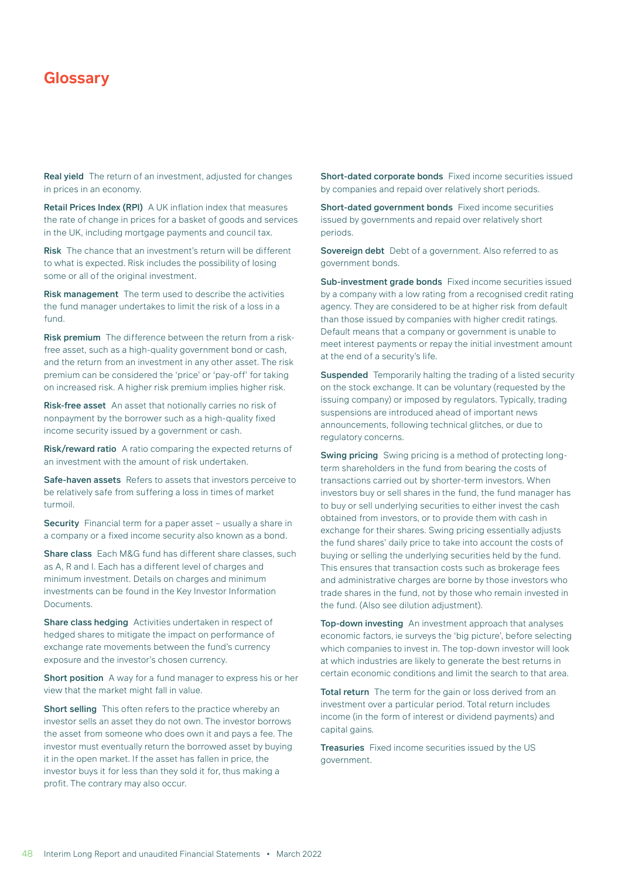# Glossary

**Real yield** The return of an investment, adjusted for changes in prices in an economy.

**Retail Prices Index (RPI)** A UK inflation index that measures the rate of change in prices for a basket of goods and services in the UK, including mortgage payments and council tax.

**Risk** The chance that an investment's return will be different to what is expected. Risk includes the possibility of losing some or all of the original investment.

**Risk management** The term used to describe the activities the fund manager undertakes to limit the risk of a loss in a fund.

**Risk premium** The difference between the return from a risk-free asset, such as a high-quality government bond or cash, and the return from an investment in any other asset. The risk premium can be considered the 'price' or 'pay-off' for taking on increased risk. A higher risk premium implies higher risk.

**Risk-free asset** An asset that notionally carries no risk of nonpayment by the borrower such as a high-quality fixed income security issued by a government or cash.

**Risk/reward ratio** A ratio comparing the expected returns of an investment with the amount of risk undertaken.

**Safe-haven assets** Refers to assets that investors perceive to be relatively safe from suffering a loss in times of market turmoil.

**Security** Financial term for a paper asset – usually a share in a company or a fixed income security also known as a bond.

**Share class** Each M&G fund has different share classes, such as A, R and I. Each has a different level of charges and minimum investment. Details on charges and minimum investments can be found in the Key Investor Information Documents.

**Share class hedging** Activities undertaken in respect of hedged shares to mitigate the impact on performance of exchange rate movements between the fund's currency exposure and the investor's chosen currency.

**Short position** A way for a fund manager to express his or her view that the market might fall in value.

**Short selling** This often refers to the practice whereby an investor sells an asset they do not own. The investor borrows the asset from someone who does own it and pays a fee. The investor must eventually return the borrowed asset by buying it in the open market. If the asset has fallen in price, the investor buys it for less than they sold it for, thus making a profit. The contrary may also occur.

**Short-dated corporate bonds** Fixed income securities issued by companies and repaid over relatively short periods.

**Short-dated government bonds** Fixed income securities issued by governments and repaid over relatively short periods.

**Sovereign debt** Debt of a government. Also referred to as government bonds.

**Sub-investment grade bonds** Fixed income securities issued by a company with a low rating from a recognised credit rating agency. They are considered to be at higher risk from default than those issued by companies with higher credit ratings. Default means that a company or government is unable to meet interest payments or repay the initial investment amount at the end of a security's life.

**Suspended** Temporarily halting the trading of a listed security on the stock exchange. It can be voluntary (requested by the issuing company) or imposed by regulators. Typically, trading suspensions are introduced ahead of important news announcements, following technical glitches, or due to regulatory concerns.

**Swing pricing** Swing pricing is a method of protecting long-term shareholders in the fund from bearing the costs of transactions carried out by shorter-term investors. When investors buy or sell shares in the fund, the fund manager has to buy or sell underlying securities to either invest the cash obtained from investors, or to provide them with cash in exchange for their shares. Swing pricing essentially adjusts the fund shares' daily price to take into account the costs of buying or selling the underlying securities held by the fund. This ensures that transaction costs such as brokerage fees and administrative charges are borne by those investors who trade shares in the fund, not by those who remain invested in the fund. (Also see dilution adjustment).

**Top-down investing** An investment approach that analyses economic factors, ie surveys the 'big picture', before selecting which companies to invest in. The top-down investor will look at which industries are likely to generate the best returns in certain economic conditions and limit the search to that area.

**Total return** The term for the gain or loss derived from an investment over a particular period. Total return includes income (in the form of interest or dividend payments) and capital gains.

**Treasuries** Fixed income securities issued by the US government.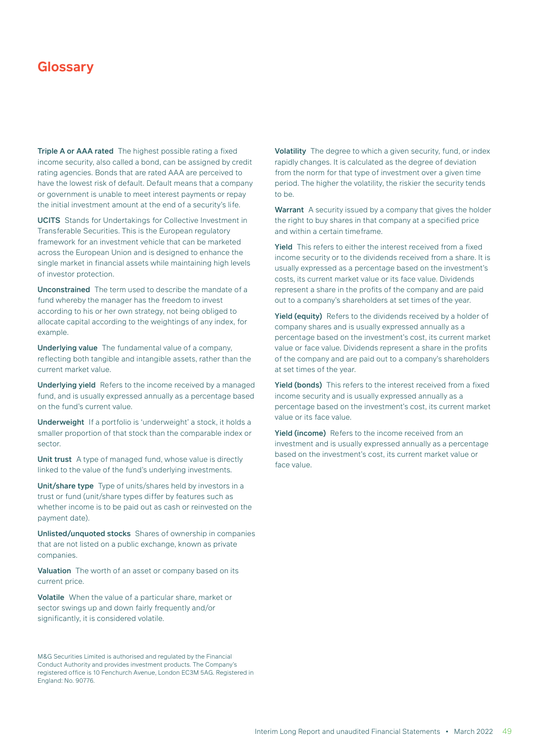# Glossary

**Triple A or AAA rated** The highest possible rating a fixed income security, also called a bond, can be assigned by credit rating agencies. Bonds that are rated AAA are perceived to have the lowest risk of default. Default means that a company or government is unable to meet interest payments or repay the initial investment amount at the end of a security's life.

**UCITS** Stands for Undertakings for Collective Investment in Transferable Securities. This is the European regulatory framework for an investment vehicle that can be marketed across the European Union and is designed to enhance the single market in financial assets while maintaining high levels of investor protection.

**Unconstrained** The term used to describe the mandate of a fund whereby the manager has the freedom to invest according to his or her own strategy, not being obliged to allocate capital according to the weightings of any index, for example.

**Underlying value** The fundamental value of a company, reflecting both tangible and intangible assets, rather than the current market value.

**Underlying yield** Refers to the income received by a managed fund, and is usually expressed annually as a percentage based on the fund's current value.

**Underweight** If a portfolio is 'underweight' a stock, it holds a smaller proportion of that stock than the comparable index or sector.

**Unit trust** A type of managed fund, whose value is directly linked to the value of the fund's underlying investments.

**Unit/share type** Type of units/shares held by investors in a trust or fund (unit/share types differ by features such as whether income is to be paid out as cash or reinvested on the payment date).

**Unlisted/unquoted stocks** Shares of ownership in companies that are not listed on a public exchange, known as private companies.

**Valuation** The worth of an asset or company based on its current price.

**Volatile** When the value of a particular share, market or sector swings up and down fairly frequently and/or significantly, it is considered volatile.

**Volatility** The degree to which a given security, fund, or index rapidly changes. It is calculated as the degree of deviation from the norm for that type of investment over a given time period. The higher the volatility, the riskier the security tends to be.

**Warrant** A security issued by a company that gives the holder the right to buy shares in that company at a specified price and within a certain timeframe.

**Yield** This refers to either the interest received from a fixed income security or to the dividends received from a share. It is usually expressed as a percentage based on the investment's costs, its current market value or its face value. Dividends represent a share in the profits of the company and are paid out to a company's shareholders at set times of the year.

**Yield (equity)** Refers to the dividends received by a holder of company shares and is usually expressed annually as a percentage based on the investment's cost, its current market value or face value. Dividends represent a share in the profits of the company and are paid out to a company's shareholders at set times of the year.

**Yield (bonds)** This refers to the interest received from a fixed income security and is usually expressed annually as a percentage based on the investment's cost, its current market value or its face value.

**Yield (income)** Refers to the income received from an investment and is usually expressed annually as a percentage based on the investment's cost, its current market value or face value.

M&G Securities Limited is authorised and regulated by the Financial Conduct Authority and provides investment products. The Company's registered office is 10 Fenchurch Avenue, London EC3M 5AG. Registered in England: No. 90776.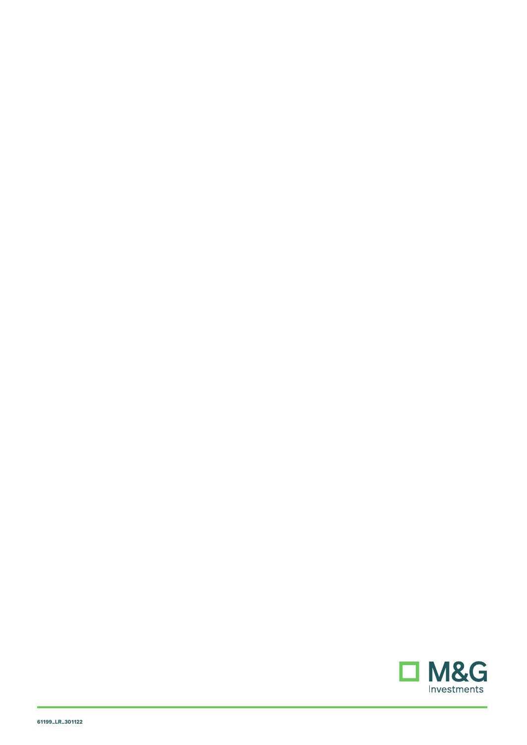M&G Investments

61199_LR_301122